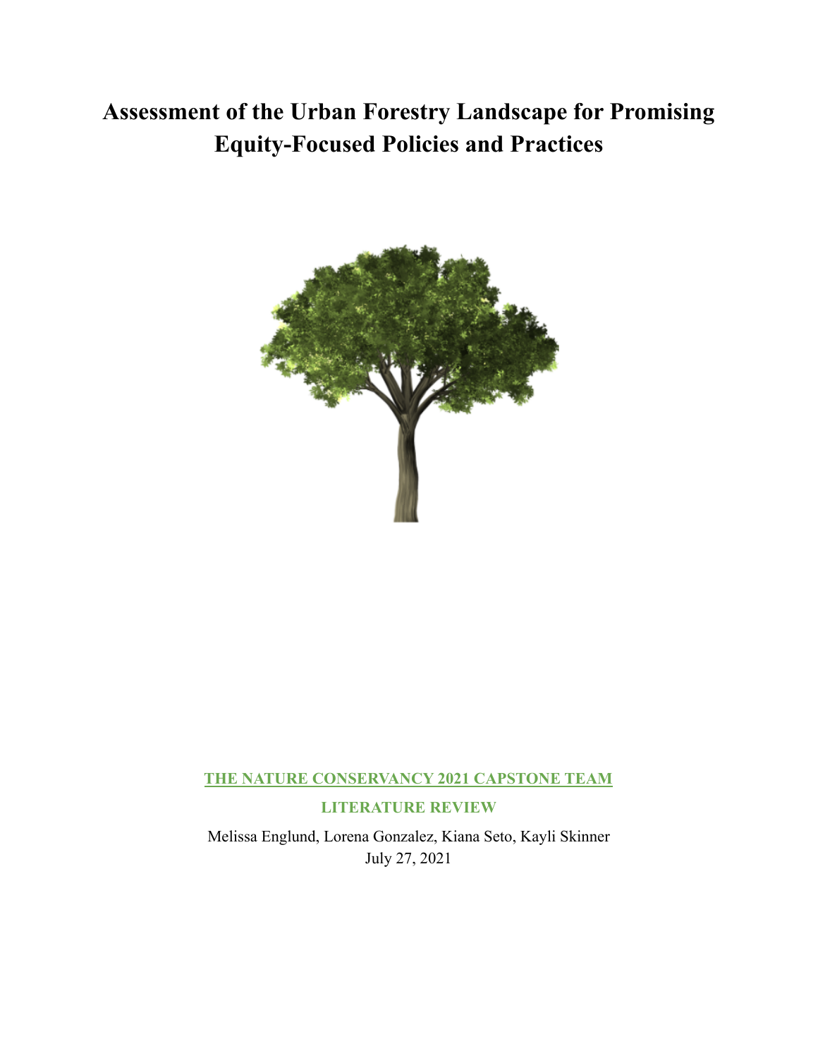# Assessment of the Urban Forestry Landscape for Promising Equity-Focused Policies and Practices

**THE NATURE CONSERVANCY 2021 CAPSTONE TEAM**

**LITERATURE REVIEW**

Melissa Englund, Lorena Gonzalez, Kiana Seto, Kayli Skinner

July 27, 2021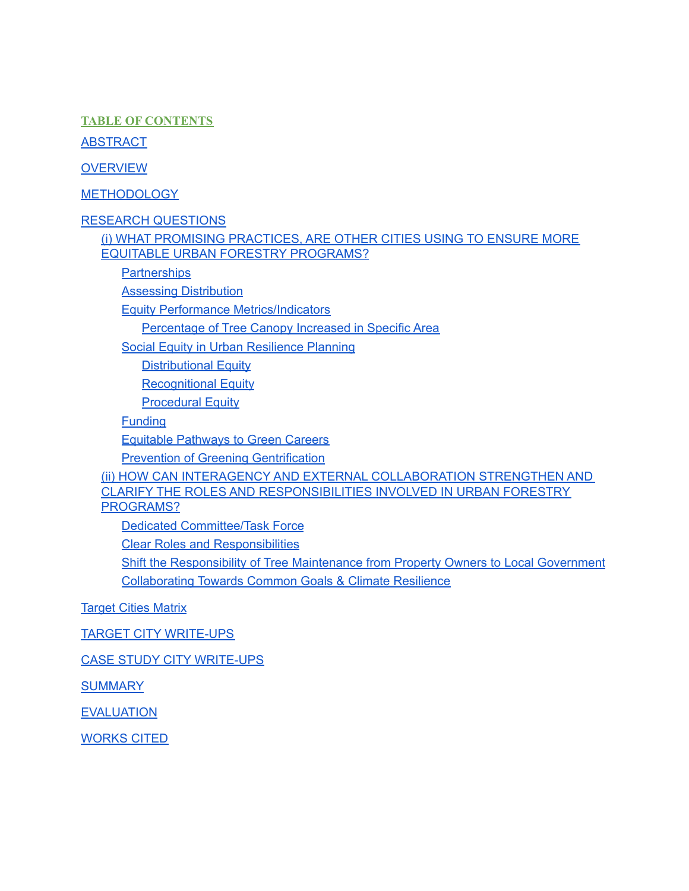## TABLE OF CONTENTS

ABSTRACT

OVERVIEW

METHODOLOGY

RESEARCH QUESTIONS

- (i) WHAT PROMISING PRACTICES, ARE OTHER CITIES USING TO ENSURE MORE EQUITABLE URBAN FORESTRY PROGRAMS?
  - Partnerships
  - Assessing Distribution
  - Equity Performance Metrics/Indicators
    - Percentage of Tree Canopy Increased in Specific Area
  - Social Equity in Urban Resilience Planning
    - Distributional Equity
    - Recognitional Equity
    - Procedural Equity
  - Funding
  - Equitable Pathways to Green Careers
  - Prevention of Greening Gentrification
- (ii) HOW CAN INTERAGENCY AND EXTERNAL COLLABORATION STRENGTHEN AND CLARIFY THE ROLES AND RESPONSIBILITIES INVOLVED IN URBAN FORESTRY PROGRAMS?
  - Dedicated Committee/Task Force
  - Clear Roles and Responsibilities
  - Shift the Responsibility of Tree Maintenance from Property Owners to Local Government
  - Collaborating Towards Common Goals & Climate Resilience

Target Cities Matrix

TARGET CITY WRITE-UPS

CASE STUDY CITY WRITE-UPS

SUMMARY

EVALUATION

WORKS CITED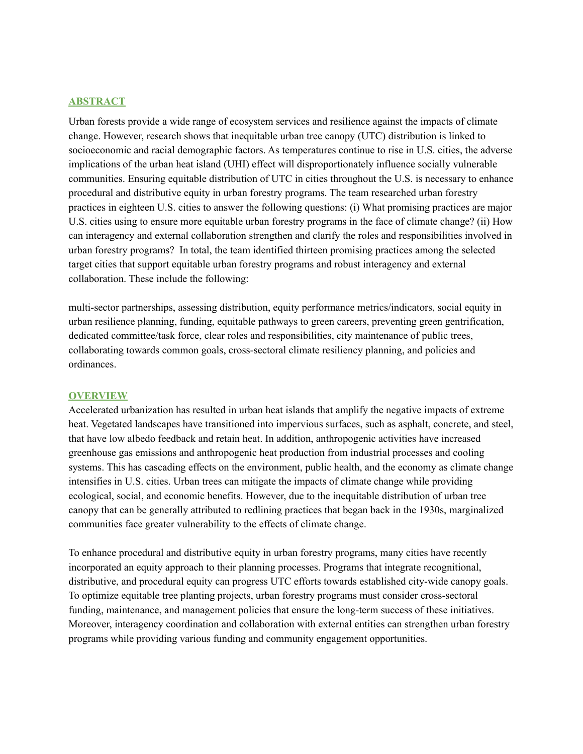## ABSTRACT

Urban forests provide a wide range of ecosystem services and resilience against the impacts of climate change. However, research shows that inequitable urban tree canopy (UTC) distribution is linked to socioeconomic and racial demographic factors. As temperatures continue to rise in U.S. cities, the adverse implications of the urban heat island (UHI) effect will disproportionately influence socially vulnerable communities. Ensuring equitable distribution of UTC in cities throughout the U.S. is necessary to enhance procedural and distributive equity in urban forestry programs. The team researched urban forestry practices in eighteen U.S. cities to answer the following questions: (i) What promising practices are major U.S. cities using to ensure more equitable urban forestry programs in the face of climate change? (ii) How can interagency and external collaboration strengthen and clarify the roles and responsibilities involved in urban forestry programs? In total, the team identified thirteen promising practices among the selected target cities that support equitable urban forestry programs and robust interagency and external collaboration. These include the following:

multi-sector partnerships, assessing distribution, equity performance metrics/indicators, social equity in urban resilience planning, funding, equitable pathways to green careers, preventing green gentrification, dedicated committee/task force, clear roles and responsibilities, city maintenance of public trees, collaborating towards common goals, cross-sectoral climate resiliency planning, and policies and ordinances.

## OVERVIEW

Accelerated urbanization has resulted in urban heat islands that amplify the negative impacts of extreme heat. Vegetated landscapes have transitioned into impervious surfaces, such as asphalt, concrete, and steel, that have low albedo feedback and retain heat. In addition, anthropogenic activities have increased greenhouse gas emissions and anthropogenic heat production from industrial processes and cooling systems. This has cascading effects on the environment, public health, and the economy as climate change intensifies in U.S. cities. Urban trees can mitigate the impacts of climate change while providing ecological, social, and economic benefits. However, due to the inequitable distribution of urban tree canopy that can be generally attributed to redlining practices that began back in the 1930s, marginalized communities face greater vulnerability to the effects of climate change.

To enhance procedural and distributive equity in urban forestry programs, many cities have recently incorporated an equity approach to their planning processes. Programs that integrate recognitional, distributive, and procedural equity can progress UTC efforts towards established city-wide canopy goals. To optimize equitable tree planting projects, urban forestry programs must consider cross-sectoral funding, maintenance, and management policies that ensure the long-term success of these initiatives. Moreover, interagency coordination and collaboration with external entities can strengthen urban forestry programs while providing various funding and community engagement opportunities.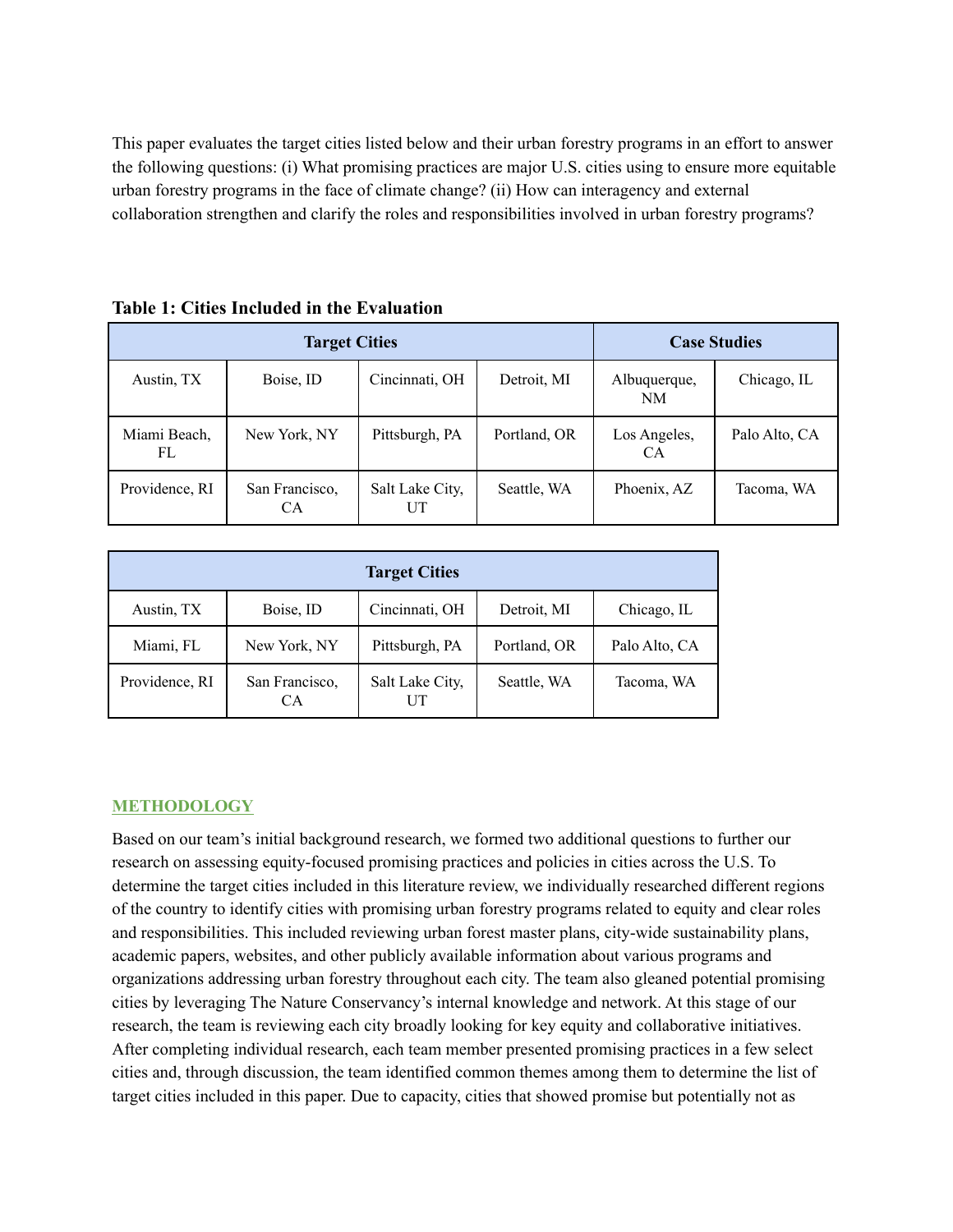This paper evaluates the target cities listed below and their urban forestry programs in an effort to answer the following questions: (i) What promising practices are major U.S. cities using to ensure more equitable urban forestry programs in the face of climate change? (ii) How can interagency and external collaboration strengthen and clarify the roles and responsibilities involved in urban forestry programs?

**Table 1: Cities Included in the Evaluation**

| Target Cities | | | | Case Studies | |
|---|---|---|---|---|---|
| Austin, TX | Boise, ID | Cincinnati, OH | Detroit, MI | Albuquerque, NM | Chicago, IL |
| Miami Beach, FL | New York, NY | Pittsburgh, PA | Portland, OR | Los Angeles, CA | Palo Alto, CA |
| Providence, RI | San Francisco, CA | Salt Lake City, UT | Seattle, WA | Phoenix, AZ | Tacoma, WA |

| Target Cities | | | | |
|---|---|---|---|---|
| Austin, TX | Boise, ID | Cincinnati, OH | Detroit, MI | Chicago, IL |
| Miami, FL | New York, NY | Pittsburgh, PA | Portland, OR | Palo Alto, CA |
| Providence, RI | San Francisco, CA | Salt Lake City, UT | Seattle, WA | Tacoma, WA |

## METHODOLOGY

Based on our team's initial background research, we formed two additional questions to further our research on assessing equity-focused promising practices and policies in cities across the U.S. To determine the target cities included in this literature review, we individually researched different regions of the country to identify cities with promising urban forestry programs related to equity and clear roles and responsibilities. This included reviewing urban forest master plans, city-wide sustainability plans, academic papers, websites, and other publicly available information about various programs and organizations addressing urban forestry throughout each city. The team also gleaned potential promising cities by leveraging The Nature Conservancy's internal knowledge and network. At this stage of our research, the team is reviewing each city broadly looking for key equity and collaborative initiatives. After completing individual research, each team member presented promising practices in a few select cities and, through discussion, the team identified common themes among them to determine the list of target cities included in this paper. Due to capacity, cities that showed promise but potentially not as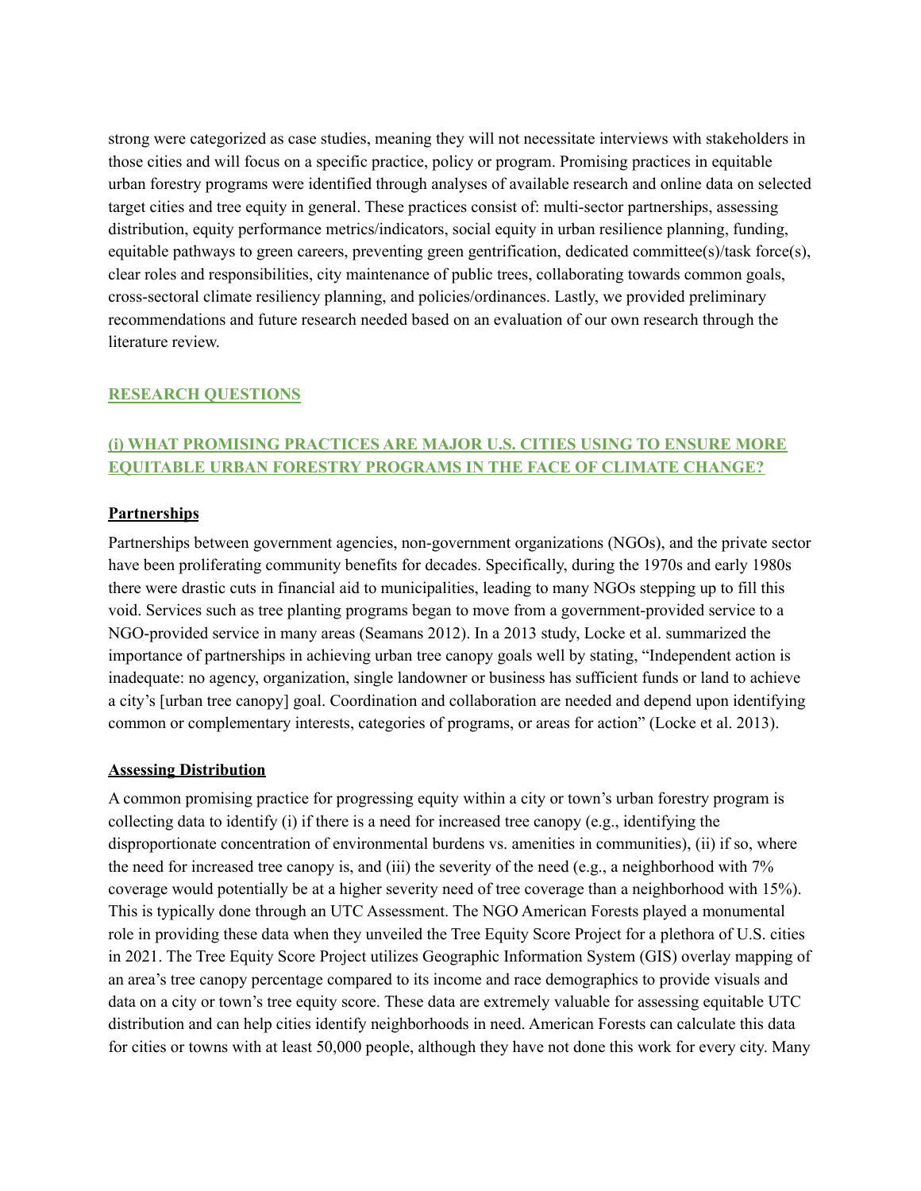strong were categorized as case studies, meaning they will not necessitate interviews with stakeholders in those cities and will focus on a specific practice, policy or program. Promising practices in equitable urban forestry programs were identified through analyses of available research and online data on selected target cities and tree equity in general. These practices consist of: multi-sector partnerships, assessing distribution, equity performance metrics/indicators, social equity in urban resilience planning, funding, equitable pathways to green careers, preventing green gentrification, dedicated committee(s)/task force(s), clear roles and responsibilities, city maintenance of public trees, collaborating towards common goals, cross-sectoral climate resiliency planning, and policies/ordinances. Lastly, we provided preliminary recommendations and future research needed based on an evaluation of our own research through the literature review.

## RESEARCH QUESTIONS

### (i) WHAT PROMISING PRACTICES ARE MAJOR U.S. CITIES USING TO ENSURE MORE EQUITABLE URBAN FORESTRY PROGRAMS IN THE FACE OF CLIMATE CHANGE?

#### Partnerships

Partnerships between government agencies, non-government organizations (NGOs), and the private sector have been proliferating community benefits for decades. Specifically, during the 1970s and early 1980s there were drastic cuts in financial aid to municipalities, leading to many NGOs stepping up to fill this void. Services such as tree planting programs began to move from a government-provided service to a NGO-provided service in many areas (Seamans 2012). In a 2013 study, Locke et al. summarized the importance of partnerships in achieving urban tree canopy goals well by stating, "Independent action is inadequate: no agency, organization, single landowner or business has sufficient funds or land to achieve a city's [urban tree canopy] goal. Coordination and collaboration are needed and depend upon identifying common or complementary interests, categories of programs, or areas for action" (Locke et al. 2013).

#### Assessing Distribution

A common promising practice for progressing equity within a city or town's urban forestry program is collecting data to identify (i) if there is a need for increased tree canopy (e.g., identifying the disproportionate concentration of environmental burdens vs. amenities in communities), (ii) if so, where the need for increased tree canopy is, and (iii) the severity of the need (e.g., a neighborhood with 7% coverage would potentially be at a higher severity need of tree coverage than a neighborhood with 15%). This is typically done through an UTC Assessment. The NGO American Forests played a monumental role in providing these data when they unveiled the Tree Equity Score Project for a plethora of U.S. cities in 2021. The Tree Equity Score Project utilizes Geographic Information System (GIS) overlay mapping of an area's tree canopy percentage compared to its income and race demographics to provide visuals and data on a city or town's tree equity score. These data are extremely valuable for assessing equitable UTC distribution and can help cities identify neighborhoods in need. American Forests can calculate this data for cities or towns with at least 50,000 people, although they have not done this work for every city. Many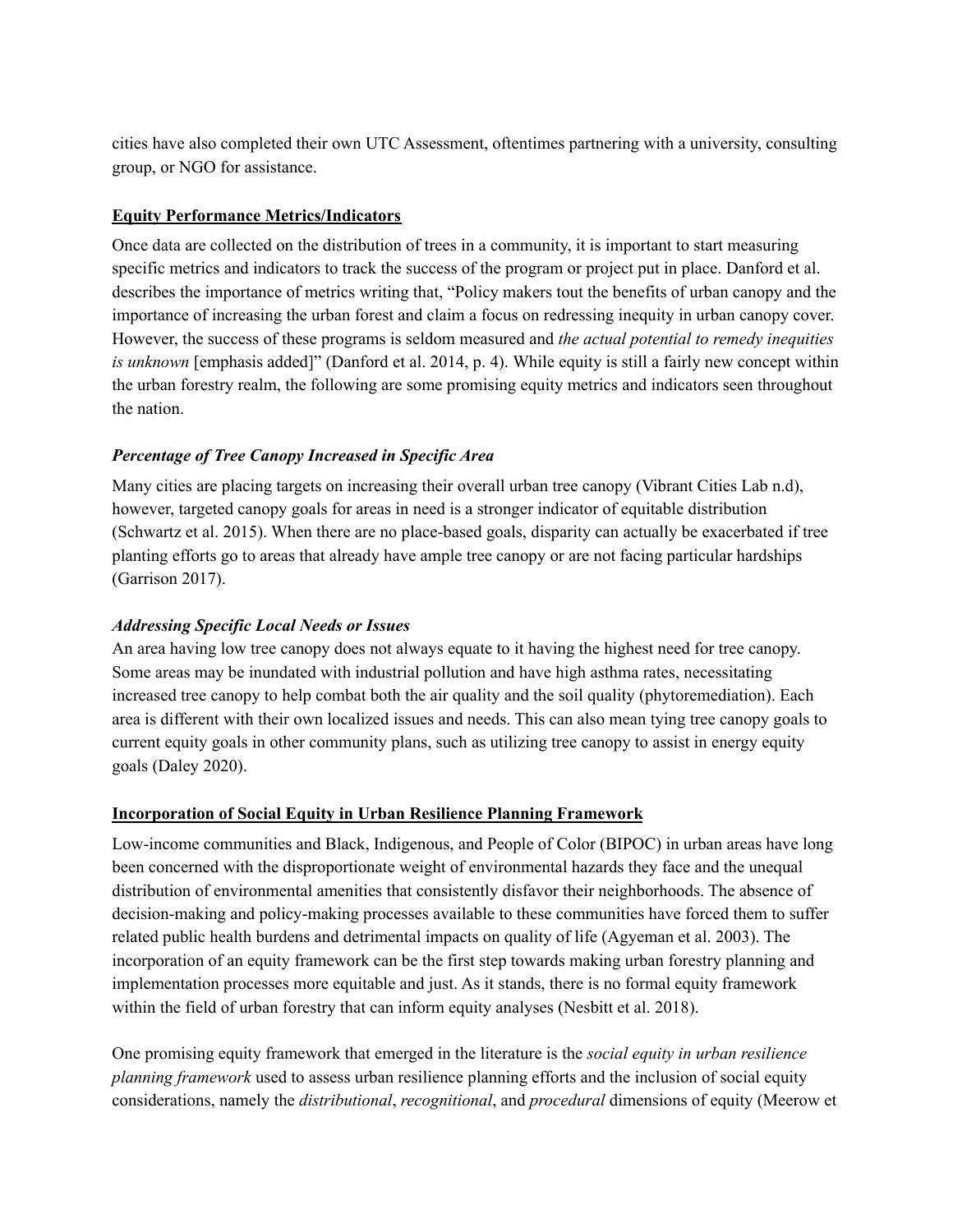cities have also completed their own UTC Assessment, oftentimes partnering with a university, consulting group, or NGO for assistance.

## Equity Performance Metrics/Indicators

Once data are collected on the distribution of trees in a community, it is important to start measuring specific metrics and indicators to track the success of the program or project put in place. Danford et al. describes the importance of metrics writing that, "Policy makers tout the benefits of urban canopy and the importance of increasing the urban forest and claim a focus on redressing inequity in urban canopy cover. However, the success of these programs is seldom measured and *the actual potential to remedy inequities is unknown* [emphasis added]" (Danford et al. 2014, p. 4). While equity is still a fairly new concept within the urban forestry realm, the following are some promising equity metrics and indicators seen throughout the nation.

### *Percentage of Tree Canopy Increased in Specific Area*

Many cities are placing targets on increasing their overall urban tree canopy (Vibrant Cities Lab n.d), however, targeted canopy goals for areas in need is a stronger indicator of equitable distribution (Schwartz et al. 2015). When there are no place-based goals, disparity can actually be exacerbated if tree planting efforts go to areas that already have ample tree canopy or are not facing particular hardships (Garrison 2017).

### *Addressing Specific Local Needs or Issues*

An area having low tree canopy does not always equate to it having the highest need for tree canopy. Some areas may be inundated with industrial pollution and have high asthma rates, necessitating increased tree canopy to help combat both the air quality and the soil quality (phytoremediation). Each area is different with their own localized issues and needs. This can also mean tying tree canopy goals to current equity goals in other community plans, such as utilizing tree canopy to assist in energy equity goals (Daley 2020).

## Incorporation of Social Equity in Urban Resilience Planning Framework

Low-income communities and Black, Indigenous, and People of Color (BIPOC) in urban areas have long been concerned with the disproportionate weight of environmental hazards they face and the unequal distribution of environmental amenities that consistently disfavor their neighborhoods. The absence of decision-making and policy-making processes available to these communities have forced them to suffer related public health burdens and detrimental impacts on quality of life (Agyeman et al. 2003). The incorporation of an equity framework can be the first step towards making urban forestry planning and implementation processes more equitable and just. As it stands, there is no formal equity framework within the field of urban forestry that can inform equity analyses (Nesbitt et al. 2018).

One promising equity framework that emerged in the literature is the *social equity in urban resilience planning framework* used to assess urban resilience planning efforts and the inclusion of social equity considerations, namely the *distributional*, *recognitional*, and *procedural* dimensions of equity (Meerow et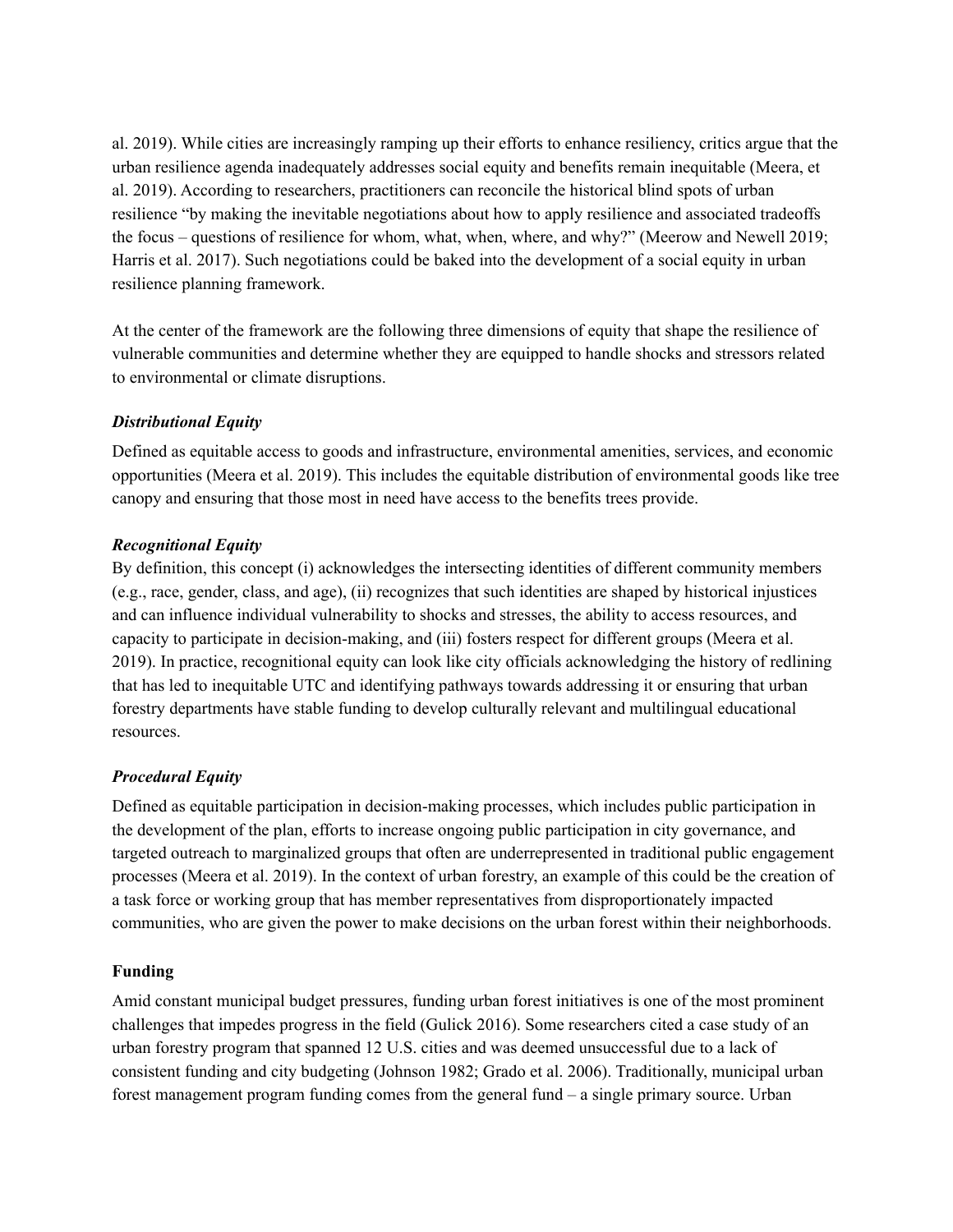al. 2019). While cities are increasingly ramping up their efforts to enhance resiliency, critics argue that the urban resilience agenda inadequately addresses social equity and benefits remain inequitable (Meera, et al. 2019). According to researchers, practitioners can reconcile the historical blind spots of urban resilience "by making the inevitable negotiations about how to apply resilience and associated tradeoffs the focus – questions of resilience for whom, what, when, where, and why?" (Meerow and Newell 2019; Harris et al. 2017). Such negotiations could be baked into the development of a social equity in urban resilience planning framework.

At the center of the framework are the following three dimensions of equity that shape the resilience of vulnerable communities and determine whether they are equipped to handle shocks and stressors related to environmental or climate disruptions.

***Distributional Equity***

Defined as equitable access to goods and infrastructure, environmental amenities, services, and economic opportunities (Meera et al. 2019). This includes the equitable distribution of environmental goods like tree canopy and ensuring that those most in need have access to the benefits trees provide.

***Recognitional Equity***

By definition, this concept (i) acknowledges the intersecting identities of different community members (e.g., race, gender, class, and age), (ii) recognizes that such identities are shaped by historical injustices and can influence individual vulnerability to shocks and stresses, the ability to access resources, and capacity to participate in decision-making, and (iii) fosters respect for different groups (Meera et al. 2019). In practice, recognitional equity can look like city officials acknowledging the history of redlining that has led to inequitable UTC and identifying pathways towards addressing it or ensuring that urban forestry departments have stable funding to develop culturally relevant and multilingual educational resources.

***Procedural Equity***

Defined as equitable participation in decision-making processes, which includes public participation in the development of the plan, efforts to increase ongoing public participation in city governance, and targeted outreach to marginalized groups that often are underrepresented in traditional public engagement processes (Meera et al. 2019). In the context of urban forestry, an example of this could be the creation of a task force or working group that has member representatives from disproportionately impacted communities, who are given the power to make decisions on the urban forest within their neighborhoods.

**Funding**

Amid constant municipal budget pressures, funding urban forest initiatives is one of the most prominent challenges that impedes progress in the field (Gulick 2016). Some researchers cited a case study of an urban forestry program that spanned 12 U.S. cities and was deemed unsuccessful due to a lack of consistent funding and city budgeting (Johnson 1982; Grado et al. 2006). Traditionally, municipal urban forest management program funding comes from the general fund – a single primary source. Urban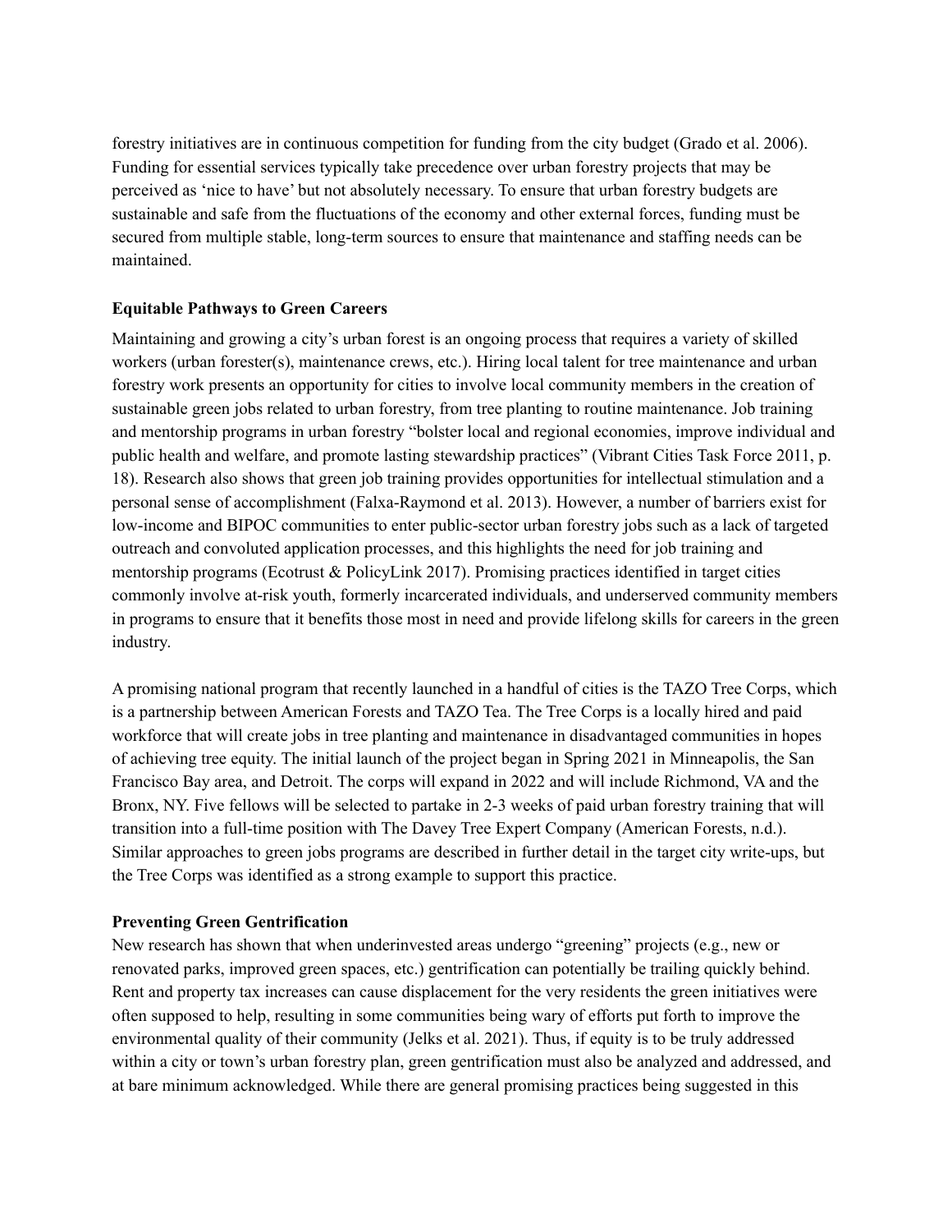forestry initiatives are in continuous competition for funding from the city budget (Grado et al. 2006). Funding for essential services typically take precedence over urban forestry projects that may be perceived as 'nice to have' but not absolutely necessary. To ensure that urban forestry budgets are sustainable and safe from the fluctuations of the economy and other external forces, funding must be secured from multiple stable, long-term sources to ensure that maintenance and staffing needs can be maintained.

**Equitable Pathways to Green Careers**

Maintaining and growing a city's urban forest is an ongoing process that requires a variety of skilled workers (urban forester(s), maintenance crews, etc.). Hiring local talent for tree maintenance and urban forestry work presents an opportunity for cities to involve local community members in the creation of sustainable green jobs related to urban forestry, from tree planting to routine maintenance. Job training and mentorship programs in urban forestry "bolster local and regional economies, improve individual and public health and welfare, and promote lasting stewardship practices" (Vibrant Cities Task Force 2011, p. 18). Research also shows that green job training provides opportunities for intellectual stimulation and a personal sense of accomplishment (Falxa-Raymond et al. 2013). However, a number of barriers exist for low-income and BIPOC communities to enter public-sector urban forestry jobs such as a lack of targeted outreach and convoluted application processes, and this highlights the need for job training and mentorship programs (Ecotrust & PolicyLink 2017). Promising practices identified in target cities commonly involve at-risk youth, formerly incarcerated individuals, and underserved community members in programs to ensure that it benefits those most in need and provide lifelong skills for careers in the green industry.

A promising national program that recently launched in a handful of cities is the TAZO Tree Corps, which is a partnership between American Forests and TAZO Tea. The Tree Corps is a locally hired and paid workforce that will create jobs in tree planting and maintenance in disadvantaged communities in hopes of achieving tree equity. The initial launch of the project began in Spring 2021 in Minneapolis, the San Francisco Bay area, and Detroit. The corps will expand in 2022 and will include Richmond, VA and the Bronx, NY. Five fellows will be selected to partake in 2-3 weeks of paid urban forestry training that will transition into a full-time position with The Davey Tree Expert Company (American Forests, n.d.). Similar approaches to green jobs programs are described in further detail in the target city write-ups, but the Tree Corps was identified as a strong example to support this practice.

**Preventing Green Gentrification**

New research has shown that when underinvested areas undergo "greening" projects (e.g., new or renovated parks, improved green spaces, etc.) gentrification can potentially be trailing quickly behind. Rent and property tax increases can cause displacement for the very residents the green initiatives were often supposed to help, resulting in some communities being wary of efforts put forth to improve the environmental quality of their community (Jelks et al. 2021). Thus, if equity is to be truly addressed within a city or town's urban forestry plan, green gentrification must also be analyzed and addressed, and at bare minimum acknowledged. While there are general promising practices being suggested in this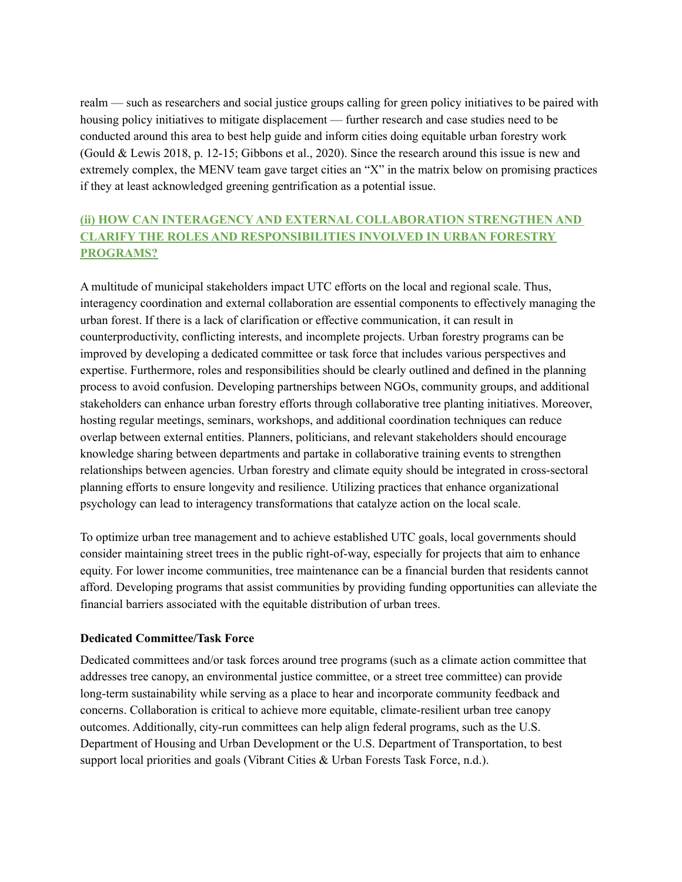realm — such as researchers and social justice groups calling for green policy initiatives to be paired with housing policy initiatives to mitigate displacement — further research and case studies need to be conducted around this area to best help guide and inform cities doing equitable urban forestry work (Gould & Lewis 2018, p. 12-15; Gibbons et al., 2020). Since the research around this issue is new and extremely complex, the MENV team gave target cities an "X" in the matrix below on promising practices if they at least acknowledged greening gentrification as a potential issue.

## (ii) HOW CAN INTERAGENCY AND EXTERNAL COLLABORATION STRENGTHEN AND CLARIFY THE ROLES AND RESPONSIBILITIES INVOLVED IN URBAN FORESTRY PROGRAMS?

A multitude of municipal stakeholders impact UTC efforts on the local and regional scale. Thus, interagency coordination and external collaboration are essential components to effectively managing the urban forest. If there is a lack of clarification or effective communication, it can result in counterproductivity, conflicting interests, and incomplete projects. Urban forestry programs can be improved by developing a dedicated committee or task force that includes various perspectives and expertise. Furthermore, roles and responsibilities should be clearly outlined and defined in the planning process to avoid confusion. Developing partnerships between NGOs, community groups, and additional stakeholders can enhance urban forestry efforts through collaborative tree planting initiatives. Moreover, hosting regular meetings, seminars, workshops, and additional coordination techniques can reduce overlap between external entities. Planners, politicians, and relevant stakeholders should encourage knowledge sharing between departments and partake in collaborative training events to strengthen relationships between agencies. Urban forestry and climate equity should be integrated in cross-sectoral planning efforts to ensure longevity and resilience. Utilizing practices that enhance organizational psychology can lead to interagency transformations that catalyze action on the local scale.

To optimize urban tree management and to achieve established UTC goals, local governments should consider maintaining street trees in the public right-of-way, especially for projects that aim to enhance equity. For lower income communities, tree maintenance can be a financial burden that residents cannot afford. Developing programs that assist communities by providing funding opportunities can alleviate the financial barriers associated with the equitable distribution of urban trees.

### Dedicated Committee/Task Force

Dedicated committees and/or task forces around tree programs (such as a climate action committee that addresses tree canopy, an environmental justice committee, or a street tree committee) can provide long-term sustainability while serving as a place to hear and incorporate community feedback and concerns. Collaboration is critical to achieve more equitable, climate-resilient urban tree canopy outcomes. Additionally, city-run committees can help align federal programs, such as the U.S. Department of Housing and Urban Development or the U.S. Department of Transportation, to best support local priorities and goals (Vibrant Cities & Urban Forests Task Force, n.d.).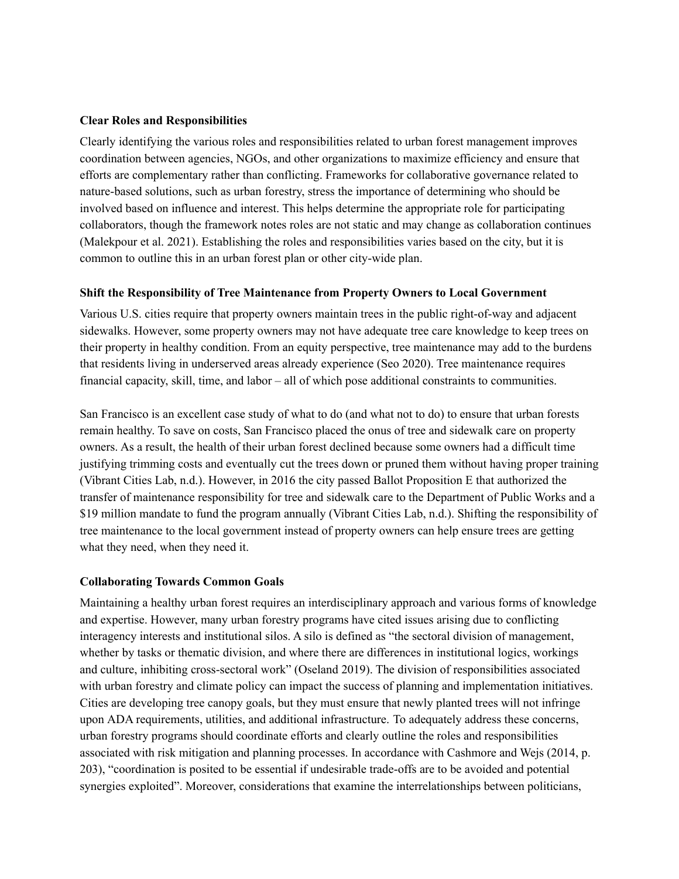### Clear Roles and Responsibilities

Clearly identifying the various roles and responsibilities related to urban forest management improves coordination between agencies, NGOs, and other organizations to maximize efficiency and ensure that efforts are complementary rather than conflicting. Frameworks for collaborative governance related to nature-based solutions, such as urban forestry, stress the importance of determining who should be involved based on influence and interest. This helps determine the appropriate role for participating collaborators, though the framework notes roles are not static and may change as collaboration continues (Malekpour et al. 2021). Establishing the roles and responsibilities varies based on the city, but it is common to outline this in an urban forest plan or other city-wide plan.

### Shift the Responsibility of Tree Maintenance from Property Owners to Local Government

Various U.S. cities require that property owners maintain trees in the public right-of-way and adjacent sidewalks. However, some property owners may not have adequate tree care knowledge to keep trees on their property in healthy condition. From an equity perspective, tree maintenance may add to the burdens that residents living in underserved areas already experience (Seo 2020). Tree maintenance requires financial capacity, skill, time, and labor – all of which pose additional constraints to communities.

San Francisco is an excellent case study of what to do (and what not to do) to ensure that urban forests remain healthy. To save on costs, San Francisco placed the onus of tree and sidewalk care on property owners. As a result, the health of their urban forest declined because some owners had a difficult time justifying trimming costs and eventually cut the trees down or pruned them without having proper training (Vibrant Cities Lab, n.d.). However, in 2016 the city passed Ballot Proposition E that authorized the transfer of maintenance responsibility for tree and sidewalk care to the Department of Public Works and a $19 million mandate to fund the program annually (Vibrant Cities Lab, n.d.). Shifting the responsibility of tree maintenance to the local government instead of property owners can help ensure trees are getting what they need, when they need it.

### Collaborating Towards Common Goals

Maintaining a healthy urban forest requires an interdisciplinary approach and various forms of knowledge and expertise. However, many urban forestry programs have cited issues arising due to conflicting interagency interests and institutional silos. A silo is defined as "the sectoral division of management, whether by tasks or thematic division, and where there are differences in institutional logics, workings and culture, inhibiting cross-sectoral work" (Oseland 2019). The division of responsibilities associated with urban forestry and climate policy can impact the success of planning and implementation initiatives. Cities are developing tree canopy goals, but they must ensure that newly planted trees will not infringe upon ADA requirements, utilities, and additional infrastructure. To adequately address these concerns, urban forestry programs should coordinate efforts and clearly outline the roles and responsibilities associated with risk mitigation and planning processes. In accordance with Cashmore and Wejs (2014, p. 203), "coordination is posited to be essential if undesirable trade-offs are to be avoided and potential synergies exploited". Moreover, considerations that examine the interrelationships between politicians,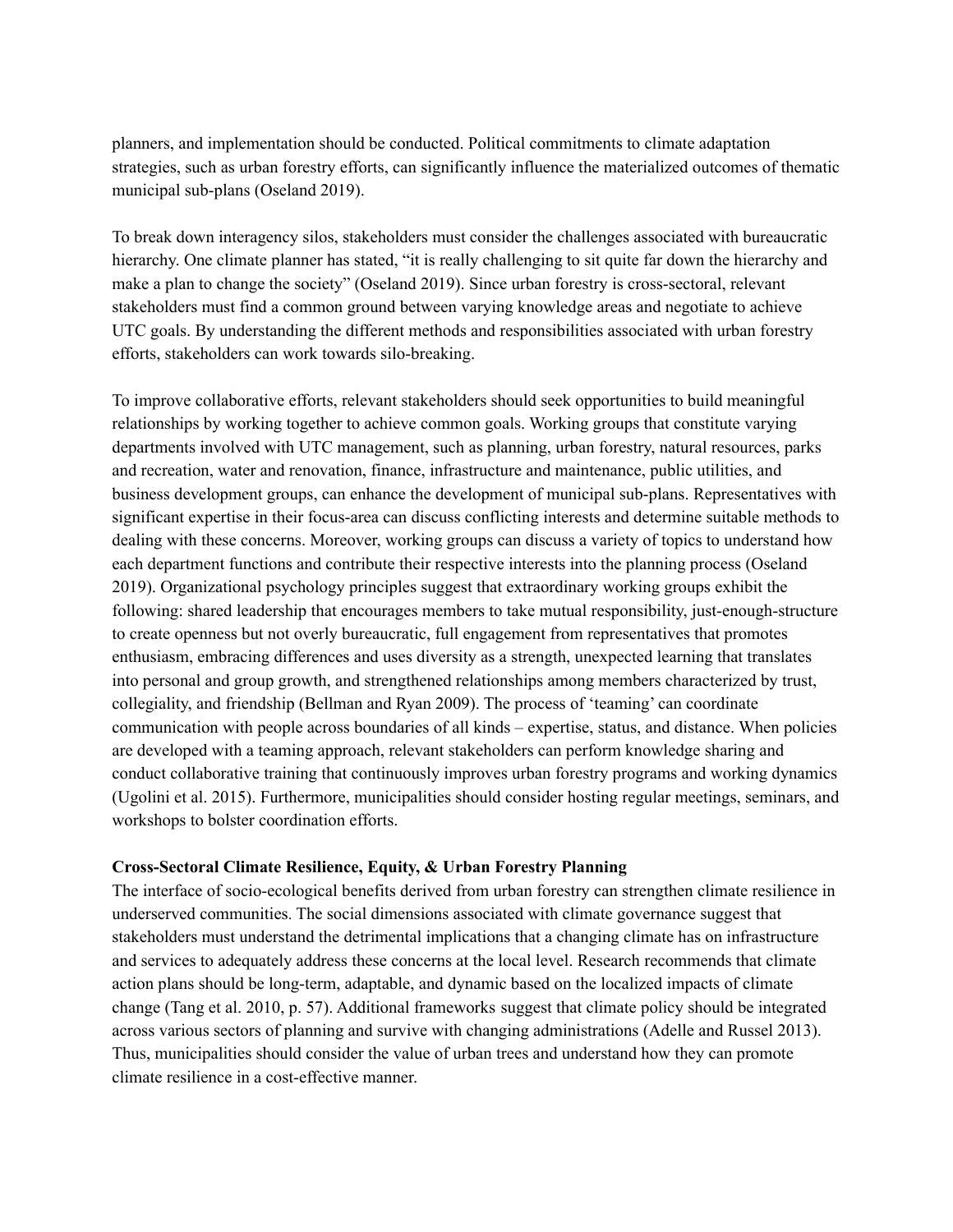planners, and implementation should be conducted. Political commitments to climate adaptation strategies, such as urban forestry efforts, can significantly influence the materialized outcomes of thematic municipal sub-plans (Oseland 2019).

To break down interagency silos, stakeholders must consider the challenges associated with bureaucratic hierarchy. One climate planner has stated, "it is really challenging to sit quite far down the hierarchy and make a plan to change the society" (Oseland 2019). Since urban forestry is cross-sectoral, relevant stakeholders must find a common ground between varying knowledge areas and negotiate to achieve UTC goals. By understanding the different methods and responsibilities associated with urban forestry efforts, stakeholders can work towards silo-breaking.

To improve collaborative efforts, relevant stakeholders should seek opportunities to build meaningful relationships by working together to achieve common goals. Working groups that constitute varying departments involved with UTC management, such as planning, urban forestry, natural resources, parks and recreation, water and renovation, finance, infrastructure and maintenance, public utilities, and business development groups, can enhance the development of municipal sub-plans. Representatives with significant expertise in their focus-area can discuss conflicting interests and determine suitable methods to dealing with these concerns. Moreover, working groups can discuss a variety of topics to understand how each department functions and contribute their respective interests into the planning process (Oseland 2019). Organizational psychology principles suggest that extraordinary working groups exhibit the following: shared leadership that encourages members to take mutual responsibility, just-enough-structure to create openness but not overly bureaucratic, full engagement from representatives that promotes enthusiasm, embracing differences and uses diversity as a strength, unexpected learning that translates into personal and group growth, and strengthened relationships among members characterized by trust, collegiality, and friendship (Bellman and Ryan 2009). The process of 'teaming' can coordinate communication with people across boundaries of all kinds – expertise, status, and distance. When policies are developed with a teaming approach, relevant stakeholders can perform knowledge sharing and conduct collaborative training that continuously improves urban forestry programs and working dynamics (Ugolini et al. 2015). Furthermore, municipalities should consider hosting regular meetings, seminars, and workshops to bolster coordination efforts.

**Cross-Sectoral Climate Resilience, Equity, & Urban Forestry Planning**

The interface of socio-ecological benefits derived from urban forestry can strengthen climate resilience in underserved communities. The social dimensions associated with climate governance suggest that stakeholders must understand the detrimental implications that a changing climate has on infrastructure and services to adequately address these concerns at the local level. Research recommends that climate action plans should be long-term, adaptable, and dynamic based on the localized impacts of climate change (Tang et al. 2010, p. 57). Additional frameworks suggest that climate policy should be integrated across various sectors of planning and survive with changing administrations (Adelle and Russel 2013). Thus, municipalities should consider the value of urban trees and understand how they can promote climate resilience in a cost-effective manner.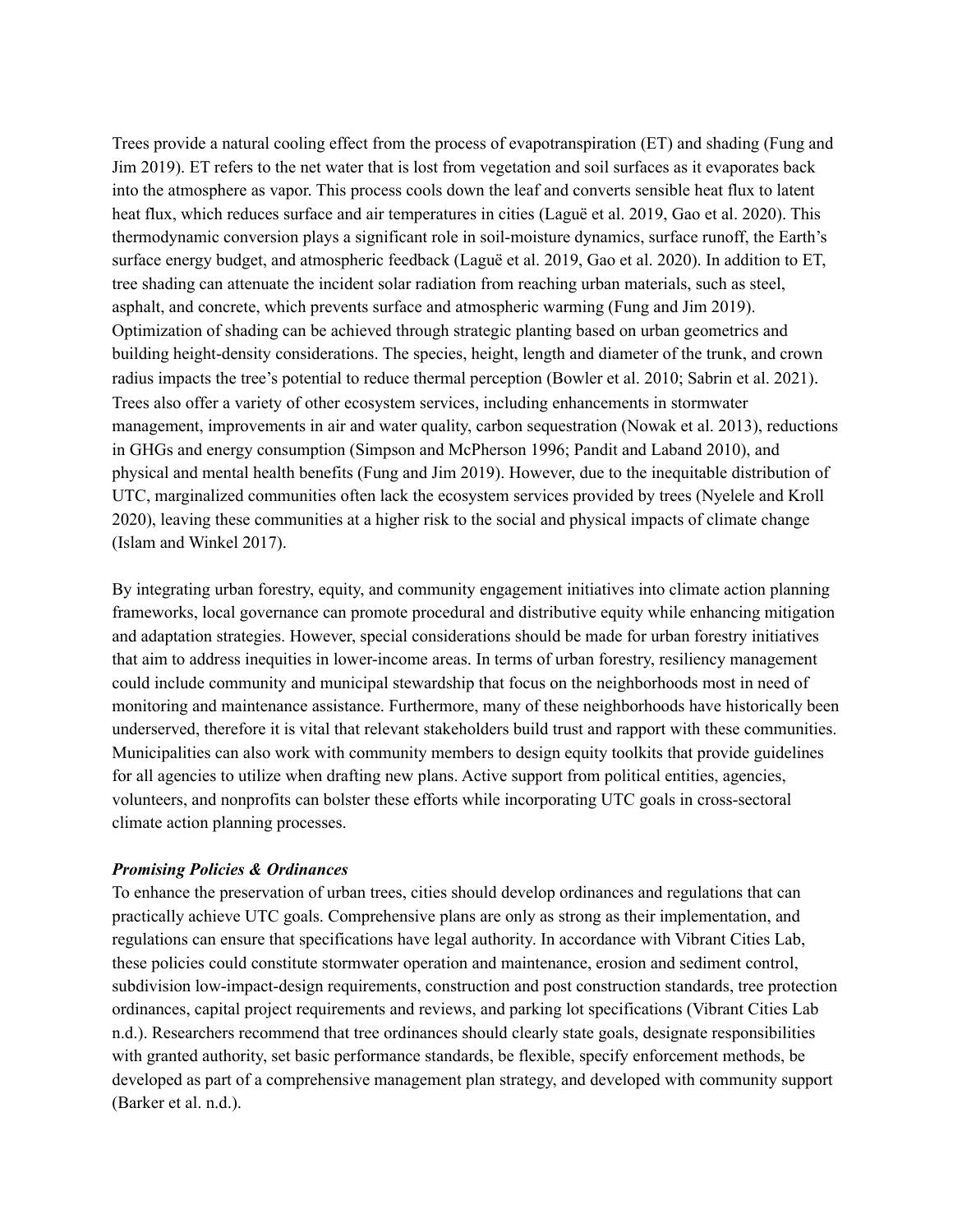Trees provide a natural cooling effect from the process of evapotranspiration (ET) and shading (Fung and Jim 2019). ET refers to the net water that is lost from vegetation and soil surfaces as it evaporates back into the atmosphere as vapor. This process cools down the leaf and converts sensible heat flux to latent heat flux, which reduces surface and air temperatures in cities (Laguë et al. 2019, Gao et al. 2020). This thermodynamic conversion plays a significant role in soil-moisture dynamics, surface runoff, the Earth's surface energy budget, and atmospheric feedback (Laguë et al. 2019, Gao et al. 2020). In addition to ET, tree shading can attenuate the incident solar radiation from reaching urban materials, such as steel, asphalt, and concrete, which prevents surface and atmospheric warming (Fung and Jim 2019). Optimization of shading can be achieved through strategic planting based on urban geometrics and building height-density considerations. The species, height, length and diameter of the trunk, and crown radius impacts the tree's potential to reduce thermal perception (Bowler et al. 2010; Sabrin et al. 2021). Trees also offer a variety of other ecosystem services, including enhancements in stormwater management, improvements in air and water quality, carbon sequestration (Nowak et al. 2013), reductions in GHGs and energy consumption (Simpson and McPherson 1996; Pandit and Laband 2010), and physical and mental health benefits (Fung and Jim 2019). However, due to the inequitable distribution of UTC, marginalized communities often lack the ecosystem services provided by trees (Nyelele and Kroll 2020), leaving these communities at a higher risk to the social and physical impacts of climate change (Islam and Winkel 2017).

By integrating urban forestry, equity, and community engagement initiatives into climate action planning frameworks, local governance can promote procedural and distributive equity while enhancing mitigation and adaptation strategies. However, special considerations should be made for urban forestry initiatives that aim to address inequities in lower-income areas. In terms of urban forestry, resiliency management could include community and municipal stewardship that focus on the neighborhoods most in need of monitoring and maintenance assistance. Furthermore, many of these neighborhoods have historically been underserved, therefore it is vital that relevant stakeholders build trust and rapport with these communities. Municipalities can also work with community members to design equity toolkits that provide guidelines for all agencies to utilize when drafting new plans. Active support from political entities, agencies, volunteers, and nonprofits can bolster these efforts while incorporating UTC goals in cross-sectoral climate action planning processes.

***Promising Policies & Ordinances***

To enhance the preservation of urban trees, cities should develop ordinances and regulations that can practically achieve UTC goals. Comprehensive plans are only as strong as their implementation, and regulations can ensure that specifications have legal authority. In accordance with Vibrant Cities Lab, these policies could constitute stormwater operation and maintenance, erosion and sediment control, subdivision low-impact-design requirements, construction and post construction standards, tree protection ordinances, capital project requirements and reviews, and parking lot specifications (Vibrant Cities Lab n.d.). Researchers recommend that tree ordinances should clearly state goals, designate responsibilities with granted authority, set basic performance standards, be flexible, specify enforcement methods, be developed as part of a comprehensive management plan strategy, and developed with community support (Barker et al. n.d.).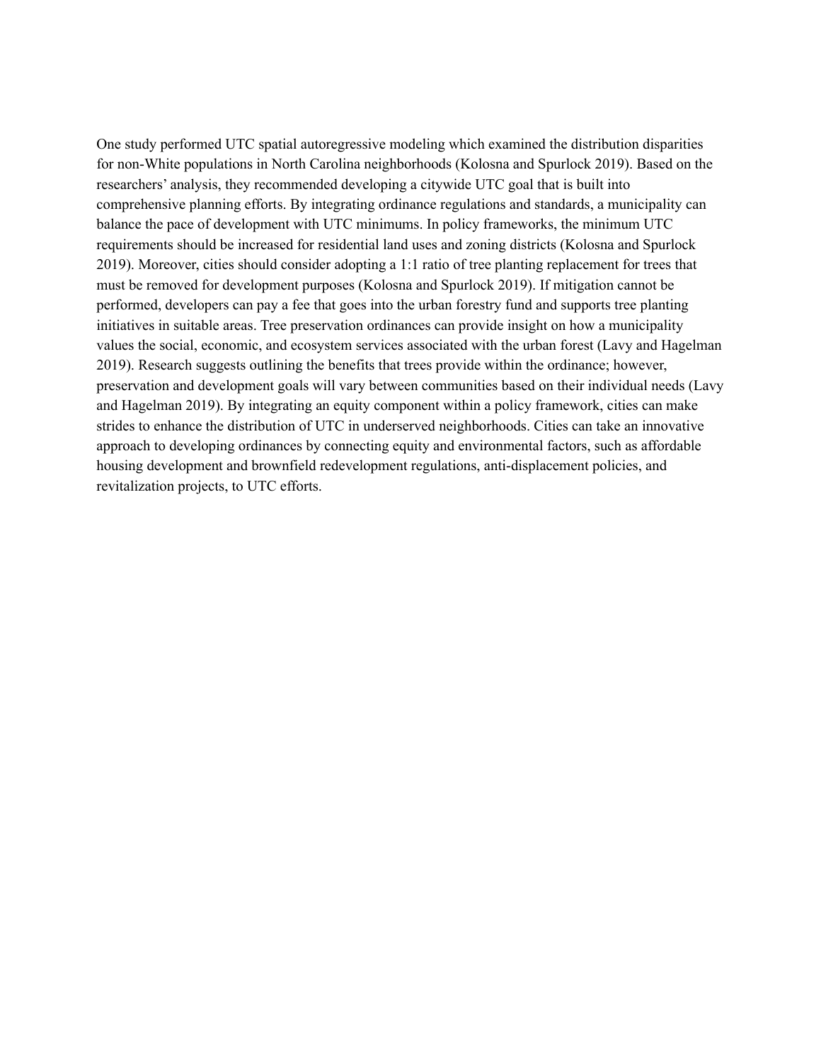One study performed UTC spatial autoregressive modeling which examined the distribution disparities for non-White populations in North Carolina neighborhoods (Kolosna and Spurlock 2019). Based on the researchers' analysis, they recommended developing a citywide UTC goal that is built into comprehensive planning efforts. By integrating ordinance regulations and standards, a municipality can balance the pace of development with UTC minimums. In policy frameworks, the minimum UTC requirements should be increased for residential land uses and zoning districts (Kolosna and Spurlock 2019). Moreover, cities should consider adopting a 1:1 ratio of tree planting replacement for trees that must be removed for development purposes (Kolosna and Spurlock 2019). If mitigation cannot be performed, developers can pay a fee that goes into the urban forestry fund and supports tree planting initiatives in suitable areas. Tree preservation ordinances can provide insight on how a municipality values the social, economic, and ecosystem services associated with the urban forest (Lavy and Hagelman 2019). Research suggests outlining the benefits that trees provide within the ordinance; however, preservation and development goals will vary between communities based on their individual needs (Lavy and Hagelman 2019). By integrating an equity component within a policy framework, cities can make strides to enhance the distribution of UTC in underserved neighborhoods. Cities can take an innovative approach to developing ordinances by connecting equity and environmental factors, such as affordable housing development and brownfield redevelopment regulations, anti-displacement policies, and revitalization projects, to UTC efforts.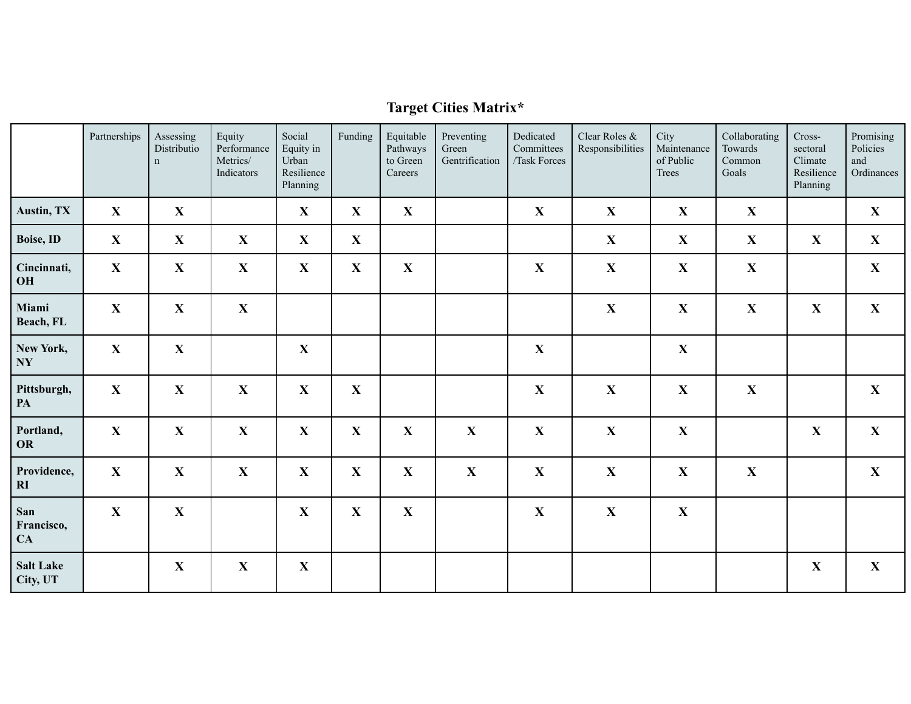**Target Cities Matrix***

| | Partnerships | Assessing Distribution | Equity Performance Metrics/ Indicators | Social Equity in Urban Resilience Planning | Funding | Equitable Pathways to Green Careers | Preventing Green Gentrification | Dedicated Committees /Task Forces | Clear Roles & Responsibilities | City Maintenance of Public Trees | Collaborating Towards Common Goals | Cross-sectoral Climate Resilience Planning | Promising Policies and Ordinances |
|---|---|---|---|---|---|---|---|---|---|---|---|---|---|
| **Austin, TX** | X | X | | X | X | X | | X | X | X | X | | X |
| **Boise, ID** | X | X | X | X | X | | | | X | X | X | X | X |
| **Cincinnati, OH** | X | X | X | X | X | X | | X | X | X | X | | X |
| **Miami Beach, FL** | X | X | X | | | | | | X | X | X | X | X |
| **New York, NY** | X | X | | X | | | | X | | X | | | |
| **Pittsburgh, PA** | X | X | X | X | X | | | X | X | X | X | | X |
| **Portland, OR** | X | X | X | X | X | X | X | X | X | X | | X | X |
| **Providence, RI** | X | X | X | X | X | X | X | X | X | X | X | | X |
| **San Francisco, CA** | X | X | | X | X | X | | X | X | X | | | |
| **Salt Lake City, UT** | | X | X | X | | | | | | | | X | X |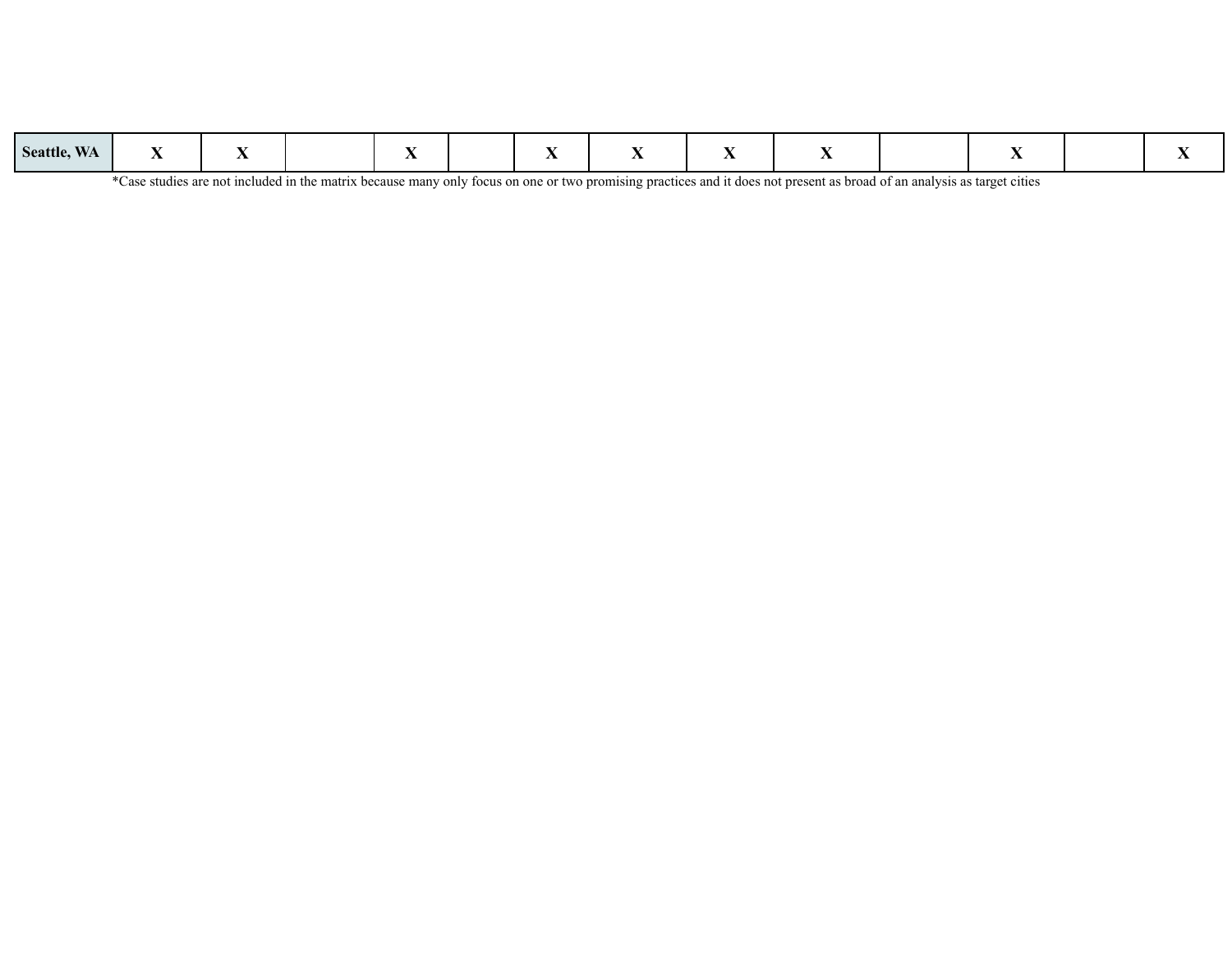| | | | | | | | | | | | | |
|---|---|---|---|---|---|---|---|---|---|---|---|---|
| **Seattle, WA** | **X** | **X** | | **X** | | **X** | **X** | **X** | **X** | | **X** | | **X** |

*Case studies are not included in the matrix because many only focus on one or two promising practices and it does not present as broad of an analysis as target cities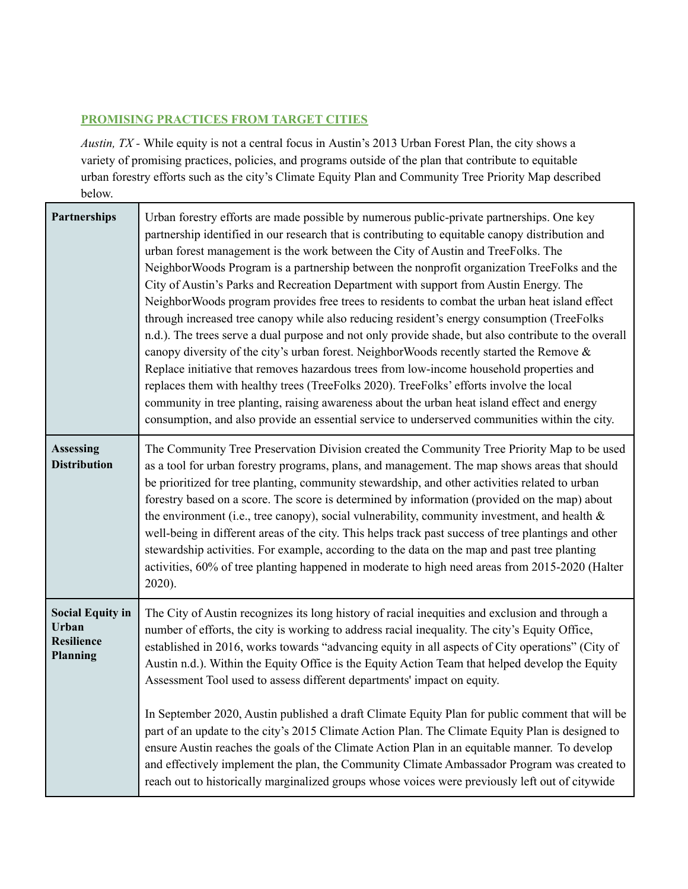## PROMISING PRACTICES FROM TARGET CITIES

*Austin, TX* - While equity is not a central focus in Austin's 2013 Urban Forest Plan, the city shows a variety of promising practices, policies, and programs outside of the plan that contribute to equitable urban forestry efforts such as the city's Climate Equity Plan and Community Tree Priority Map described below.

| | |
|---|---|
| **Partnerships** | Urban forestry efforts are made possible by numerous public-private partnerships. One key partnership identified in our research that is contributing to equitable canopy distribution and urban forest management is the work between the City of Austin and TreeFolks. The NeighborWoods Program is a partnership between the nonprofit organization TreeFolks and the City of Austin's Parks and Recreation Department with support from Austin Energy. The NeighborWoods program provides free trees to residents to combat the urban heat island effect through increased tree canopy while also reducing resident's energy consumption (TreeFolks n.d.). The trees serve a dual purpose and not only provide shade, but also contribute to the overall canopy diversity of the city's urban forest. NeighborWoods recently started the Remove & Replace initiative that removes hazardous trees from low-income household properties and replaces them with healthy trees (TreeFolks 2020). TreeFolks' efforts involve the local community in tree planting, raising awareness about the urban heat island effect and energy consumption, and also provide an essential service to underserved communities within the city. |
| **Assessing Distribution** | The Community Tree Preservation Division created the Community Tree Priority Map to be used as a tool for urban forestry programs, plans, and management. The map shows areas that should be prioritized for tree planting, community stewardship, and other activities related to urban forestry based on a score. The score is determined by information (provided on the map) about the environment (i.e., tree canopy), social vulnerability, community investment, and health & well-being in different areas of the city. This helps track past success of tree plantings and other stewardship activities. For example, according to the data on the map and past tree planting activities, 60% of tree planting happened in moderate to high need areas from 2015-2020 (Halter 2020). |
| **Social Equity in Urban Resilience Planning** | The City of Austin recognizes its long history of racial inequities and exclusion and through a number of efforts, the city is working to address racial inequality. The city's Equity Office, established in 2016, works towards "advancing equity in all aspects of City operations" (City of Austin n.d.). Within the Equity Office is the Equity Action Team that helped develop the Equity Assessment Tool used to assess different departments' impact on equity.<br><br>In September 2020, Austin published a draft Climate Equity Plan for public comment that will be part of an update to the city's 2015 Climate Action Plan. The Climate Equity Plan is designed to ensure Austin reaches the goals of the Climate Action Plan in an equitable manner. To develop and effectively implement the plan, the Community Climate Ambassador Program was created to reach out to historically marginalized groups whose voices were previously left out of citywide |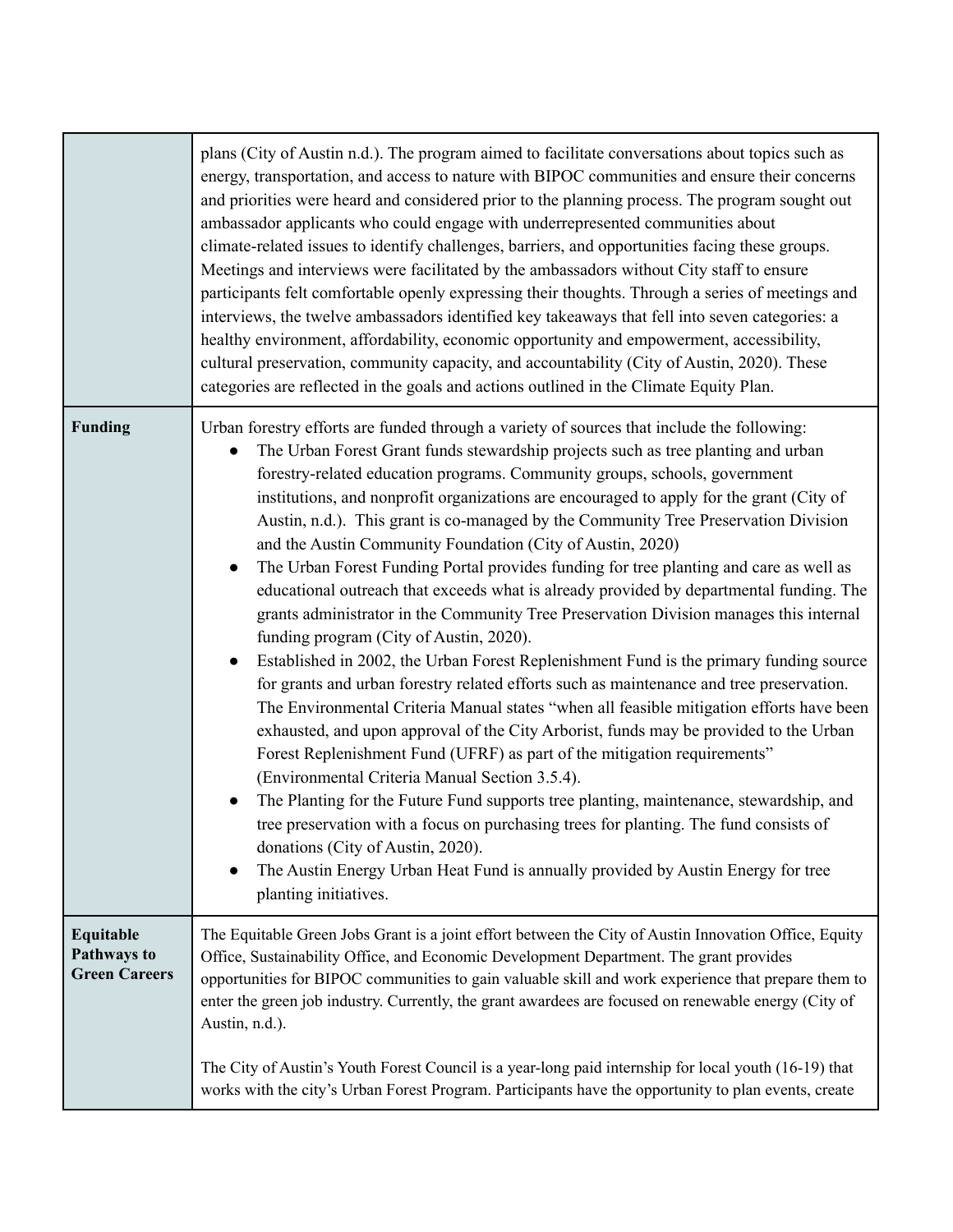| | |
|---|---|
| | plans (City of Austin n.d.). The program aimed to facilitate conversations about topics such as energy, transportation, and access to nature with BIPOC communities and ensure their concerns and priorities were heard and considered prior to the planning process. The program sought out ambassador applicants who could engage with underrepresented communities about climate-related issues to identify challenges, barriers, and opportunities facing these groups. Meetings and interviews were facilitated by the ambassadors without City staff to ensure participants felt comfortable openly expressing their thoughts. Through a series of meetings and interviews, the twelve ambassadors identified key takeaways that fell into seven categories: a healthy environment, affordability, economic opportunity and empowerment, accessibility, cultural preservation, community capacity, and accountability (City of Austin, 2020). These categories are reflected in the goals and actions outlined in the Climate Equity Plan. |
| **Funding** | Urban forestry efforts are funded through a variety of sources that include the following:<br>● The Urban Forest Grant funds stewardship projects such as tree planting and urban forestry-related education programs. Community groups, schools, government institutions, and nonprofit organizations are encouraged to apply for the grant (City of Austin, n.d.). This grant is co-managed by the Community Tree Preservation Division and the Austin Community Foundation (City of Austin, 2020)<br>● The Urban Forest Funding Portal provides funding for tree planting and care as well as educational outreach that exceeds what is already provided by departmental funding. The grants administrator in the Community Tree Preservation Division manages this internal funding program (City of Austin, 2020).<br>● Established in 2002, the Urban Forest Replenishment Fund is the primary funding source for grants and urban forestry related efforts such as maintenance and tree preservation. The Environmental Criteria Manual states "when all feasible mitigation efforts have been exhausted, and upon approval of the City Arborist, funds may be provided to the Urban Forest Replenishment Fund (UFRF) as part of the mitigation requirements" (Environmental Criteria Manual Section 3.5.4).<br>● The Planting for the Future Fund supports tree planting, maintenance, stewardship, and tree preservation with a focus on purchasing trees for planting. The fund consists of donations (City of Austin, 2020).<br>● The Austin Energy Urban Heat Fund is annually provided by Austin Energy for tree planting initiatives. |
| **Equitable Pathways to Green Careers** | The Equitable Green Jobs Grant is a joint effort between the City of Austin Innovation Office, Equity Office, Sustainability Office, and Economic Development Department. The grant provides opportunities for BIPOC communities to gain valuable skill and work experience that prepare them to enter the green job industry. Currently, the grant awardees are focused on renewable energy (City of Austin, n.d.).<br><br>The City of Austin's Youth Forest Council is a year-long paid internship for local youth (16-19) that works with the city's Urban Forest Program. Participants have the opportunity to plan events, create |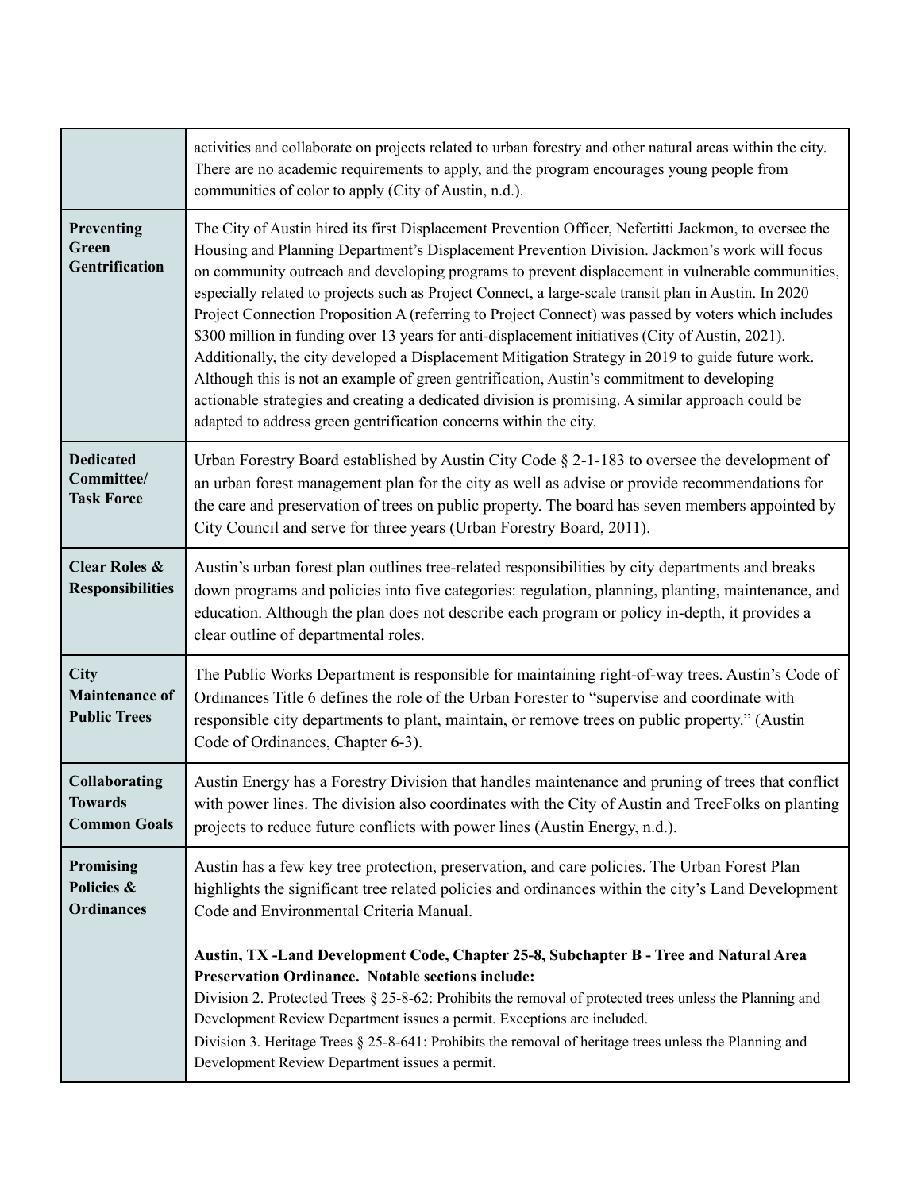| | |
|---|---|
| | activities and collaborate on projects related to urban forestry and other natural areas within the city. There are no academic requirements to apply, and the program encourages young people from communities of color to apply (City of Austin, n.d.). |
| **Preventing Green Gentrification** | The City of Austin hired its first Displacement Prevention Officer, Nefertitti Jackmon, to oversee the Housing and Planning Department's Displacement Prevention Division. Jackmon's work will focus on community outreach and developing programs to prevent displacement in vulnerable communities, especially related to projects such as Project Connect, a large-scale transit plan in Austin. In 2020 Project Connection Proposition A (referring to Project Connect) was passed by voters which includes \$300 million in funding over 13 years for anti-displacement initiatives (City of Austin, 2021). Additionally, the city developed a Displacement Mitigation Strategy in 2019 to guide future work. Although this is not an example of green gentrification, Austin's commitment to developing actionable strategies and creating a dedicated division is promising. A similar approach could be adapted to address green gentrification concerns within the city. |
| **Dedicated Committee/ Task Force** | Urban Forestry Board established by Austin City Code § 2-1-183 to oversee the development of an urban forest management plan for the city as well as advise or provide recommendations for the care and preservation of trees on public property. The board has seven members appointed by City Council and serve for three years (Urban Forestry Board, 2011). |
| **Clear Roles & Responsibilities** | Austin's urban forest plan outlines tree-related responsibilities by city departments and breaks down programs and policies into five categories: regulation, planning, planting, maintenance, and education. Although the plan does not describe each program or policy in-depth, it provides a clear outline of departmental roles. |
| **City Maintenance of Public Trees** | The Public Works Department is responsible for maintaining right-of-way trees. Austin's Code of Ordinances Title 6 defines the role of the Urban Forester to "supervise and coordinate with responsible city departments to plant, maintain, or remove trees on public property." (Austin Code of Ordinances, Chapter 6-3). |
| **Collaborating Towards Common Goals** | Austin Energy has a Forestry Division that handles maintenance and pruning of trees that conflict with power lines. The division also coordinates with the City of Austin and TreeFolks on planting projects to reduce future conflicts with power lines (Austin Energy, n.d.). |
| **Promising Policies & Ordinances** | Austin has a few key tree protection, preservation, and care policies. The Urban Forest Plan highlights the significant tree related policies and ordinances within the city's Land Development Code and Environmental Criteria Manual.<br><br>**Austin, TX -Land Development Code, Chapter 25-8, Subchapter B - Tree and Natural Area Preservation Ordinance. Notable sections include:**<br>Division 2. Protected Trees § 25-8-62: Prohibits the removal of protected trees unless the Planning and Development Review Department issues a permit. Exceptions are included.<br>Division 3. Heritage Trees § 25-8-641: Prohibits the removal of heritage trees unless the Planning and Development Review Department issues a permit. |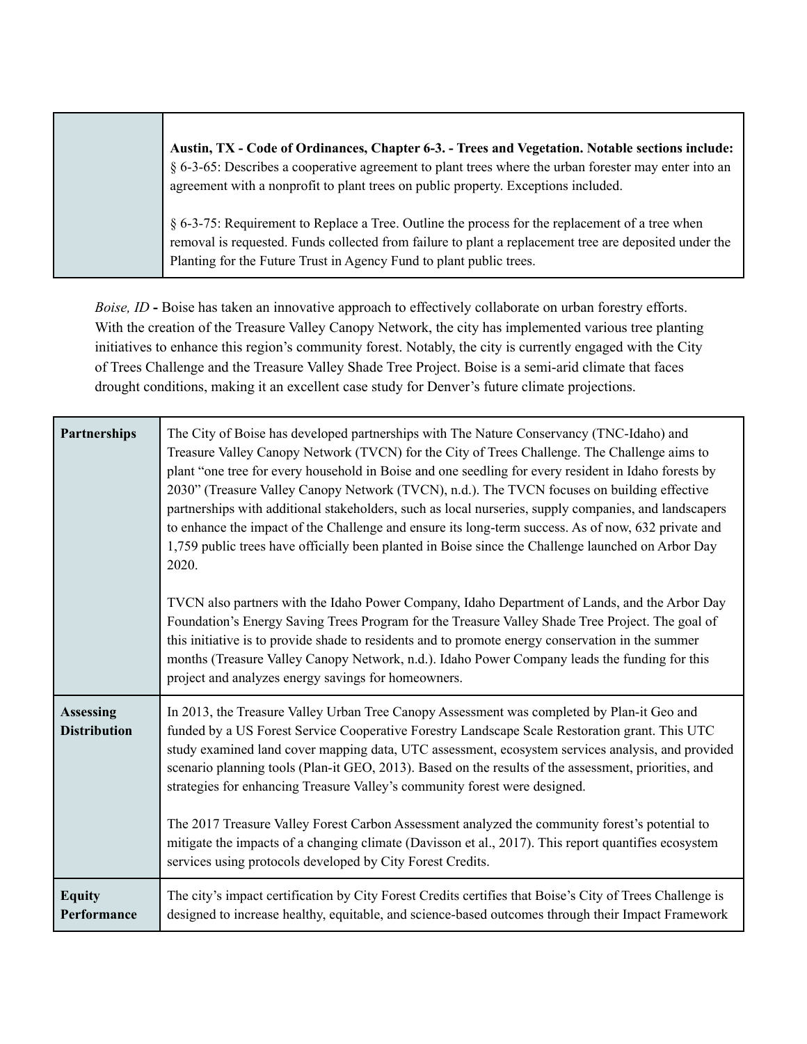| | |
|---|---|
| | **Austin, TX - Code of Ordinances, Chapter 6-3. - Trees and Vegetation. Notable sections include:** § 6-3-65: Describes a cooperative agreement to plant trees where the urban forester may enter into an agreement with a nonprofit to plant trees on public property. Exceptions included.<br><br>§ 6-3-75: Requirement to Replace a Tree. Outline the process for the replacement of a tree when removal is requested. Funds collected from failure to plant a replacement tree are deposited under the Planting for the Future Trust in Agency Fund to plant public trees. |

*Boise, ID* **-** Boise has taken an innovative approach to effectively collaborate on urban forestry efforts. With the creation of the Treasure Valley Canopy Network, the city has implemented various tree planting initiatives to enhance this region's community forest. Notably, the city is currently engaged with the City of Trees Challenge and the Treasure Valley Shade Tree Project. Boise is a semi-arid climate that faces drought conditions, making it an excellent case study for Denver's future climate projections.

| | |
|---|---|
| **Partnerships** | The City of Boise has developed partnerships with The Nature Conservancy (TNC-Idaho) and Treasure Valley Canopy Network (TVCN) for the City of Trees Challenge. The Challenge aims to plant "one tree for every household in Boise and one seedling for every resident in Idaho forests by 2030" (Treasure Valley Canopy Network (TVCN), n.d.). The TVCN focuses on building effective partnerships with additional stakeholders, such as local nurseries, supply companies, and landscapers to enhance the impact of the Challenge and ensure its long-term success. As of now, 632 private and 1,759 public trees have officially been planted in Boise since the Challenge launched on Arbor Day 2020.<br><br>TVCN also partners with the Idaho Power Company, Idaho Department of Lands, and the Arbor Day Foundation's Energy Saving Trees Program for the Treasure Valley Shade Tree Project. The goal of this initiative is to provide shade to residents and to promote energy conservation in the summer months (Treasure Valley Canopy Network, n.d.). Idaho Power Company leads the funding for this project and analyzes energy savings for homeowners. |
| **Assessing Distribution** | In 2013, the Treasure Valley Urban Tree Canopy Assessment was completed by Plan-it Geo and funded by a US Forest Service Cooperative Forestry Landscape Scale Restoration grant. This UTC study examined land cover mapping data, UTC assessment, ecosystem services analysis, and provided scenario planning tools (Plan-it GEO, 2013). Based on the results of the assessment, priorities, and strategies for enhancing Treasure Valley's community forest were designed.<br><br>The 2017 Treasure Valley Forest Carbon Assessment analyzed the community forest's potential to mitigate the impacts of a changing climate (Davisson et al., 2017). This report quantifies ecosystem services using protocols developed by City Forest Credits. |
| **Equity Performance** | The city's impact certification by City Forest Credits certifies that Boise's City of Trees Challenge is designed to increase healthy, equitable, and science-based outcomes through their Impact Framework |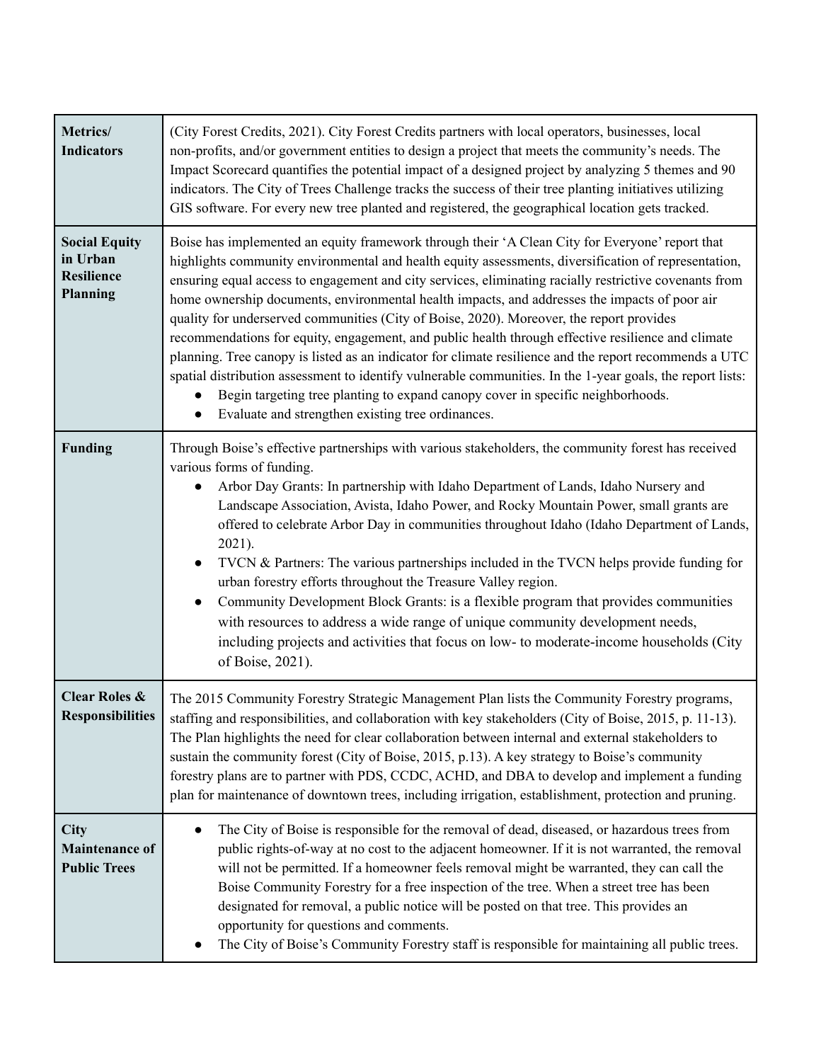| | |
|---|---|
| **Metrics/ Indicators** | (City Forest Credits, 2021). City Forest Credits partners with local operators, businesses, local non-profits, and/or government entities to design a project that meets the community's needs. The Impact Scorecard quantifies the potential impact of a designed project by analyzing 5 themes and 90 indicators. The City of Trees Challenge tracks the success of their tree planting initiatives utilizing GIS software. For every new tree planted and registered, the geographical location gets tracked. |
| **Social Equity in Urban Resilience Planning** | Boise has implemented an equity framework through their 'A Clean City for Everyone' report that highlights community environmental and health equity assessments, diversification of representation, ensuring equal access to engagement and city services, eliminating racially restrictive covenants from home ownership documents, environmental health impacts, and addresses the impacts of poor air quality for underserved communities (City of Boise, 2020). Moreover, the report provides recommendations for equity, engagement, and public health through effective resilience and climate planning. Tree canopy is listed as an indicator for climate resilience and the report recommends a UTC spatial distribution assessment to identify vulnerable communities. In the 1-year goals, the report lists:<br>● Begin targeting tree planting to expand canopy cover in specific neighborhoods.<br>● Evaluate and strengthen existing tree ordinances. |
| **Funding** | Through Boise's effective partnerships with various stakeholders, the community forest has received various forms of funding.<br>● Arbor Day Grants: In partnership with Idaho Department of Lands, Idaho Nursery and Landscape Association, Avista, Idaho Power, and Rocky Mountain Power, small grants are offered to celebrate Arbor Day in communities throughout Idaho (Idaho Department of Lands, 2021).<br>● TVCN & Partners: The various partnerships included in the TVCN helps provide funding for urban forestry efforts throughout the Treasure Valley region.<br>● Community Development Block Grants: is a flexible program that provides communities with resources to address a wide range of unique community development needs, including projects and activities that focus on low- to moderate-income households (City of Boise, 2021). |
| **Clear Roles & Responsibilities** | The 2015 Community Forestry Strategic Management Plan lists the Community Forestry programs, staffing and responsibilities, and collaboration with key stakeholders (City of Boise, 2015, p. 11-13). The Plan highlights the need for clear collaboration between internal and external stakeholders to sustain the community forest (City of Boise, 2015, p.13). A key strategy to Boise's community forestry plans are to partner with PDS, CCDC, ACHD, and DBA to develop and implement a funding plan for maintenance of downtown trees, including irrigation, establishment, protection and pruning. |
| **City Maintenance of Public Trees** | ● The City of Boise is responsible for the removal of dead, diseased, or hazardous trees from public rights-of-way at no cost to the adjacent homeowner. If it is not warranted, the removal will not be permitted. If a homeowner feels removal might be warranted, they can call the Boise Community Forestry for a free inspection of the tree. When a street tree has been designated for removal, a public notice will be posted on that tree. This provides an opportunity for questions and comments.<br>● The City of Boise's Community Forestry staff is responsible for maintaining all public trees. |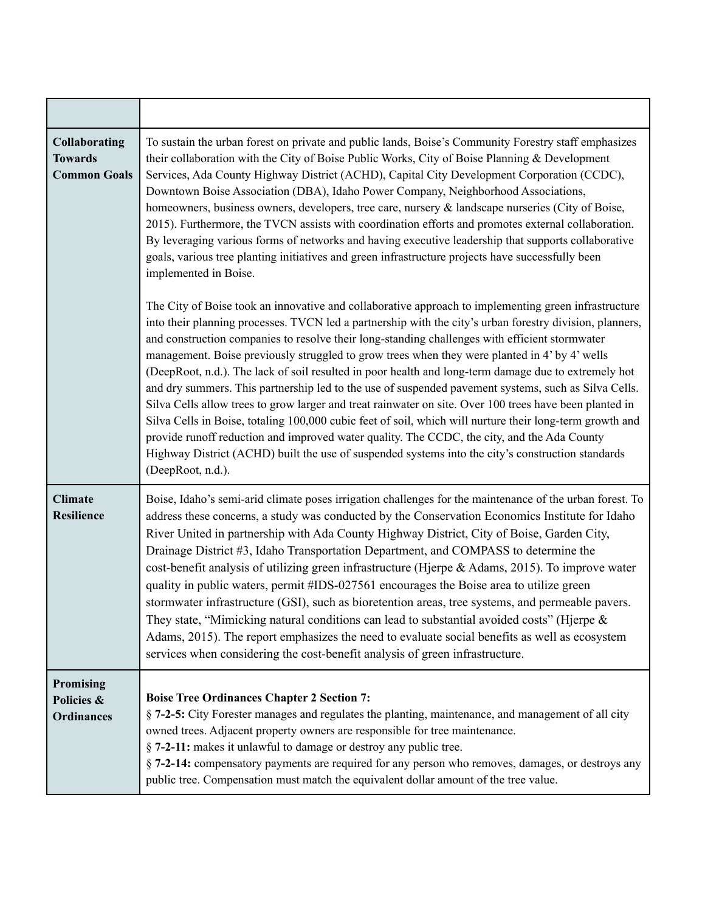| | |
|---|---|
| **Collaborating Towards Common Goals** | To sustain the urban forest on private and public lands, Boise's Community Forestry staff emphasizes their collaboration with the City of Boise Public Works, City of Boise Planning & Development Services, Ada County Highway District (ACHD), Capital City Development Corporation (CCDC), Downtown Boise Association (DBA), Idaho Power Company, Neighborhood Associations, homeowners, business owners, developers, tree care, nursery & landscape nurseries (City of Boise, 2015). Furthermore, the TVCN assists with coordination efforts and promotes external collaboration. By leveraging various forms of networks and having executive leadership that supports collaborative goals, various tree planting initiatives and green infrastructure projects have successfully been implemented in Boise.<br><br>The City of Boise took an innovative and collaborative approach to implementing green infrastructure into their planning processes. TVCN led a partnership with the city's urban forestry division, planners, and construction companies to resolve their long-standing challenges with efficient stormwater management. Boise previously struggled to grow trees when they were planted in 4' by 4' wells (DeepRoot, n.d.). The lack of soil resulted in poor health and long-term damage due to extremely hot and dry summers. This partnership led to the use of suspended pavement systems, such as Silva Cells. Silva Cells allow trees to grow larger and treat rainwater on site. Over 100 trees have been planted in Silva Cells in Boise, totaling 100,000 cubic feet of soil, which will nurture their long-term growth and provide runoff reduction and improved water quality. The CCDC, the city, and the Ada County Highway District (ACHD) built the use of suspended systems into the city's construction standards (DeepRoot, n.d.). |
| **Climate Resilience** | Boise, Idaho's semi-arid climate poses irrigation challenges for the maintenance of the urban forest. To address these concerns, a study was conducted by the Conservation Economics Institute for Idaho River United in partnership with Ada County Highway District, City of Boise, Garden City, Drainage District #3, Idaho Transportation Department, and COMPASS to determine the cost-benefit analysis of utilizing green infrastructure (Hjerpe & Adams, 2015). To improve water quality in public waters, permit #IDS-027561 encourages the Boise area to utilize green stormwater infrastructure (GSI), such as bioretention areas, tree systems, and permeable pavers. They state, "Mimicking natural conditions can lead to substantial avoided costs" (Hjerpe & Adams, 2015). The report emphasizes the need to evaluate social benefits as well as ecosystem services when considering the cost-benefit analysis of green infrastructure. |
| **Promising Policies & Ordinances** | **Boise Tree Ordinances Chapter 2 Section 7:**<br>§ **7-2-5:** City Forester manages and regulates the planting, maintenance, and management of all city owned trees. Adjacent property owners are responsible for tree maintenance.<br>§ **7-2-11:** makes it unlawful to damage or destroy any public tree.<br>§ **7-2-14:** compensatory payments are required for any person who removes, damages, or destroys any public tree. Compensation must match the equivalent dollar amount of the tree value. |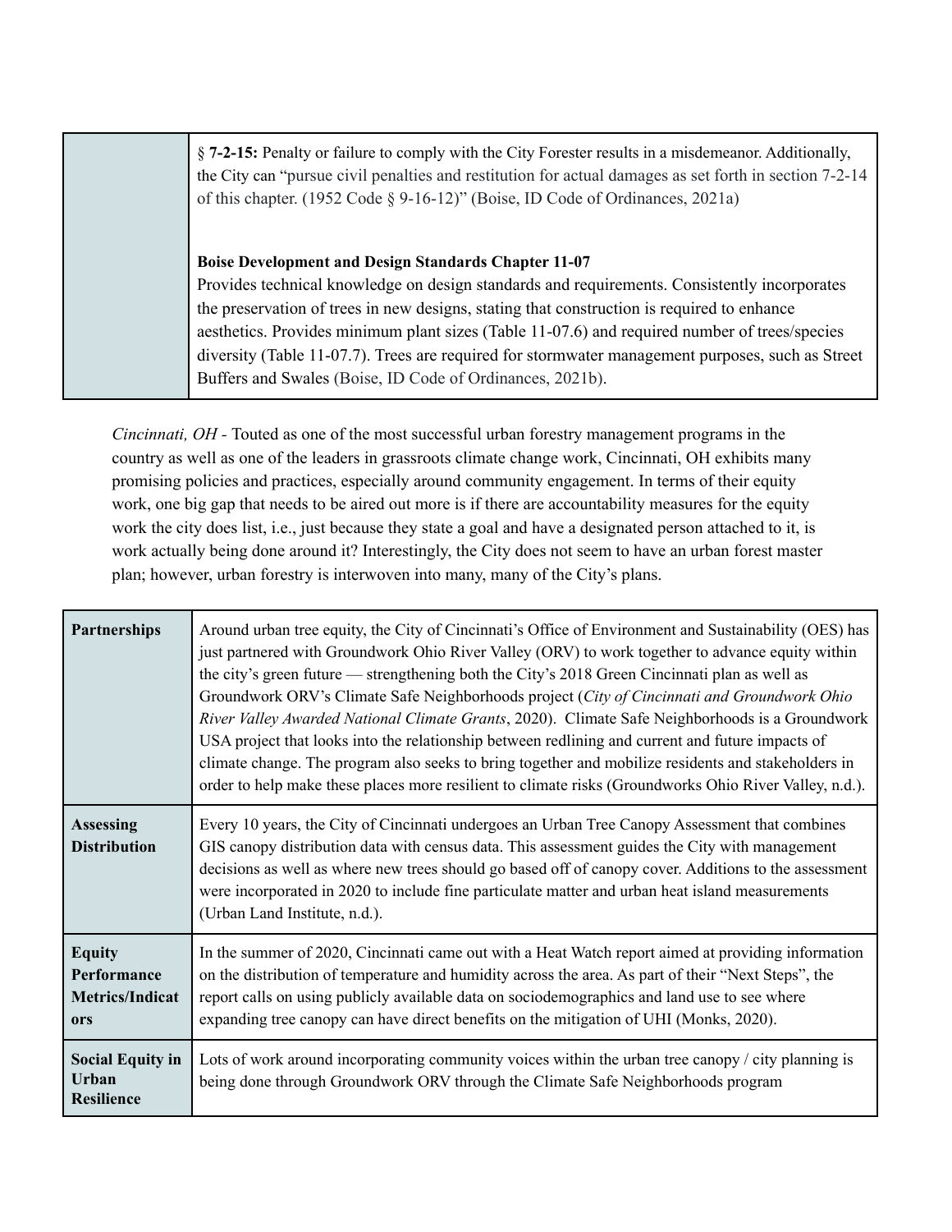| | |
|---|---|
| | § **7-2-15:** Penalty or failure to comply with the City Forester results in a misdemeanor. Additionally, the City can "pursue civil penalties and restitution for actual damages as set forth in section 7-2-14 of this chapter. (1952 Code § 9-16-12)" (Boise, ID Code of Ordinances, 2021a)<br><br>**Boise Development and Design Standards Chapter 11-07**<br>Provides technical knowledge on design standards and requirements. Consistently incorporates the preservation of trees in new designs, stating that construction is required to enhance aesthetics. Provides minimum plant sizes (Table 11-07.6) and required number of trees/species diversity (Table 11-07.7). Trees are required for stormwater management purposes, such as Street Buffers and Swales (Boise, ID Code of Ordinances, 2021b). |

*Cincinnati, OH* - Touted as one of the most successful urban forestry management programs in the country as well as one of the leaders in grassroots climate change work, Cincinnati, OH exhibits many promising policies and practices, especially around community engagement. In terms of their equity work, one big gap that needs to be aired out more is if there are accountability measures for the equity work the city does list, i.e., just because they state a goal and have a designated person attached to it, is work actually being done around it? Interestingly, the City does not seem to have an urban forest master plan; however, urban forestry is interwoven into many, many of the City's plans.

| | |
|---|---|
| **Partnerships** | Around urban tree equity, the City of Cincinnati's Office of Environment and Sustainability (OES) has just partnered with Groundwork Ohio River Valley (ORV) to work together to advance equity within the city's green future — strengthening both the City's 2018 Green Cincinnati plan as well as Groundwork ORV's Climate Safe Neighborhoods project (*City of Cincinnati and Groundwork Ohio River Valley Awarded National Climate Grants*, 2020). Climate Safe Neighborhoods is a Groundwork USA project that looks into the relationship between redlining and current and future impacts of climate change. The program also seeks to bring together and mobilize residents and stakeholders in order to help make these places more resilient to climate risks (Groundworks Ohio River Valley, n.d.). |
| **Assessing Distribution** | Every 10 years, the City of Cincinnati undergoes an Urban Tree Canopy Assessment that combines GIS canopy distribution data with census data. This assessment guides the City with management decisions as well as where new trees should go based off of canopy cover. Additions to the assessment were incorporated in 2020 to include fine particulate matter and urban heat island measurements (Urban Land Institute, n.d.). |
| **Equity Performance Metrics/Indicators** | In the summer of 2020, Cincinnati came out with a Heat Watch report aimed at providing information on the distribution of temperature and humidity across the area. As part of their "Next Steps", the report calls on using publicly available data on sociodemographics and land use to see where expanding tree canopy can have direct benefits on the mitigation of UHI (Monks, 2020). |
| **Social Equity in Urban Resilience** | Lots of work around incorporating community voices within the urban tree canopy / city planning is being done through Groundwork ORV through the Climate Safe Neighborhoods program |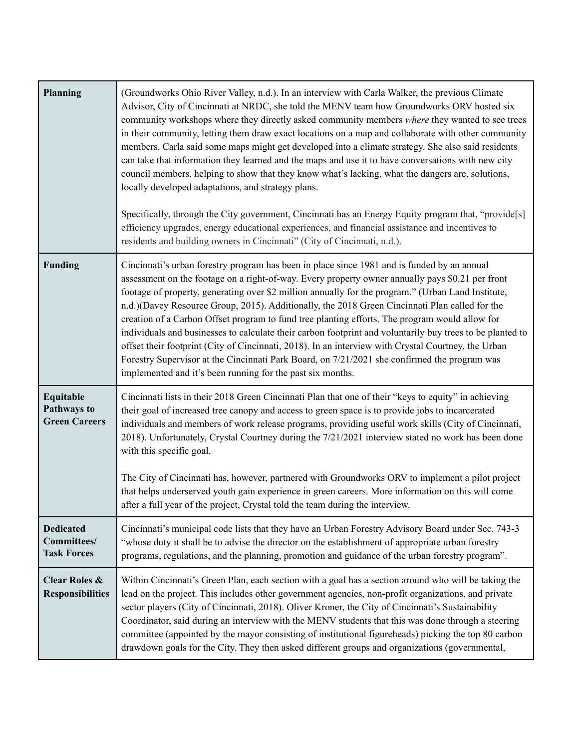| | |
|---|---|
| **Planning** | (Groundworks Ohio River Valley, n.d.). In an interview with Carla Walker, the previous Climate Advisor, City of Cincinnati at NRDC, she told the MENV team how Groundworks ORV hosted six community workshops where they directly asked community members *where* they wanted to see trees in their community, letting them draw exact locations on a map and collaborate with other community members. Carla said some maps might get developed into a climate strategy. She also said residents can take that information they learned and the maps and use it to have conversations with new city council members, helping to show that they know what's lacking, what the dangers are, solutions, locally developed adaptations, and strategy plans.<br><br>Specifically, through the City government, Cincinnati has an Energy Equity program that, "provide[s] efficiency upgrades, energy educational experiences, and financial assistance and incentives to residents and building owners in Cincinnati" (City of Cincinnati, n.d.). |
| **Funding** | Cincinnati's urban forestry program has been in place since 1981 and is funded by an annual assessment on the footage on a right-of-way. Every property owner annually pays $0.21 per front footage of property, generating over $2 million annually for the program." (Urban Land Institute, n.d.)(Davey Resource Group, 2015). Additionally, the 2018 Green Cincinnati Plan called for the creation of a Carbon Offset program to fund tree planting efforts. The program would allow for individuals and businesses to calculate their carbon footprint and voluntarily buy trees to be planted to offset their footprint (City of Cincinnati, 2018). In an interview with Crystal Courtney, the Urban Forestry Supervisor at the Cincinnati Park Board, on 7/21/2021 she confirmed the program was implemented and it's been running for the past six months. |
| **Equitable Pathways to Green Careers** | Cincinnati lists in their 2018 Green Cincinnati Plan that one of their "keys to equity" in achieving their goal of increased tree canopy and access to green space is to provide jobs to incarcerated individuals and members of work release programs, providing useful work skills (City of Cincinnati, 2018). Unfortunately, Crystal Courtney during the 7/21/2021 interview stated no work has been done with this specific goal.<br><br>The City of Cincinnati has, however, partnered with Groundworks ORV to implement a pilot project that helps underserved youth gain experience in green careers. More information on this will come after a full year of the project, Crystal told the team during the interview. |
| **Dedicated Committees/ Task Forces** | Cincinnati's municipal code lists that they have an Urban Forestry Advisory Board under Sec. 743-3 "whose duty it shall be to advise the director on the establishment of appropriate urban forestry programs, regulations, and the planning, promotion and guidance of the urban forestry program". |
| **Clear Roles & Responsibilities** | Within Cincinnati's Green Plan, each section with a goal has a section around who will be taking the lead on the project. This includes other government agencies, non-profit organizations, and private sector players (City of Cincinnati, 2018). Oliver Kroner, the City of Cincinnati's Sustainability Coordinator, said during an interview with the MENV students that this was done through a steering committee (appointed by the mayor consisting of institutional figureheads) picking the top 80 carbon drawdown goals for the City. They then asked different groups and organizations (governmental, |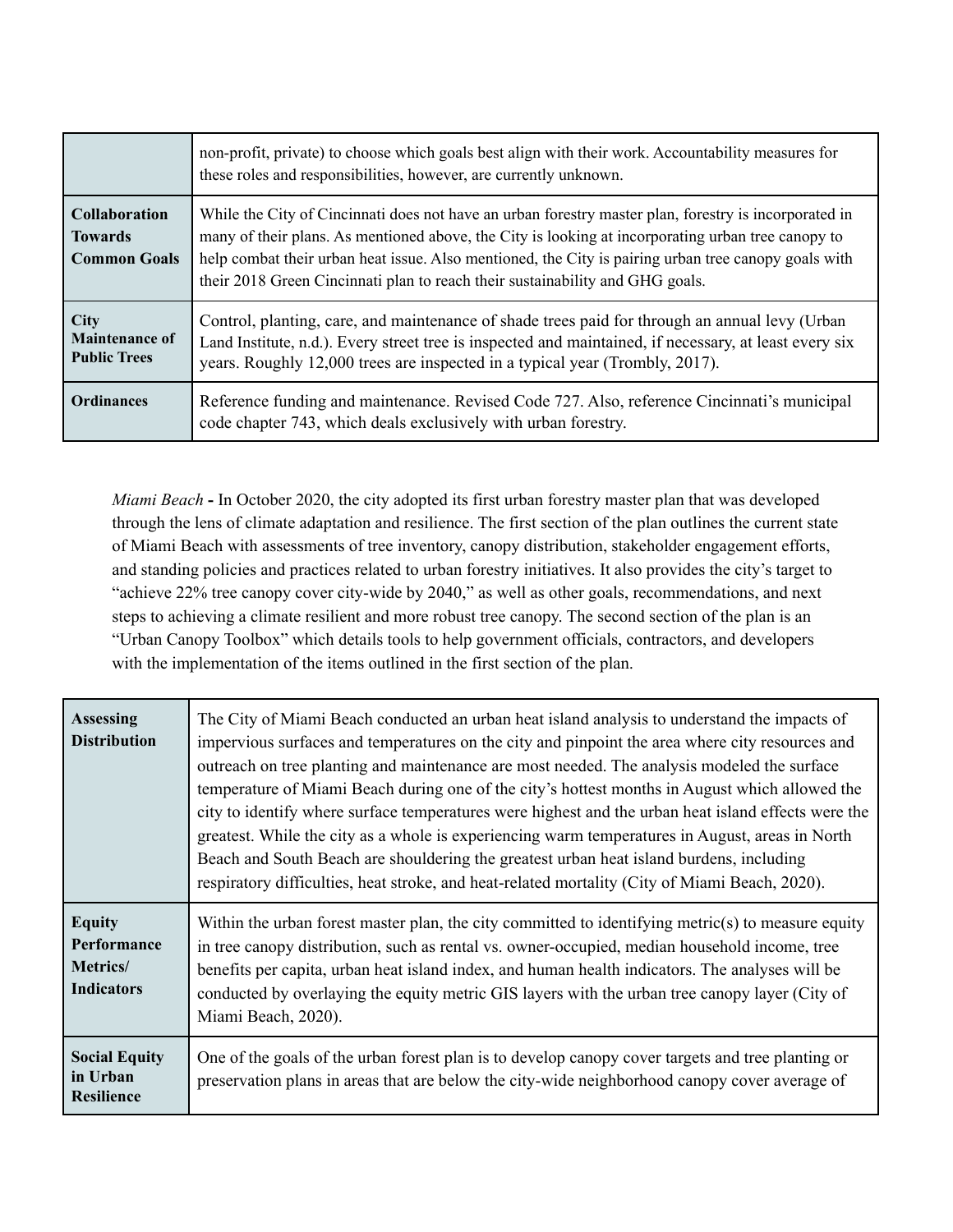| | |
|---|---|
| | non-profit, private) to choose which goals best align with their work. Accountability measures for these roles and responsibilities, however, are currently unknown. |
| **Collaboration Towards Common Goals** | While the City of Cincinnati does not have an urban forestry master plan, forestry is incorporated in many of their plans. As mentioned above, the City is looking at incorporating urban tree canopy to help combat their urban heat issue. Also mentioned, the City is pairing urban tree canopy goals with their 2018 Green Cincinnati plan to reach their sustainability and GHG goals. |
| **City Maintenance of Public Trees** | Control, planting, care, and maintenance of shade trees paid for through an annual levy (Urban Land Institute, n.d.). Every street tree is inspected and maintained, if necessary, at least every six years. Roughly 12,000 trees are inspected in a typical year (Trombly, 2017). |
| **Ordinances** | Reference funding and maintenance. Revised Code 727. Also, reference Cincinnati's municipal code chapter 743, which deals exclusively with urban forestry. |

*Miami Beach* **-** In October 2020, the city adopted its first urban forestry master plan that was developed through the lens of climate adaptation and resilience. The first section of the plan outlines the current state of Miami Beach with assessments of tree inventory, canopy distribution, stakeholder engagement efforts, and standing policies and practices related to urban forestry initiatives. It also provides the city's target to "achieve 22% tree canopy cover city-wide by 2040," as well as other goals, recommendations, and next steps to achieving a climate resilient and more robust tree canopy. The second section of the plan is an "Urban Canopy Toolbox" which details tools to help government officials, contractors, and developers with the implementation of the items outlined in the first section of the plan.

| | |
|---|---|
| **Assessing Distribution** | The City of Miami Beach conducted an urban heat island analysis to understand the impacts of impervious surfaces and temperatures on the city and pinpoint the area where city resources and outreach on tree planting and maintenance are most needed. The analysis modeled the surface temperature of Miami Beach during one of the city's hottest months in August which allowed the city to identify where surface temperatures were highest and the urban heat island effects were the greatest. While the city as a whole is experiencing warm temperatures in August, areas in North Beach and South Beach are shouldering the greatest urban heat island burdens, including respiratory difficulties, heat stroke, and heat-related mortality (City of Miami Beach, 2020). |
| **Equity Performance Metrics/ Indicators** | Within the urban forest master plan, the city committed to identifying metric(s) to measure equity in tree canopy distribution, such as rental vs. owner-occupied, median household income, tree benefits per capita, urban heat island index, and human health indicators. The analyses will be conducted by overlaying the equity metric GIS layers with the urban tree canopy layer (City of Miami Beach, 2020). |
| **Social Equity in Urban Resilience** | One of the goals of the urban forest plan is to develop canopy cover targets and tree planting or preservation plans in areas that are below the city-wide neighborhood canopy cover average of |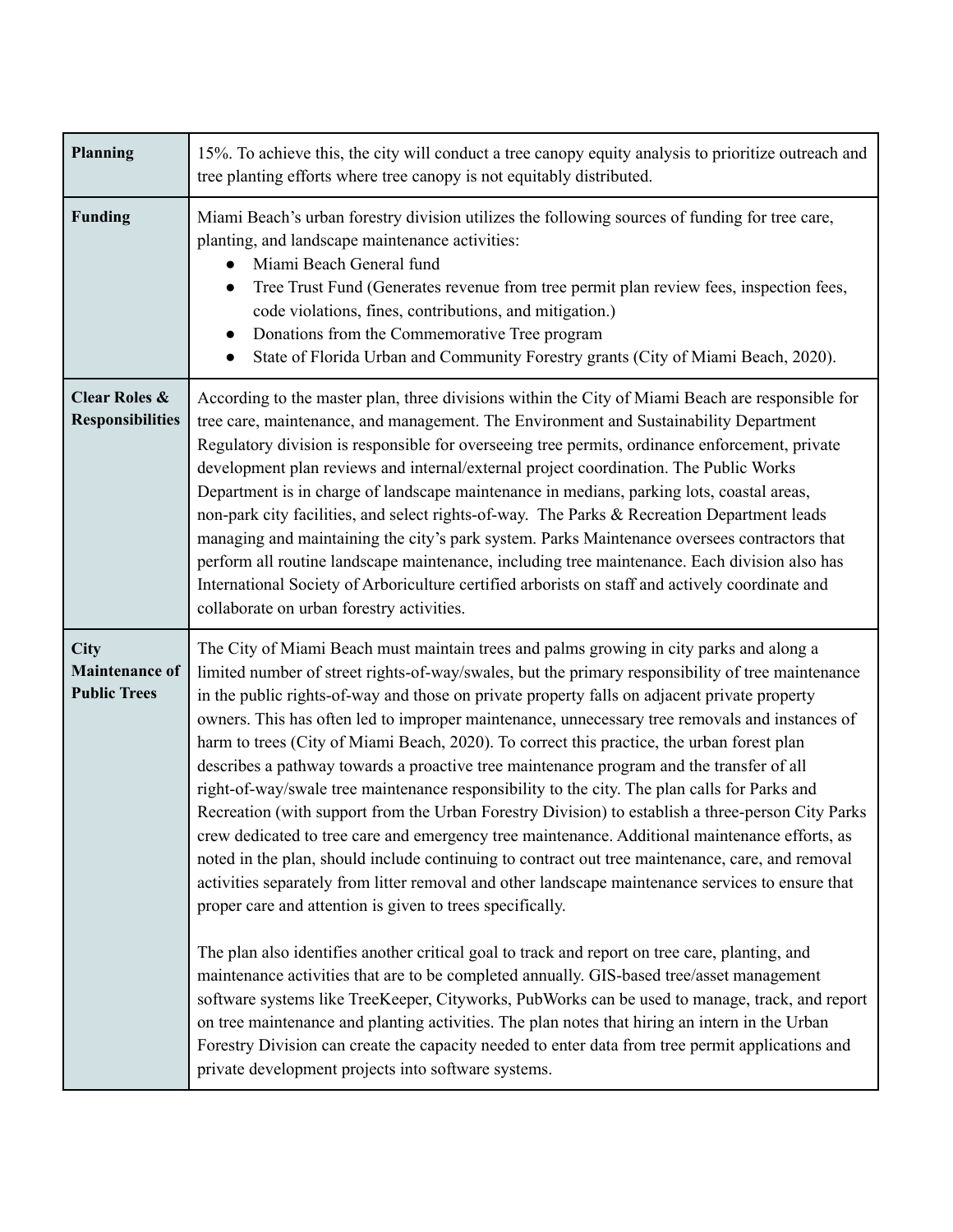| | |
|---|---|
| **Planning** | 15%. To achieve this, the city will conduct a tree canopy equity analysis to prioritize outreach and tree planting efforts where tree canopy is not equitably distributed. |
| **Funding** | Miami Beach's urban forestry division utilizes the following sources of funding for tree care, planting, and landscape maintenance activities:<br>● Miami Beach General fund<br>● Tree Trust Fund (Generates revenue from tree permit plan review fees, inspection fees, code violations, fines, contributions, and mitigation.)<br>● Donations from the Commemorative Tree program<br>● State of Florida Urban and Community Forestry grants (City of Miami Beach, 2020). |
| **Clear Roles & Responsibilities** | According to the master plan, three divisions within the City of Miami Beach are responsible for tree care, maintenance, and management. The Environment and Sustainability Department Regulatory division is responsible for overseeing tree permits, ordinance enforcement, private development plan reviews and internal/external project coordination. The Public Works Department is in charge of landscape maintenance in medians, parking lots, coastal areas, non-park city facilities, and select rights-of-way. The Parks & Recreation Department leads managing and maintaining the city's park system. Parks Maintenance oversees contractors that perform all routine landscape maintenance, including tree maintenance. Each division also has International Society of Arboriculture certified arborists on staff and actively coordinate and collaborate on urban forestry activities. |
| **City Maintenance of Public Trees** | The City of Miami Beach must maintain trees and palms growing in city parks and along a limited number of street rights-of-way/swales, but the primary responsibility of tree maintenance in the public rights-of-way and those on private property falls on adjacent private property owners. This has often led to improper maintenance, unnecessary tree removals and instances of harm to trees (City of Miami Beach, 2020). To correct this practice, the urban forest plan describes a pathway towards a proactive tree maintenance program and the transfer of all right-of-way/swale tree maintenance responsibility to the city. The plan calls for Parks and Recreation (with support from the Urban Forestry Division) to establish a three-person City Parks crew dedicated to tree care and emergency tree maintenance. Additional maintenance efforts, as noted in the plan, should include continuing to contract out tree maintenance, care, and removal activities separately from litter removal and other landscape maintenance services to ensure that proper care and attention is given to trees specifically.<br><br>The plan also identifies another critical goal to track and report on tree care, planting, and maintenance activities that are to be completed annually. GIS-based tree/asset management software systems like TreeKeeper, Cityworks, PubWorks can be used to manage, track, and report on tree maintenance and planting activities. The plan notes that hiring an intern in the Urban Forestry Division can create the capacity needed to enter data from tree permit applications and private development projects into software systems. |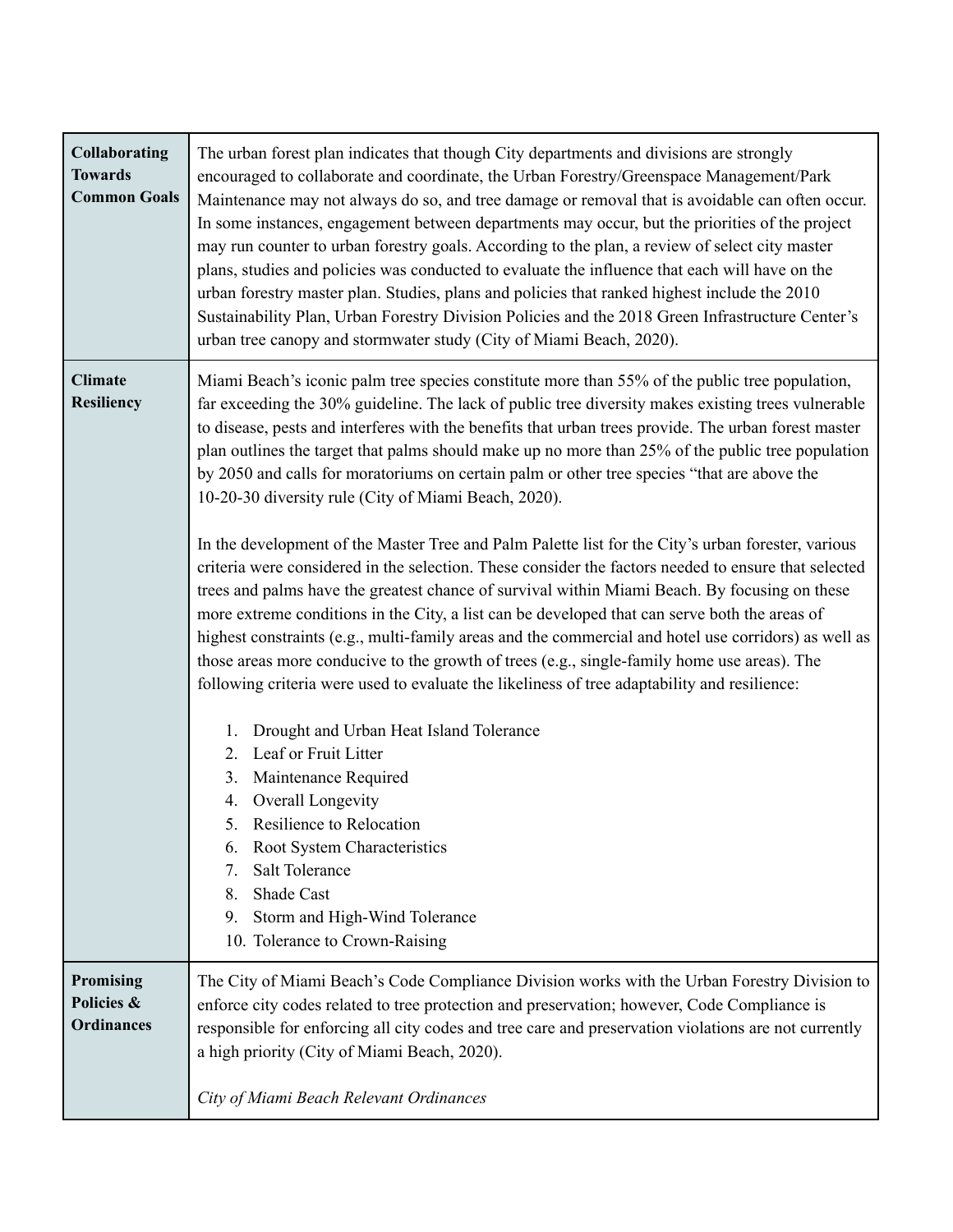| | |
|---|---|
| **Collaborating Towards Common Goals** | The urban forest plan indicates that though City departments and divisions are strongly encouraged to collaborate and coordinate, the Urban Forestry/Greenspace Management/Park Maintenance may not always do so, and tree damage or removal that is avoidable can often occur. In some instances, engagement between departments may occur, but the priorities of the project may run counter to urban forestry goals. According to the plan, a review of select city master plans, studies and policies was conducted to evaluate the influence that each will have on the urban forestry master plan. Studies, plans and policies that ranked highest include the 2010 Sustainability Plan, Urban Forestry Division Policies and the 2018 Green Infrastructure Center's urban tree canopy and stormwater study (City of Miami Beach, 2020). |
| **Climate Resiliency** | Miami Beach's iconic palm tree species constitute more than 55% of the public tree population, far exceeding the 30% guideline. The lack of public tree diversity makes existing trees vulnerable to disease, pests and interferes with the benefits that urban trees provide. The urban forest master plan outlines the target that palms should make up no more than 25% of the public tree population by 2050 and calls for moratoriums on certain palm or other tree species "that are above the 10-20-30 diversity rule (City of Miami Beach, 2020).<br><br>In the development of the Master Tree and Palm Palette list for the City's urban forester, various criteria were considered in the selection. These consider the factors needed to ensure that selected trees and palms have the greatest chance of survival within Miami Beach. By focusing on these more extreme conditions in the City, a list can be developed that can serve both the areas of highest constraints (e.g., multi-family areas and the commercial and hotel use corridors) as well as those areas more conducive to the growth of trees (e.g., single-family home use areas). The following criteria were used to evaluate the likeliness of tree adaptability and resilience:<br><br>1. Drought and Urban Heat Island Tolerance<br>2. Leaf or Fruit Litter<br>3. Maintenance Required<br>4. Overall Longevity<br>5. Resilience to Relocation<br>6. Root System Characteristics<br>7. Salt Tolerance<br>8. Shade Cast<br>9. Storm and High-Wind Tolerance<br>10. Tolerance to Crown-Raising |
| **Promising Policies & Ordinances** | The City of Miami Beach's Code Compliance Division works with the Urban Forestry Division to enforce city codes related to tree protection and preservation; however, Code Compliance is responsible for enforcing all city codes and tree care and preservation violations are not currently a high priority (City of Miami Beach, 2020).<br><br>*City of Miami Beach Relevant Ordinances* |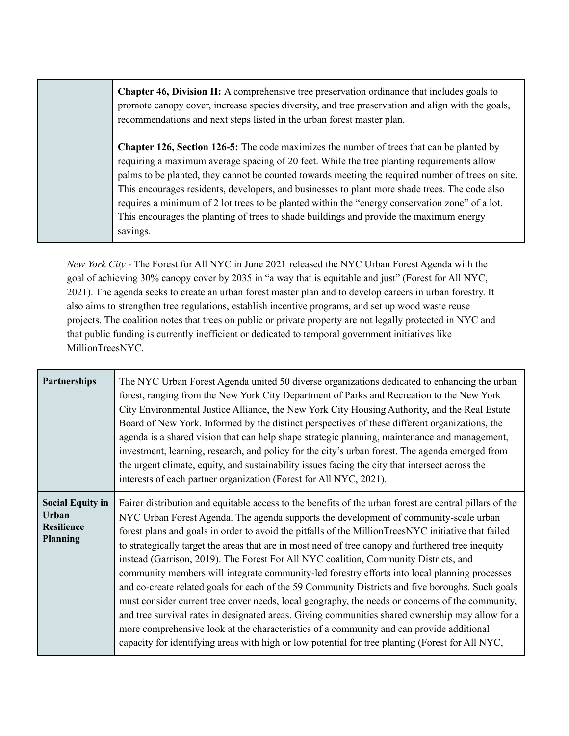| | |
|---|---|
| | **Chapter 46, Division II:** A comprehensive tree preservation ordinance that includes goals to promote canopy cover, increase species diversity, and tree preservation and align with the goals, recommendations and next steps listed in the urban forest master plan.<br><br>**Chapter 126, Section 126-5:** The code maximizes the number of trees that can be planted by requiring a maximum average spacing of 20 feet. While the tree planting requirements allow palms to be planted, they cannot be counted towards meeting the required number of trees on site. This encourages residents, developers, and businesses to plant more shade trees. The code also requires a minimum of 2 lot trees to be planted within the "energy conservation zone" of a lot. This encourages the planting of trees to shade buildings and provide the maximum energy savings. |

*New York City* - The Forest for All NYC in June 2021 released the NYC Urban Forest Agenda with the goal of achieving 30% canopy cover by 2035 in "a way that is equitable and just" (Forest for All NYC, 2021). The agenda seeks to create an urban forest master plan and to develop careers in urban forestry. It also aims to strengthen tree regulations, establish incentive programs, and set up wood waste reuse projects. The coalition notes that trees on public or private property are not legally protected in NYC and that public funding is currently inefficient or dedicated to temporal government initiatives like MillionTreesNYC.

| | |
|---|---|
| **Partnerships** | The NYC Urban Forest Agenda united 50 diverse organizations dedicated to enhancing the urban forest, ranging from the New York City Department of Parks and Recreation to the New York City Environmental Justice Alliance, the New York City Housing Authority, and the Real Estate Board of New York. Informed by the distinct perspectives of these different organizations, the agenda is a shared vision that can help shape strategic planning, maintenance and management, investment, learning, research, and policy for the city's urban forest. The agenda emerged from the urgent climate, equity, and sustainability issues facing the city that intersect across the interests of each partner organization (Forest for All NYC, 2021). |
| **Social Equity in Urban Resilience Planning** | Fairer distribution and equitable access to the benefits of the urban forest are central pillars of the NYC Urban Forest Agenda. The agenda supports the development of community-scale urban forest plans and goals in order to avoid the pitfalls of the MillionTreesNYC initiative that failed to strategically target the areas that are in most need of tree canopy and furthered tree inequity instead (Garrison, 2019). The Forest For All NYC coalition, Community Districts, and community members will integrate community-led forestry efforts into local planning processes and co-create related goals for each of the 59 Community Districts and five boroughs. Such goals must consider current tree cover needs, local geography, the needs or concerns of the community, and tree survival rates in designated areas. Giving communities shared ownership may allow for a more comprehensive look at the characteristics of a community and can provide additional capacity for identifying areas with high or low potential for tree planting (Forest for All NYC, |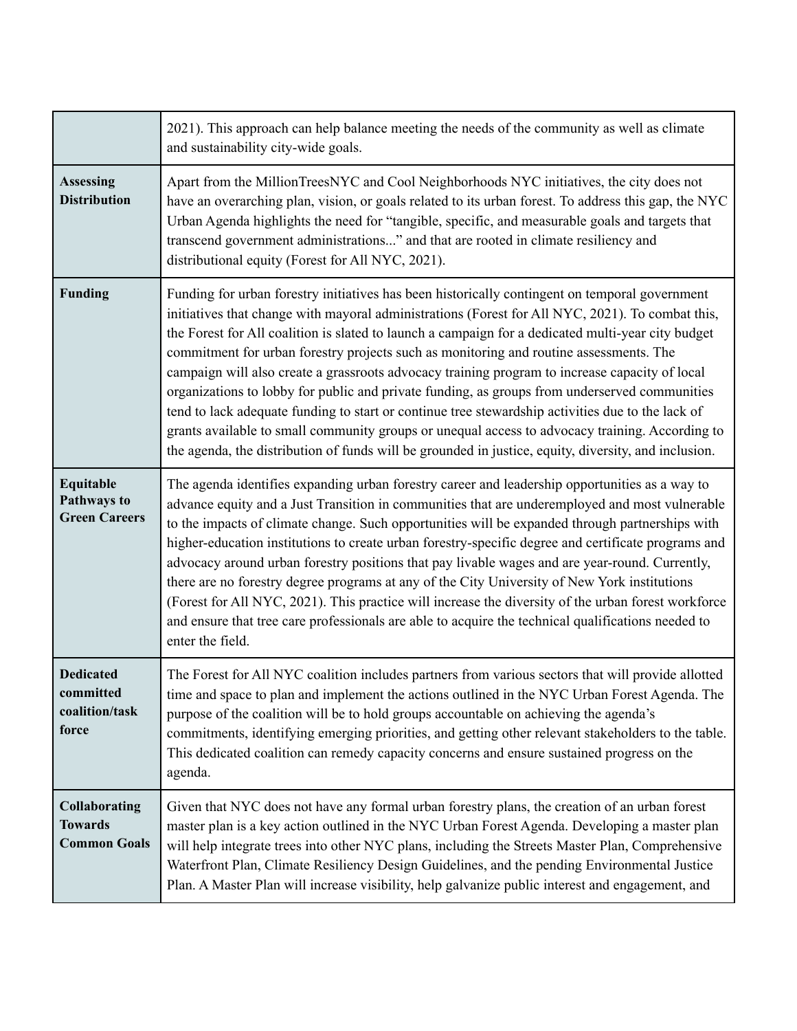| | |
|---|---|
| | 2021). This approach can help balance meeting the needs of the community as well as climate and sustainability city-wide goals. |
| **Assessing Distribution** | Apart from the MillionTreesNYC and Cool Neighborhoods NYC initiatives, the city does not have an overarching plan, vision, or goals related to its urban forest. To address this gap, the NYC Urban Agenda highlights the need for "tangible, specific, and measurable goals and targets that transcend government administrations..." and that are rooted in climate resiliency and distributional equity (Forest for All NYC, 2021). |
| **Funding** | Funding for urban forestry initiatives has been historically contingent on temporal government initiatives that change with mayoral administrations (Forest for All NYC, 2021). To combat this, the Forest for All coalition is slated to launch a campaign for a dedicated multi-year city budget commitment for urban forestry projects such as monitoring and routine assessments. The campaign will also create a grassroots advocacy training program to increase capacity of local organizations to lobby for public and private funding, as groups from underserved communities tend to lack adequate funding to start or continue tree stewardship activities due to the lack of grants available to small community groups or unequal access to advocacy training. According to the agenda, the distribution of funds will be grounded in justice, equity, diversity, and inclusion. |
| **Equitable Pathways to Green Careers** | The agenda identifies expanding urban forestry career and leadership opportunities as a way to advance equity and a Just Transition in communities that are underemployed and most vulnerable to the impacts of climate change. Such opportunities will be expanded through partnerships with higher-education institutions to create urban forestry-specific degree and certificate programs and advocacy around urban forestry positions that pay livable wages and are year-round. Currently, there are no forestry degree programs at any of the City University of New York institutions (Forest for All NYC, 2021). This practice will increase the diversity of the urban forest workforce and ensure that tree care professionals are able to acquire the technical qualifications needed to enter the field. |
| **Dedicated committed coalition/task force** | The Forest for All NYC coalition includes partners from various sectors that will provide allotted time and space to plan and implement the actions outlined in the NYC Urban Forest Agenda. The purpose of the coalition will be to hold groups accountable on achieving the agenda's commitments, identifying emerging priorities, and getting other relevant stakeholders to the table. This dedicated coalition can remedy capacity concerns and ensure sustained progress on the agenda. |
| **Collaborating Towards Common Goals** | Given that NYC does not have any formal urban forestry plans, the creation of an urban forest master plan is a key action outlined in the NYC Urban Forest Agenda. Developing a master plan will help integrate trees into other NYC plans, including the Streets Master Plan, Comprehensive Waterfront Plan, Climate Resiliency Design Guidelines, and the pending Environmental Justice Plan. A Master Plan will increase visibility, help galvanize public interest and engagement, and |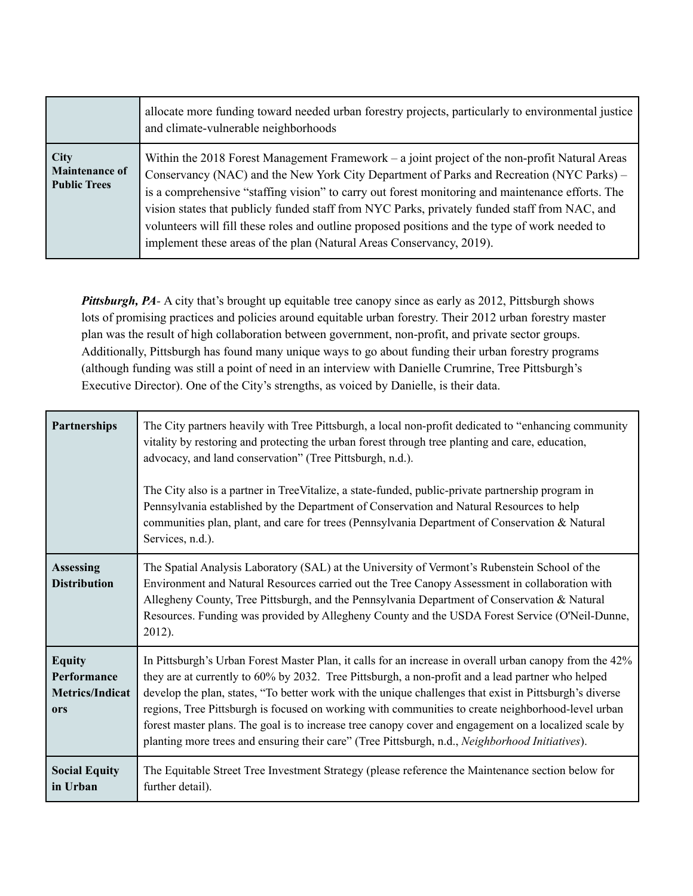| | |
|---|---|
| | allocate more funding toward needed urban forestry projects, particularly to environmental justice and climate-vulnerable neighborhoods |
| **City Maintenance of Public Trees** | Within the 2018 Forest Management Framework – a joint project of the non-profit Natural Areas Conservancy (NAC) and the New York City Department of Parks and Recreation (NYC Parks) – is a comprehensive "staffing vision" to carry out forest monitoring and maintenance efforts. The vision states that publicly funded staff from NYC Parks, privately funded staff from NAC, and volunteers will fill these roles and outline proposed positions and the type of work needed to implement these areas of the plan (Natural Areas Conservancy, 2019). |

***Pittsburgh, PA***- A city that's brought up equitable tree canopy since as early as 2012, Pittsburgh shows lots of promising practices and policies around equitable urban forestry. Their 2012 urban forestry master plan was the result of high collaboration between government, non-profit, and private sector groups. Additionally, Pittsburgh has found many unique ways to go about funding their urban forestry programs (although funding was still a point of need in an interview with Danielle Crumrine, Tree Pittsburgh's Executive Director). One of the City's strengths, as voiced by Danielle, is their data.

| | |
|---|---|
| **Partnerships** | The City partners heavily with Tree Pittsburgh, a local non-profit dedicated to "enhancing community vitality by restoring and protecting the urban forest through tree planting and care, education, advocacy, and land conservation" (Tree Pittsburgh, n.d.).<br><br>The City also is a partner in TreeVitalize, a state-funded, public-private partnership program in Pennsylvania established by the Department of Conservation and Natural Resources to help communities plan, plant, and care for trees (Pennsylvania Department of Conservation & Natural Services, n.d.). |
| **Assessing Distribution** | The Spatial Analysis Laboratory (SAL) at the University of Vermont's Rubenstein School of the Environment and Natural Resources carried out the Tree Canopy Assessment in collaboration with Allegheny County, Tree Pittsburgh, and the Pennsylvania Department of Conservation & Natural Resources. Funding was provided by Allegheny County and the USDA Forest Service (O'Neil-Dunne, 2012). |
| **Equity Performance Metrics/Indicators** | In Pittsburgh's Urban Forest Master Plan, it calls for an increase in overall urban canopy from the 42% they are at currently to 60% by 2032. Tree Pittsburgh, a non-profit and a lead partner who helped develop the plan, states, "To better work with the unique challenges that exist in Pittsburgh's diverse regions, Tree Pittsburgh is focused on working with communities to create neighborhood-level urban forest master plans. The goal is to increase tree canopy cover and engagement on a localized scale by planting more trees and ensuring their care" (Tree Pittsburgh, n.d., *Neighborhood Initiatives*). |
| **Social Equity in Urban** | The Equitable Street Tree Investment Strategy (please reference the Maintenance section below for further detail). |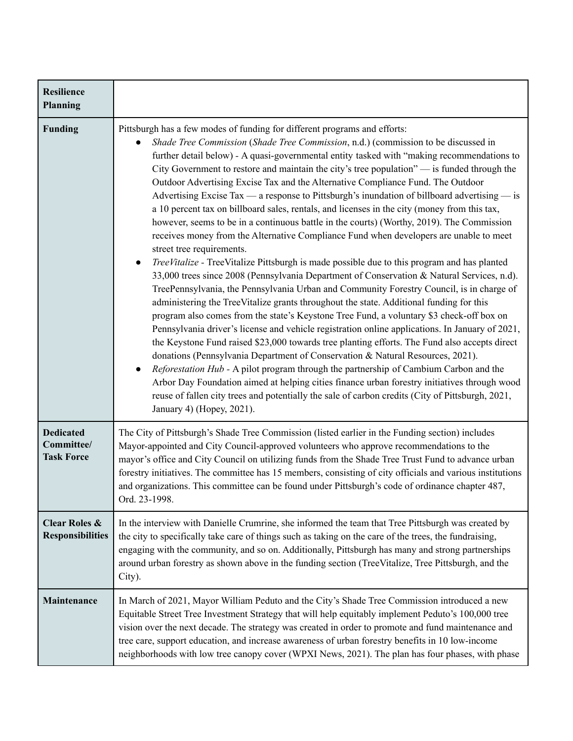| **Resilience Planning** | |
|---|---|
| **Funding** | Pittsburgh has a few modes of funding for different programs and efforts:<br>● *Shade Tree Commission* (*Shade Tree Commission*, n.d.) (commission to be discussed in further detail below) - A quasi-governmental entity tasked with "making recommendations to City Government to restore and maintain the city's tree population" — is funded through the Outdoor Advertising Excise Tax and the Alternative Compliance Fund. The Outdoor Advertising Excise Tax — a response to Pittsburgh's inundation of billboard advertising — is a 10 percent tax on billboard sales, rentals, and licenses in the city (money from this tax, however, seems to be in a continuous battle in the courts) (Worthy, 2019). The Commission receives money from the Alternative Compliance Fund when developers are unable to meet street tree requirements.<br>● *TreeVitalize* - TreeVitalize Pittsburgh is made possible due to this program and has planted 33,000 trees since 2008 (Pennsylvania Department of Conservation & Natural Services, n.d). TreePennsylvania, the Pennsylvania Urban and Community Forestry Council, is in charge of administering the TreeVitalize grants throughout the state. Additional funding for this program also comes from the state's Keystone Tree Fund, a voluntary $3 check-off box on Pennsylvania driver's license and vehicle registration online applications. In January of 2021, the Keystone Fund raised $23,000 towards tree planting efforts. The Fund also accepts direct donations (Pennsylvania Department of Conservation & Natural Resources, 2021).<br>● *Reforestation Hub* - A pilot program through the partnership of Cambium Carbon and the Arbor Day Foundation aimed at helping cities finance urban forestry initiatives through wood reuse of fallen city trees and potentially the sale of carbon credits (City of Pittsburgh, 2021, January 4) (Hopey, 2021). |
| **Dedicated Committee/ Task Force** | The City of Pittsburgh's Shade Tree Commission (listed earlier in the Funding section) includes Mayor-appointed and City Council-approved volunteers who approve recommendations to the mayor's office and City Council on utilizing funds from the Shade Tree Trust Fund to advance urban forestry initiatives. The committee has 15 members, consisting of city officials and various institutions and organizations. This committee can be found under Pittsburgh's code of ordinance chapter 487, Ord. 23-1998. |
| **Clear Roles & Responsibilities** | In the interview with Danielle Crumrine, she informed the team that Tree Pittsburgh was created by the city to specifically take care of things such as taking on the care of the trees, the fundraising, engaging with the community, and so on. Additionally, Pittsburgh has many and strong partnerships around urban forestry as shown above in the funding section (TreeVitalize, Tree Pittsburgh, and the City). |
| **Maintenance** | In March of 2021, Mayor William Peduto and the City's Shade Tree Commission introduced a new Equitable Street Tree Investment Strategy that will help equitably implement Peduto's 100,000 tree vision over the next decade. The strategy was created in order to promote and fund maintenance and tree care, support education, and increase awareness of urban forestry benefits in 10 low-income neighborhoods with low tree canopy cover (WPXI News, 2021). The plan has four phases, with phase |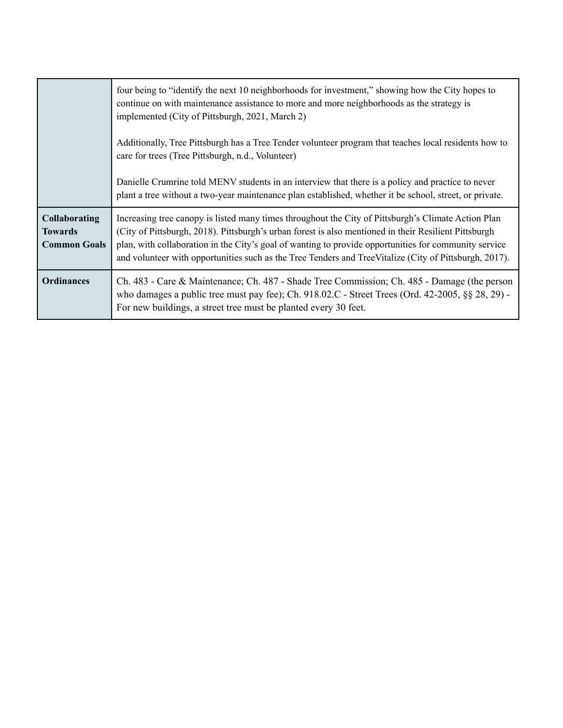| | |
|---|---|
| | four being to “identify the next 10 neighborhoods for investment,” showing how the City hopes to continue on with maintenance assistance to more and more neighborhoods as the strategy is implemented (City of Pittsburgh, 2021, March 2)<br><br>Additionally, Tree Pittsburgh has a Tree Tender volunteer program that teaches local residents how to care for trees (Tree Pittsburgh, n.d., Volunteer)<br><br>Danielle Crumrine told MENV students in an interview that there is a policy and practice to never plant a tree without a two-year maintenance plan established, whether it be school, street, or private. |
| **Collaborating Towards Common Goals** | Increasing tree canopy is listed many times throughout the City of Pittsburgh’s Climate Action Plan (City of Pittsburgh, 2018). Pittsburgh’s urban forest is also mentioned in their Resilient Pittsburgh plan, with collaboration in the City’s goal of wanting to provide opportunities for community service and volunteer with opportunities such as the Tree Tenders and TreeVitalize (City of Pittsburgh, 2017). |
| **Ordinances** | Ch. 483 - Care & Maintenance; Ch. 487 - Shade Tree Commission; Ch. 485 - Damage (the person who damages a public tree must pay fee); Ch. 918.02.C - Street Trees (Ord. 42-2005, §§ 28, 29) - For new buildings, a street tree must be planted every 30 feet. |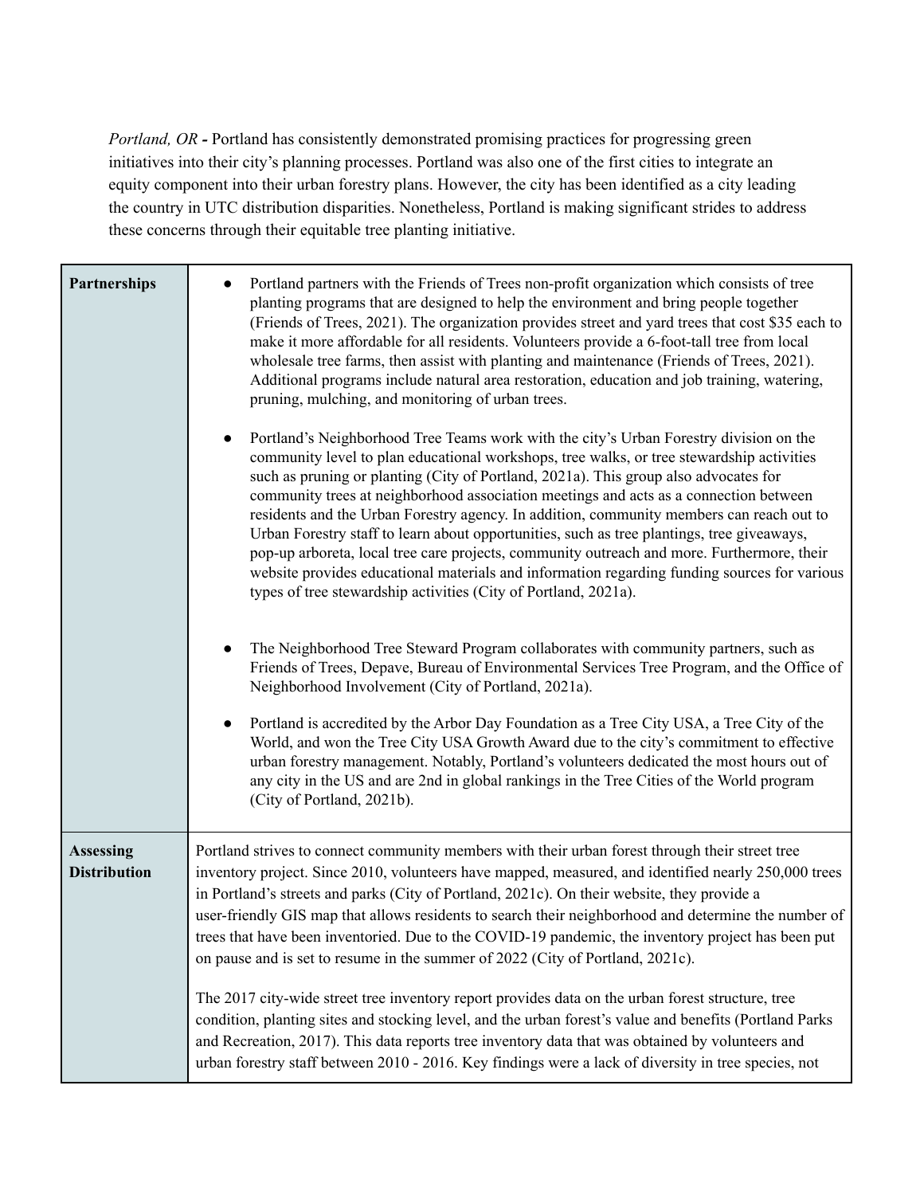*Portland, OR* **-** Portland has consistently demonstrated promising practices for progressing green initiatives into their city's planning processes. Portland was also one of the first cities to integrate an equity component into their urban forestry plans. However, the city has been identified as a city leading the country in UTC distribution disparities. Nonetheless, Portland is making significant strides to address these concerns through their equitable tree planting initiative.

| | |
|---|---|
| **Partnerships** | • Portland partners with the Friends of Trees non-profit organization which consists of tree planting programs that are designed to help the environment and bring people together (Friends of Trees, 2021). The organization provides street and yard trees that cost $35 each to make it more affordable for all residents. Volunteers provide a 6-foot-tall tree from local wholesale tree farms, then assist with planting and maintenance (Friends of Trees, 2021). Additional programs include natural area restoration, education and job training, watering, pruning, mulching, and monitoring of urban trees.<br><br>• Portland's Neighborhood Tree Teams work with the city's Urban Forestry division on the community level to plan educational workshops, tree walks, or tree stewardship activities such as pruning or planting (City of Portland, 2021a). This group also advocates for community trees at neighborhood association meetings and acts as a connection between residents and the Urban Forestry agency. In addition, community members can reach out to Urban Forestry staff to learn about opportunities, such as tree plantings, tree giveaways, pop-up arboreta, local tree care projects, community outreach and more. Furthermore, their website provides educational materials and information regarding funding sources for various types of tree stewardship activities (City of Portland, 2021a).<br><br>• The Neighborhood Tree Steward Program collaborates with community partners, such as Friends of Trees, Depave, Bureau of Environmental Services Tree Program, and the Office of Neighborhood Involvement (City of Portland, 2021a).<br><br>• Portland is accredited by the Arbor Day Foundation as a Tree City USA, a Tree City of the World, and won the Tree City USA Growth Award due to the city's commitment to effective urban forestry management. Notably, Portland's volunteers dedicated the most hours out of any city in the US and are 2nd in global rankings in the Tree Cities of the World program (City of Portland, 2021b). |
| **Assessing Distribution** | Portland strives to connect community members with their urban forest through their street tree inventory project. Since 2010, volunteers have mapped, measured, and identified nearly 250,000 trees in Portland's streets and parks (City of Portland, 2021c). On their website, they provide a user-friendly GIS map that allows residents to search their neighborhood and determine the number of trees that have been inventoried. Due to the COVID-19 pandemic, the inventory project has been put on pause and is set to resume in the summer of 2022 (City of Portland, 2021c).<br><br>The 2017 city-wide street tree inventory report provides data on the urban forest structure, tree condition, planting sites and stocking level, and the urban forest's value and benefits (Portland Parks and Recreation, 2017). This data reports tree inventory data that was obtained by volunteers and urban forestry staff between 2010 - 2016. Key findings were a lack of diversity in tree species, not |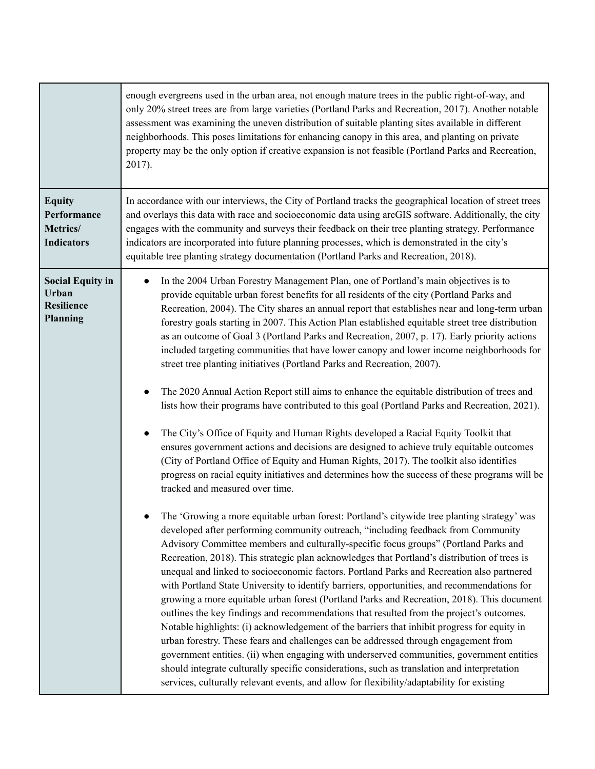| | |
|---|---|
| | enough evergreens used in the urban area, not enough mature trees in the public right-of-way, and only 20% street trees are from large varieties (Portland Parks and Recreation, 2017). Another notable assessment was examining the uneven distribution of suitable planting sites available in different neighborhoods. This poses limitations for enhancing canopy in this area, and planting on private property may be the only option if creative expansion is not feasible (Portland Parks and Recreation, 2017). |
| **Equity Performance Metrics/ Indicators** | In accordance with our interviews, the City of Portland tracks the geographical location of street trees and overlays this data with race and socioeconomic data using arcGIS software. Additionally, the city engages with the community and surveys their feedback on their tree planting strategy. Performance indicators are incorporated into future planning processes, which is demonstrated in the city's equitable tree planting strategy documentation (Portland Parks and Recreation, 2018). |
| **Social Equity in Urban Resilience Planning** | • In the 2004 Urban Forestry Management Plan, one of Portland's main objectives is to provide equitable urban forest benefits for all residents of the city (Portland Parks and Recreation, 2004). The City shares an annual report that establishes near and long-term urban forestry goals starting in 2007. This Action Plan established equitable street tree distribution as an outcome of Goal 3 (Portland Parks and Recreation, 2007, p. 17). Early priority actions included targeting communities that have lower canopy and lower income neighborhoods for street tree planting initiatives (Portland Parks and Recreation, 2007).<br><br>• The 2020 Annual Action Report still aims to enhance the equitable distribution of trees and lists how their programs have contributed to this goal (Portland Parks and Recreation, 2021).<br><br>• The City's Office of Equity and Human Rights developed a Racial Equity Toolkit that ensures government actions and decisions are designed to achieve truly equitable outcomes (City of Portland Office of Equity and Human Rights, 2017). The toolkit also identifies progress on racial equity initiatives and determines how the success of these programs will be tracked and measured over time.<br><br>• The 'Growing a more equitable urban forest: Portland's citywide tree planting strategy' was developed after performing community outreach, "including feedback from Community Advisory Committee members and culturally-specific focus groups" (Portland Parks and Recreation, 2018). This strategic plan acknowledges that Portland's distribution of trees is unequal and linked to socioeconomic factors. Portland Parks and Recreation also partnered with Portland State University to identify barriers, opportunities, and recommendations for growing a more equitable urban forest (Portland Parks and Recreation, 2018). This document outlines the key findings and recommendations that resulted from the project's outcomes. Notable highlights: (i) acknowledgement of the barriers that inhibit progress for equity in urban forestry. These fears and challenges can be addressed through engagement from government entities. (ii) when engaging with underserved communities, government entities should integrate culturally specific considerations, such as translation and interpretation services, culturally relevant events, and allow for flexibility/adaptability for existing |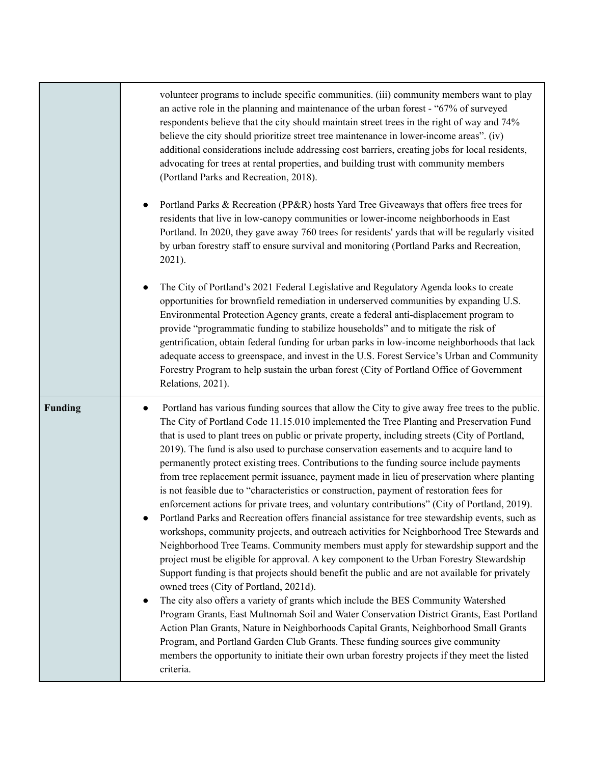| | |
|---|---|
| | volunteer programs to include specific communities. (iii) community members want to play an active role in the planning and maintenance of the urban forest - "67% of surveyed respondents believe that the city should maintain street trees in the right of way and 74% believe the city should prioritize street tree maintenance in lower-income areas". (iv) additional considerations include addressing cost barriers, creating jobs for local residents, advocating for trees at rental properties, and building trust with community members (Portland Parks and Recreation, 2018).<br><br>● Portland Parks & Recreation (PP&R) hosts Yard Tree Giveaways that offers free trees for residents that live in low-canopy communities or lower-income neighborhoods in East Portland. In 2020, they gave away 760 trees for residents' yards that will be regularly visited by urban forestry staff to ensure survival and monitoring (Portland Parks and Recreation, 2021).<br><br>● The City of Portland's 2021 Federal Legislative and Regulatory Agenda looks to create opportunities for brownfield remediation in underserved communities by expanding U.S. Environmental Protection Agency grants, create a federal anti-displacement program to provide "programmatic funding to stabilize households" and to mitigate the risk of gentrification, obtain federal funding for urban parks in low-income neighborhoods that lack adequate access to greenspace, and invest in the U.S. Forest Service's Urban and Community Forestry Program to help sustain the urban forest (City of Portland Office of Government Relations, 2021). |
| **Funding** | ● Portland has various funding sources that allow the City to give away free trees to the public. The City of Portland Code 11.15.010 implemented the Tree Planting and Preservation Fund that is used to plant trees on public or private property, including streets (City of Portland, 2019). The fund is also used to purchase conservation easements and to acquire land to permanently protect existing trees. Contributions to the funding source include payments from tree replacement permit issuance, payment made in lieu of preservation where planting is not feasible due to "characteristics or construction, payment of restoration fees for enforcement actions for private trees, and voluntary contributions" (City of Portland, 2019).<br>● Portland Parks and Recreation offers financial assistance for tree stewardship events, such as workshops, community projects, and outreach activities for Neighborhood Tree Stewards and Neighborhood Tree Teams. Community members must apply for stewardship support and the project must be eligible for approval. A key component to the Urban Forestry Stewardship Support funding is that projects should benefit the public and are not available for privately owned trees (City of Portland, 2021d).<br>● The city also offers a variety of grants which include the BES Community Watershed Program Grants, East Multnomah Soil and Water Conservation District Grants, East Portland Action Plan Grants, Nature in Neighborhoods Capital Grants, Neighborhood Small Grants Program, and Portland Garden Club Grants. These funding sources give community members the opportunity to initiate their own urban forestry projects if they meet the listed criteria. |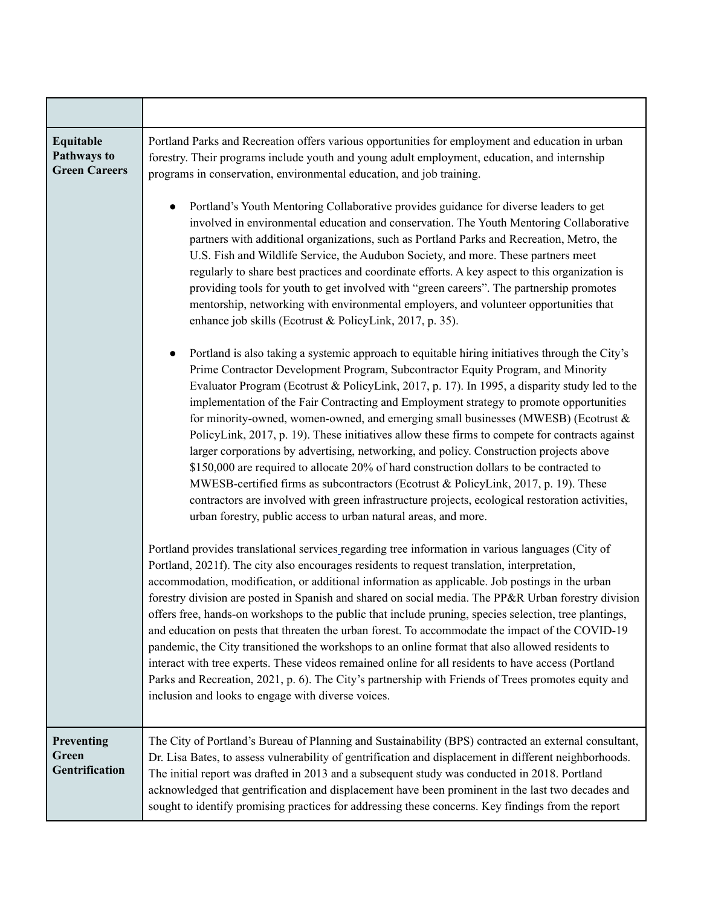| | |
|---|---|
| **Equitable Pathways to Green Careers** | Portland Parks and Recreation offers various opportunities for employment and education in urban forestry. Their programs include youth and young adult employment, education, and internship programs in conservation, environmental education, and job training.<br><br>● Portland's Youth Mentoring Collaborative provides guidance for diverse leaders to get involved in environmental education and conservation. The Youth Mentoring Collaborative partners with additional organizations, such as Portland Parks and Recreation, Metro, the U.S. Fish and Wildlife Service, the Audubon Society, and more. These partners meet regularly to share best practices and coordinate efforts. A key aspect to this organization is providing tools for youth to get involved with "green careers". The partnership promotes mentorship, networking with environmental employers, and volunteer opportunities that enhance job skills (Ecotrust & PolicyLink, 2017, p. 35).<br><br>● Portland is also taking a systemic approach to equitable hiring initiatives through the City's Prime Contractor Development Program, Subcontractor Equity Program, and Minority Evaluator Program (Ecotrust & PolicyLink, 2017, p. 17). In 1995, a disparity study led to the implementation of the Fair Contracting and Employment strategy to promote opportunities for minority-owned, women-owned, and emerging small businesses (MWESB) (Ecotrust & PolicyLink, 2017, p. 19). These initiatives allow these firms to compete for contracts against larger corporations by advertising, networking, and policy. Construction projects above $150,000 are required to allocate 20% of hard construction dollars to be contracted to MWESB-certified firms as subcontractors (Ecotrust & PolicyLink, 2017, p. 19). These contractors are involved with green infrastructure projects, ecological restoration activities, urban forestry, public access to urban natural areas, and more.<br><br>Portland provides translational services regarding tree information in various languages (City of Portland, 2021f). The city also encourages residents to request translation, interpretation, accommodation, modification, or additional information as applicable. Job postings in the urban forestry division are posted in Spanish and shared on social media. The PP&R Urban forestry division offers free, hands-on workshops to the public that include pruning, species selection, tree plantings, and education on pests that threaten the urban forest. To accommodate the impact of the COVID-19 pandemic, the City transitioned the workshops to an online format that also allowed residents to interact with tree experts. These videos remained online for all residents to have access (Portland Parks and Recreation, 2021, p. 6). The City's partnership with Friends of Trees promotes equity and inclusion and looks to engage with diverse voices. |
| **Preventing Green Gentrification** | The City of Portland's Bureau of Planning and Sustainability (BPS) contracted an external consultant, Dr. Lisa Bates, to assess vulnerability of gentrification and displacement in different neighborhoods. The initial report was drafted in 2013 and a subsequent study was conducted in 2018. Portland acknowledged that gentrification and displacement have been prominent in the last two decades and sought to identify promising practices for addressing these concerns. Key findings from the report |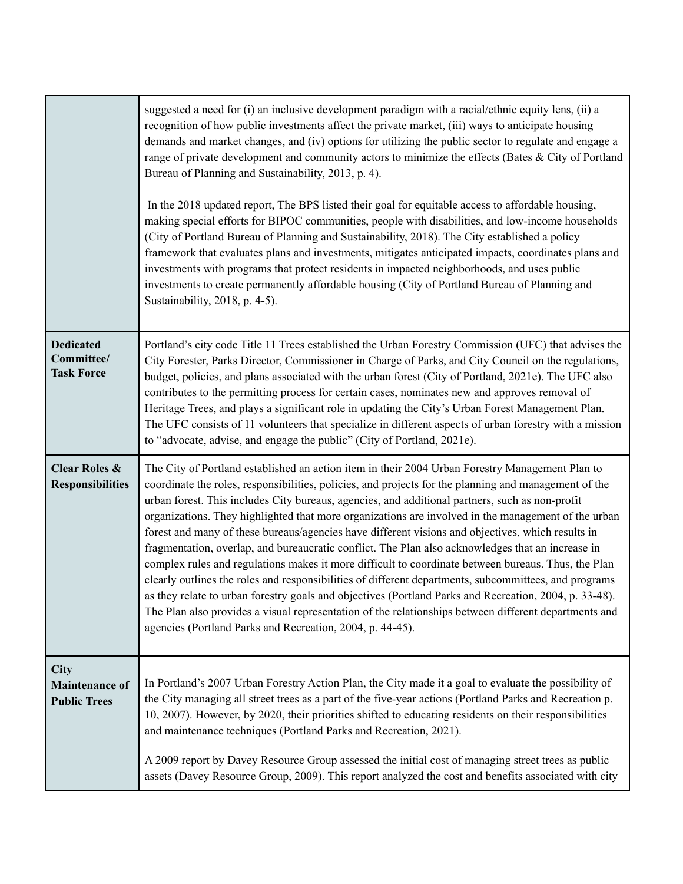| | |
|---|---|
| | suggested a need for (i) an inclusive development paradigm with a racial/ethnic equity lens, (ii) a recognition of how public investments affect the private market, (iii) ways to anticipate housing demands and market changes, and (iv) options for utilizing the public sector to regulate and engage a range of private development and community actors to minimize the effects (Bates & City of Portland Bureau of Planning and Sustainability, 2013, p. 4).<br><br>In the 2018 updated report, The BPS listed their goal for equitable access to affordable housing, making special efforts for BIPOC communities, people with disabilities, and low-income households (City of Portland Bureau of Planning and Sustainability, 2018). The City established a policy framework that evaluates plans and investments, mitigates anticipated impacts, coordinates plans and investments with programs that protect residents in impacted neighborhoods, and uses public investments to create permanently affordable housing (City of Portland Bureau of Planning and Sustainability, 2018, p. 4-5). |
| **Dedicated Committee/ Task Force** | Portland's city code Title 11 Trees established the Urban Forestry Commission (UFC) that advises the City Forester, Parks Director, Commissioner in Charge of Parks, and City Council on the regulations, budget, policies, and plans associated with the urban forest (City of Portland, 2021e). The UFC also contributes to the permitting process for certain cases, nominates new and approves removal of Heritage Trees, and plays a significant role in updating the City's Urban Forest Management Plan. The UFC consists of 11 volunteers that specialize in different aspects of urban forestry with a mission to "advocate, advise, and engage the public" (City of Portland, 2021e). |
| **Clear Roles & Responsibilities** | The City of Portland established an action item in their 2004 Urban Forestry Management Plan to coordinate the roles, responsibilities, policies, and projects for the planning and management of the urban forest. This includes City bureaus, agencies, and additional partners, such as non-profit organizations. They highlighted that more organizations are involved in the management of the urban forest and many of these bureaus/agencies have different visions and objectives, which results in fragmentation, overlap, and bureaucratic conflict. The Plan also acknowledges that an increase in complex rules and regulations makes it more difficult to coordinate between bureaus. Thus, the Plan clearly outlines the roles and responsibilities of different departments, subcommittees, and programs as they relate to urban forestry goals and objectives (Portland Parks and Recreation, 2004, p. 33-48). The Plan also provides a visual representation of the relationships between different departments and agencies (Portland Parks and Recreation, 2004, p. 44-45). |
| **City Maintenance of Public Trees** | In Portland's 2007 Urban Forestry Action Plan, the City made it a goal to evaluate the possibility of the City managing all street trees as a part of the five-year actions (Portland Parks and Recreation p. 10, 2007). However, by 2020, their priorities shifted to educating residents on their responsibilities and maintenance techniques (Portland Parks and Recreation, 2021).<br><br>A 2009 report by Davey Resource Group assessed the initial cost of managing street trees as public assets (Davey Resource Group, 2009). This report analyzed the cost and benefits associated with city |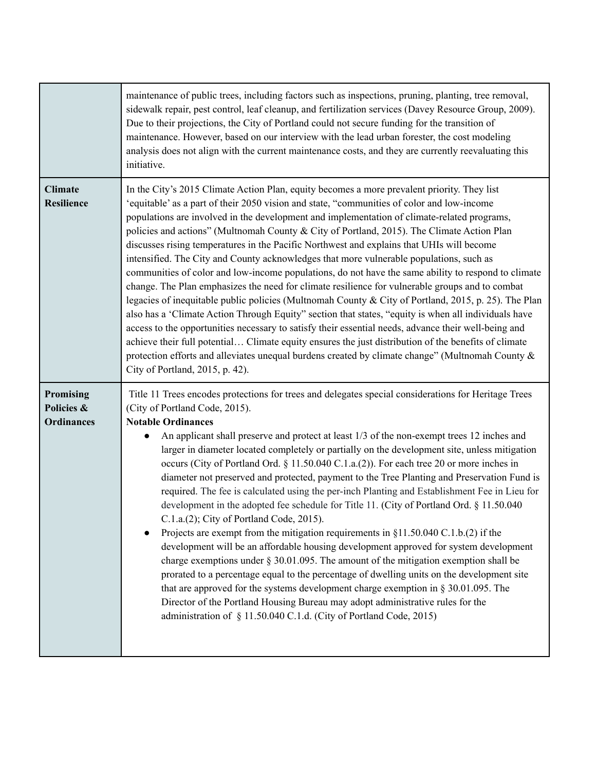| | |
|---|---|
| | maintenance of public trees, including factors such as inspections, pruning, planting, tree removal, sidewalk repair, pest control, leaf cleanup, and fertilization services (Davey Resource Group, 2009). Due to their projections, the City of Portland could not secure funding for the transition of maintenance. However, based on our interview with the lead urban forester, the cost modeling analysis does not align with the current maintenance costs, and they are currently reevaluating this initiative. |
| **Climate Resilience** | In the City's 2015 Climate Action Plan, equity becomes a more prevalent priority. They list 'equitable' as a part of their 2050 vision and state, "communities of color and low-income populations are involved in the development and implementation of climate-related programs, policies and actions" (Multnomah County & City of Portland, 2015). The Climate Action Plan discusses rising temperatures in the Pacific Northwest and explains that UHIs will become intensified. The City and County acknowledges that more vulnerable populations, such as communities of color and low-income populations, do not have the same ability to respond to climate change. The Plan emphasizes the need for climate resilience for vulnerable groups and to combat legacies of inequitable public policies (Multnomah County & City of Portland, 2015, p. 25). The Plan also has a 'Climate Action Through Equity" section that states, "equity is when all individuals have access to the opportunities necessary to satisfy their essential needs, advance their well-being and achieve their full potential… Climate equity ensures the just distribution of the benefits of climate protection efforts and alleviates unequal burdens created by climate change" (Multnomah County & City of Portland, 2015, p. 42). |
| **Promising Policies & Ordinances** | Title 11 Trees encodes protections for trees and delegates special considerations for Heritage Trees (City of Portland Code, 2015).<br>**Notable Ordinances**<br>• An applicant shall preserve and protect at least 1/3 of the non-exempt trees 12 inches and larger in diameter located completely or partially on the development site, unless mitigation occurs (City of Portland Ord. § 11.50.040 C.1.a.(2)). For each tree 20 or more inches in diameter not preserved and protected, payment to the Tree Planting and Preservation Fund is required. The fee is calculated using the per-inch Planting and Establishment Fee in Lieu for development in the adopted fee schedule for Title 11. (City of Portland Ord. § 11.50.040 C.1.a.(2); City of Portland Code, 2015).<br>• Projects are exempt from the mitigation requirements in §11.50.040 C.1.b.(2) if the development will be an affordable housing development approved for system development charge exemptions under § 30.01.095. The amount of the mitigation exemption shall be prorated to a percentage equal to the percentage of dwelling units on the development site that are approved for the systems development charge exemption in § 30.01.095. The Director of the Portland Housing Bureau may adopt administrative rules for the administration of § 11.50.040 C.1.d. (City of Portland Code, 2015) |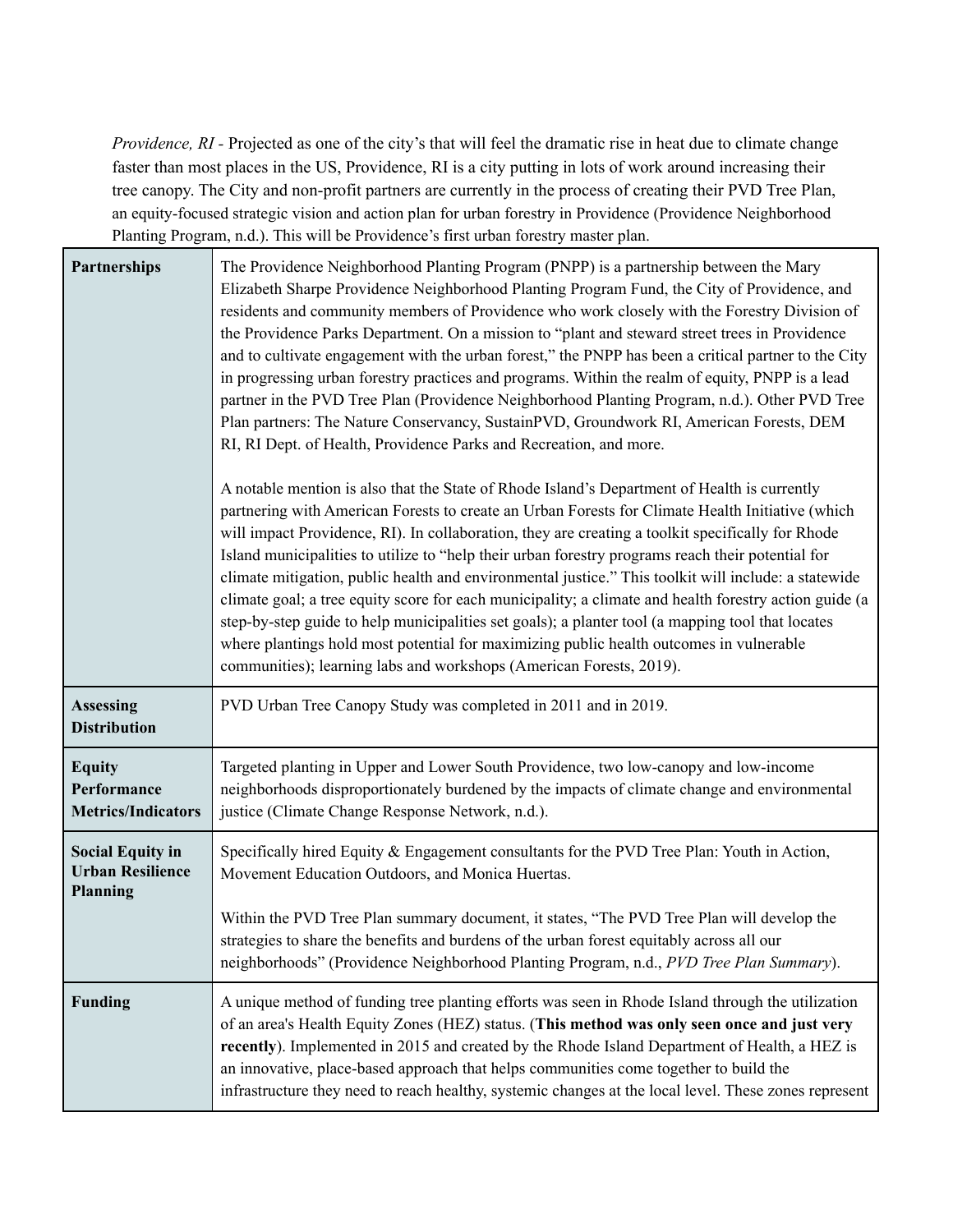*Providence, RI* - Projected as one of the city's that will feel the dramatic rise in heat due to climate change faster than most places in the US, Providence, RI is a city putting in lots of work around increasing their tree canopy. The City and non-profit partners are currently in the process of creating their PVD Tree Plan, an equity-focused strategic vision and action plan for urban forestry in Providence (Providence Neighborhood Planting Program, n.d.). This will be Providence's first urban forestry master plan.

| | |
|---|---|
| **Partnerships** | The Providence Neighborhood Planting Program (PNPP) is a partnership between the Mary Elizabeth Sharpe Providence Neighborhood Planting Program Fund, the City of Providence, and residents and community members of Providence who work closely with the Forestry Division of the Providence Parks Department. On a mission to "plant and steward street trees in Providence and to cultivate engagement with the urban forest," the PNPP has been a critical partner to the City in progressing urban forestry practices and programs. Within the realm of equity, PNPP is a lead partner in the PVD Tree Plan (Providence Neighborhood Planting Program, n.d.). Other PVD Tree Plan partners: The Nature Conservancy, SustainPVD, Groundwork RI, American Forests, DEM RI, RI Dept. of Health, Providence Parks and Recreation, and more.<br><br>A notable mention is also that the State of Rhode Island's Department of Health is currently partnering with American Forests to create an Urban Forests for Climate Health Initiative (which will impact Providence, RI). In collaboration, they are creating a toolkit specifically for Rhode Island municipalities to utilize to "help their urban forestry programs reach their potential for climate mitigation, public health and environmental justice." This toolkit will include: a statewide climate goal; a tree equity score for each municipality; a climate and health forestry action guide (a step-by-step guide to help municipalities set goals); a planter tool (a mapping tool that locates where plantings hold most potential for maximizing public health outcomes in vulnerable communities); learning labs and workshops (American Forests, 2019). |
| **Assessing Distribution** | PVD Urban Tree Canopy Study was completed in 2011 and in 2019. |
| **Equity Performance Metrics/Indicators** | Targeted planting in Upper and Lower South Providence, two low-canopy and low-income neighborhoods disproportionately burdened by the impacts of climate change and environmental justice (Climate Change Response Network, n.d.). |
| **Social Equity in Urban Resilience Planning** | Specifically hired Equity & Engagement consultants for the PVD Tree Plan: Youth in Action, Movement Education Outdoors, and Monica Huertas.<br><br>Within the PVD Tree Plan summary document, it states, "The PVD Tree Plan will develop the strategies to share the benefits and burdens of the urban forest equitably across all our neighborhoods" (Providence Neighborhood Planting Program, n.d., *PVD Tree Plan Summary*). |
| **Funding** | A unique method of funding tree planting efforts was seen in Rhode Island through the utilization of an area's Health Equity Zones (HEZ) status. (**This method was only seen once and just very recently**). Implemented in 2015 and created by the Rhode Island Department of Health, a HEZ is an innovative, place-based approach that helps communities come together to build the infrastructure they need to reach healthy, systemic changes at the local level. These zones represent |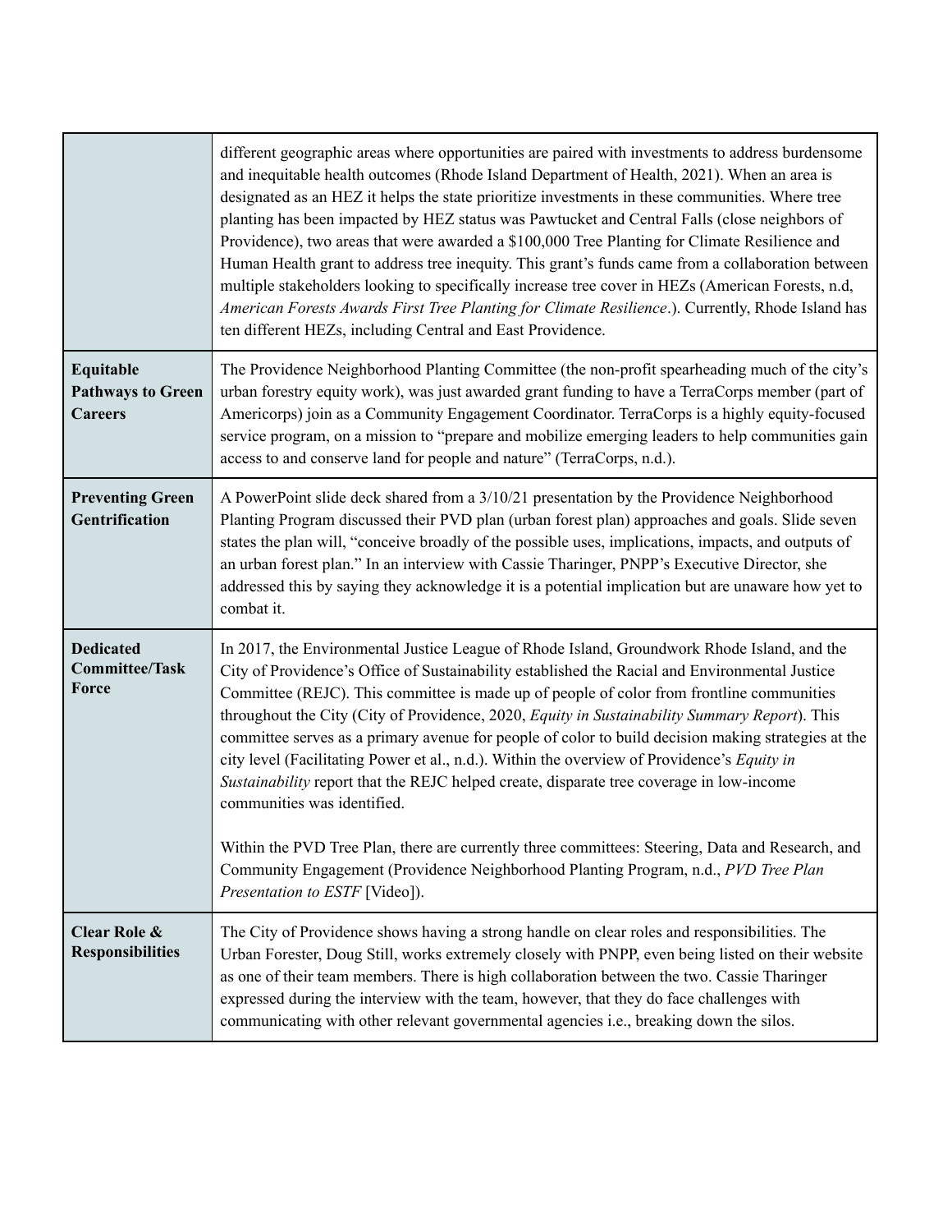| | |
|---|---|
| | different geographic areas where opportunities are paired with investments to address burdensome and inequitable health outcomes (Rhode Island Department of Health, 2021). When an area is designated as an HEZ it helps the state prioritize investments in these communities. Where tree planting has been impacted by HEZ status was Pawtucket and Central Falls (close neighbors of Providence), two areas that were awarded a $100,000 Tree Planting for Climate Resilience and Human Health grant to address tree inequity. This grant's funds came from a collaboration between multiple stakeholders looking to specifically increase tree cover in HEZs (American Forests, n.d, *American Forests Awards First Tree Planting for Climate Resilience*.). Currently, Rhode Island has ten different HEZs, including Central and East Providence. |
| **Equitable Pathways to Green Careers** | The Providence Neighborhood Planting Committee (the non-profit spearheading much of the city's urban forestry equity work), was just awarded grant funding to have a TerraCorps member (part of Americorps) join as a Community Engagement Coordinator. TerraCorps is a highly equity-focused service program, on a mission to "prepare and mobilize emerging leaders to help communities gain access to and conserve land for people and nature" (TerraCorps, n.d.). |
| **Preventing Green Gentrification** | A PowerPoint slide deck shared from a 3/10/21 presentation by the Providence Neighborhood Planting Program discussed their PVD plan (urban forest plan) approaches and goals. Slide seven states the plan will, "conceive broadly of the possible uses, implications, impacts, and outputs of an urban forest plan." In an interview with Cassie Tharinger, PNPP's Executive Director, she addressed this by saying they acknowledge it is a potential implication but are unaware how yet to combat it. |
| **Dedicated Committee/Task Force** | In 2017, the Environmental Justice League of Rhode Island, Groundwork Rhode Island, and the City of Providence's Office of Sustainability established the Racial and Environmental Justice Committee (REJC). This committee is made up of people of color from frontline communities throughout the City (City of Providence, 2020, *Equity in Sustainability Summary Report*). This committee serves as a primary avenue for people of color to build decision making strategies at the city level (Facilitating Power et al., n.d.). Within the overview of Providence's *Equity in Sustainability* report that the REJC helped create, disparate tree coverage in low-income communities was identified.<br><br>Within the PVD Tree Plan, there are currently three committees: Steering, Data and Research, and Community Engagement (Providence Neighborhood Planting Program, n.d., *PVD Tree Plan Presentation to ESTF* [Video]). |
| **Clear Role & Responsibilities** | The City of Providence shows having a strong handle on clear roles and responsibilities. The Urban Forester, Doug Still, works extremely closely with PNPP, even being listed on their website as one of their team members. There is high collaboration between the two. Cassie Tharinger expressed during the interview with the team, however, that they do face challenges with communicating with other relevant governmental agencies i.e., breaking down the silos. |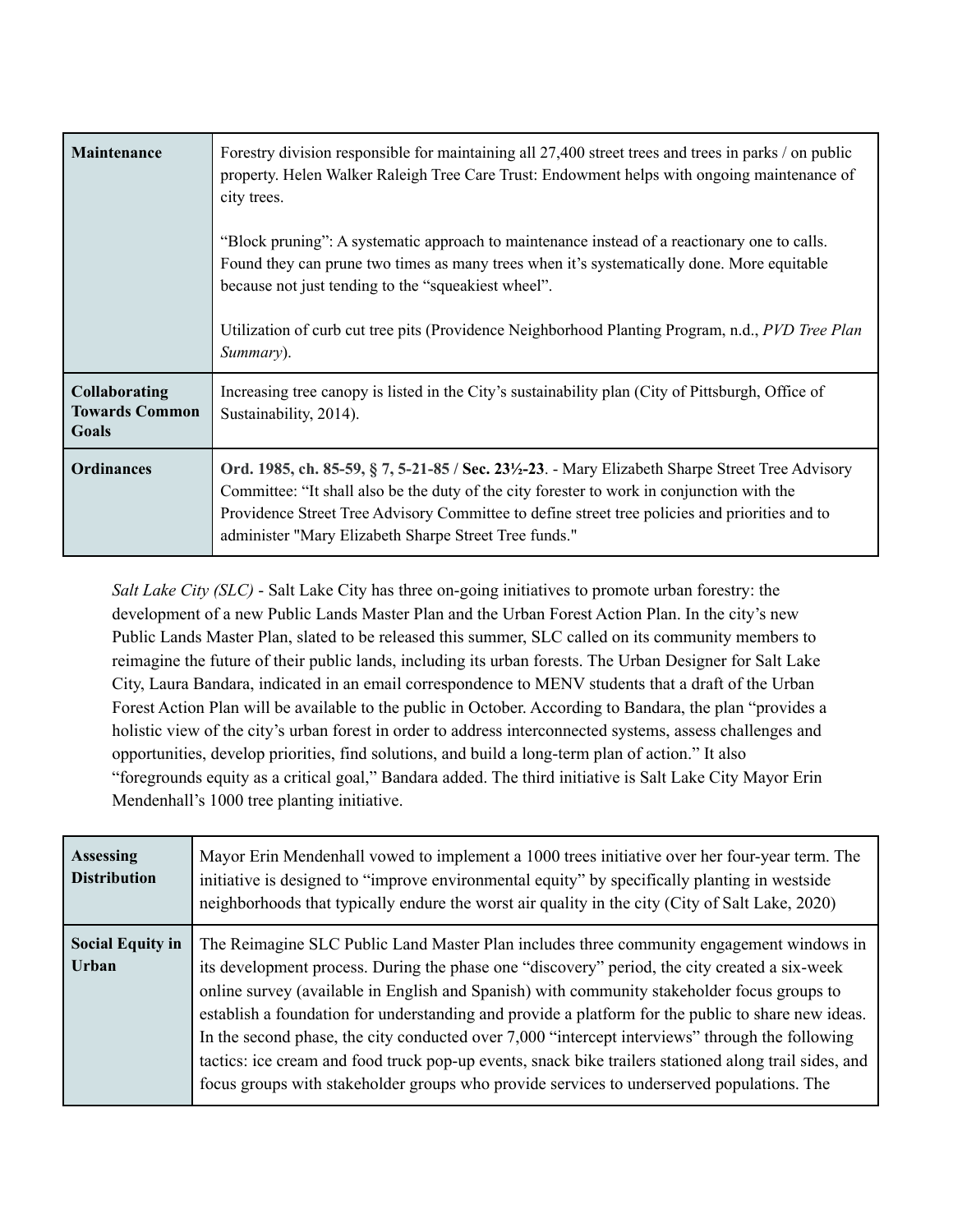| | |
|---|---|
| **Maintenance** | Forestry division responsible for maintaining all 27,400 street trees and trees in parks / on public property. Helen Walker Raleigh Tree Care Trust: Endowment helps with ongoing maintenance of city trees.<br><br>"Block pruning": A systematic approach to maintenance instead of a reactionary one to calls. Found they can prune two times as many trees when it's systematically done. More equitable because not just tending to the "squeakiest wheel".<br><br>Utilization of curb cut tree pits (Providence Neighborhood Planting Program, n.d., *PVD Tree Plan Summary*). |
| **Collaborating Towards Common Goals** | Increasing tree canopy is listed in the City's sustainability plan (City of Pittsburgh, Office of Sustainability, 2014). |
| **Ordinances** | **Ord. 1985, ch. 85-59, § 7, 5-21-85 / Sec. 23½-23**. - Mary Elizabeth Sharpe Street Tree Advisory Committee: "It shall also be the duty of the city forester to work in conjunction with the Providence Street Tree Advisory Committee to define street tree policies and priorities and to administer "Mary Elizabeth Sharpe Street Tree funds." |

*Salt Lake City (SLC)* - Salt Lake City has three on-going initiatives to promote urban forestry: the development of a new Public Lands Master Plan and the Urban Forest Action Plan. In the city's new Public Lands Master Plan, slated to be released this summer, SLC called on its community members to reimagine the future of their public lands, including its urban forests. The Urban Designer for Salt Lake City, Laura Bandara, indicated in an email correspondence to MENV students that a draft of the Urban Forest Action Plan will be available to the public in October. According to Bandara, the plan "provides a holistic view of the city's urban forest in order to address interconnected systems, assess challenges and opportunities, develop priorities, find solutions, and build a long-term plan of action." It also "foregrounds equity as a critical goal," Bandara added. The third initiative is Salt Lake City Mayor Erin Mendenhall's 1000 tree planting initiative.

| | |
|---|---|
| **Assessing Distribution** | Mayor Erin Mendenhall vowed to implement a 1000 trees initiative over her four-year term. The initiative is designed to "improve environmental equity" by specifically planting in westside neighborhoods that typically endure the worst air quality in the city (City of Salt Lake, 2020) |
| **Social Equity in Urban** | The Reimagine SLC Public Land Master Plan includes three community engagement windows in its development process. During the phase one "discovery" period, the city created a six-week online survey (available in English and Spanish) with community stakeholder focus groups to establish a foundation for understanding and provide a platform for the public to share new ideas. In the second phase, the city conducted over 7,000 "intercept interviews" through the following tactics: ice cream and food truck pop-up events, snack bike trailers stationed along trail sides, and focus groups with stakeholder groups who provide services to underserved populations. The |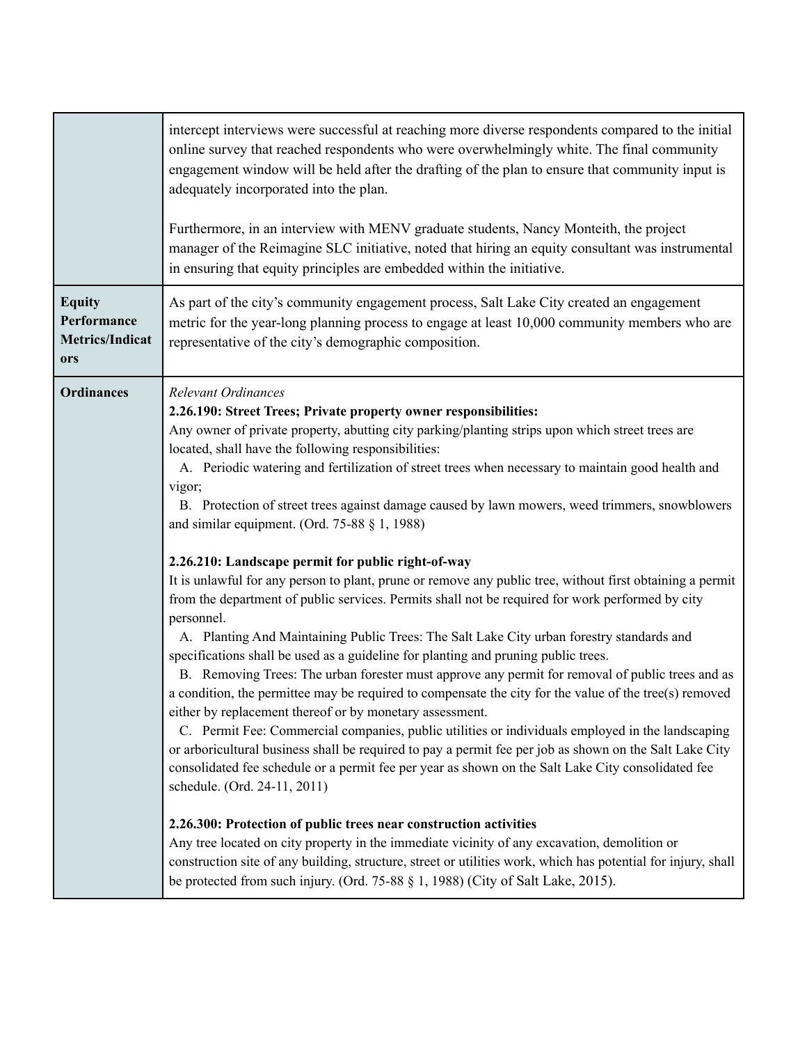| | |
|---|---|
| | intercept interviews were successful at reaching more diverse respondents compared to the initial online survey that reached respondents who were overwhelmingly white. The final community engagement window will be held after the drafting of the plan to ensure that community input is adequately incorporated into the plan.<br><br>Furthermore, in an interview with MENV graduate students, Nancy Monteith, the project manager of the Reimagine SLC initiative, noted that hiring an equity consultant was instrumental in ensuring that equity principles are embedded within the initiative. |
| **Equity Performance Metrics/Indicators** | As part of the city's community engagement process, Salt Lake City created an engagement metric for the year-long planning process to engage at least 10,000 community members who are representative of the city's demographic composition. |
| **Ordinances** | *Relevant Ordinances*<br>**2.26.190: Street Trees; Private property owner responsibilities:**<br>Any owner of private property, abutting city parking/planting strips upon which street trees are located, shall have the following responsibilities:<br>A. Periodic watering and fertilization of street trees when necessary to maintain good health and vigor;<br>B. Protection of street trees against damage caused by lawn mowers, weed trimmers, snowblowers and similar equipment. (Ord. 75-88 § 1, 1988)<br><br>**2.26.210: Landscape permit for public right-of-way**<br>It is unlawful for any person to plant, prune or remove any public tree, without first obtaining a permit from the department of public services. Permits shall not be required for work performed by city personnel.<br>A. Planting And Maintaining Public Trees: The Salt Lake City urban forestry standards and specifications shall be used as a guideline for planting and pruning public trees.<br>B. Removing Trees: The urban forester must approve any permit for removal of public trees and as a condition, the permittee may be required to compensate the city for the value of the tree(s) removed either by replacement thereof or by monetary assessment.<br>C. Permit Fee: Commercial companies, public utilities or individuals employed in the landscaping or arboricultural business shall be required to pay a permit fee per job as shown on the Salt Lake City consolidated fee schedule or a permit fee per year as shown on the Salt Lake City consolidated fee schedule. (Ord. 24-11, 2011)<br><br>**2.26.300: Protection of public trees near construction activities**<br>Any tree located on city property in the immediate vicinity of any excavation, demolition or construction site of any building, structure, street or utilities work, which has potential for injury, shall be protected from such injury. (Ord. 75-88 § 1, 1988) (City of Salt Lake, 2015). |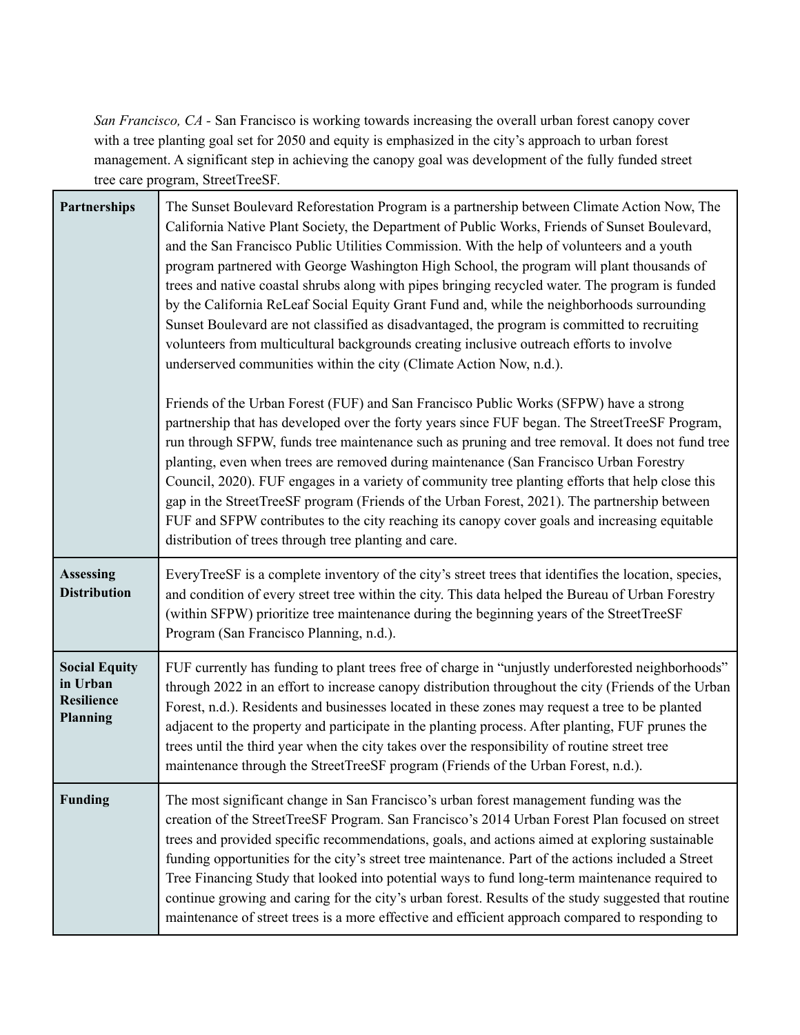*San Francisco, CA* - San Francisco is working towards increasing the overall urban forest canopy cover with a tree planting goal set for 2050 and equity is emphasized in the city's approach to urban forest management. A significant step in achieving the canopy goal was development of the fully funded street tree care program, StreetTreeSF.

| | |
|---|---|
| **Partnerships** | The Sunset Boulevard Reforestation Program is a partnership between Climate Action Now, The California Native Plant Society, the Department of Public Works, Friends of Sunset Boulevard, and the San Francisco Public Utilities Commission. With the help of volunteers and a youth program partnered with George Washington High School, the program will plant thousands of trees and native coastal shrubs along with pipes bringing recycled water. The program is funded by the California ReLeaf Social Equity Grant Fund and, while the neighborhoods surrounding Sunset Boulevard are not classified as disadvantaged, the program is committed to recruiting volunteers from multicultural backgrounds creating inclusive outreach efforts to involve underserved communities within the city (Climate Action Now, n.d.).<br><br>Friends of the Urban Forest (FUF) and San Francisco Public Works (SFPW) have a strong partnership that has developed over the forty years since FUF began. The StreetTreeSF Program, run through SFPW, funds tree maintenance such as pruning and tree removal. It does not fund tree planting, even when trees are removed during maintenance (San Francisco Urban Forestry Council, 2020). FUF engages in a variety of community tree planting efforts that help close this gap in the StreetTreeSF program (Friends of the Urban Forest, 2021). The partnership between FUF and SFPW contributes to the city reaching its canopy cover goals and increasing equitable distribution of trees through tree planting and care. |
| **Assessing Distribution** | EveryTreeSF is a complete inventory of the city's street trees that identifies the location, species, and condition of every street tree within the city. This data helped the Bureau of Urban Forestry (within SFPW) prioritize tree maintenance during the beginning years of the StreetTreeSF Program (San Francisco Planning, n.d.). |
| **Social Equity in Urban Resilience Planning** | FUF currently has funding to plant trees free of charge in "unjustly underforested neighborhoods" through 2022 in an effort to increase canopy distribution throughout the city (Friends of the Urban Forest, n.d.). Residents and businesses located in these zones may request a tree to be planted adjacent to the property and participate in the planting process. After planting, FUF prunes the trees until the third year when the city takes over the responsibility of routine street tree maintenance through the StreetTreeSF program (Friends of the Urban Forest, n.d.). |
| **Funding** | The most significant change in San Francisco's urban forest management funding was the creation of the StreetTreeSF Program. San Francisco's 2014 Urban Forest Plan focused on street trees and provided specific recommendations, goals, and actions aimed at exploring sustainable funding opportunities for the city's street tree maintenance. Part of the actions included a Street Tree Financing Study that looked into potential ways to fund long-term maintenance required to continue growing and caring for the city's urban forest. Results of the study suggested that routine maintenance of street trees is a more effective and efficient approach compared to responding to |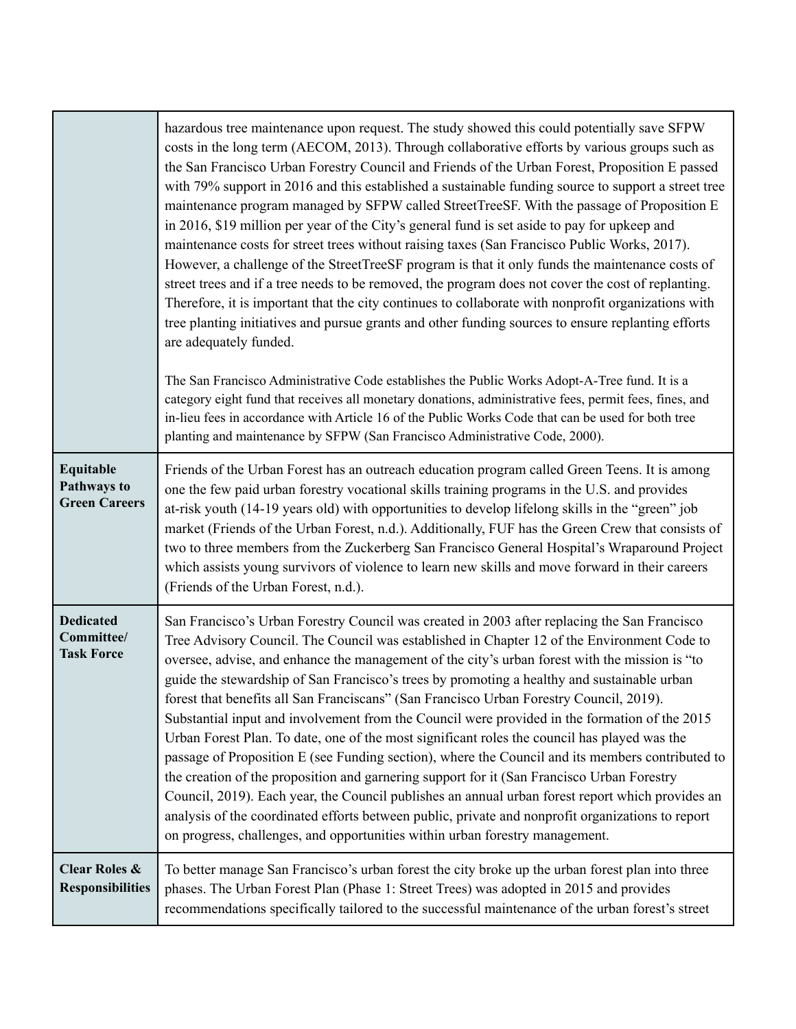| | |
|---|---|
| | hazardous tree maintenance upon request. The study showed this could potentially save SFPW costs in the long term (AECOM, 2013). Through collaborative efforts by various groups such as the San Francisco Urban Forestry Council and Friends of the Urban Forest, Proposition E passed with 79% support in 2016 and this established a sustainable funding source to support a street tree maintenance program managed by SFPW called StreetTreeSF. With the passage of Proposition E in 2016, $19 million per year of the City's general fund is set aside to pay for upkeep and maintenance costs for street trees without raising taxes (San Francisco Public Works, 2017). However, a challenge of the StreetTreeSF program is that it only funds the maintenance costs of street trees and if a tree needs to be removed, the program does not cover the cost of replanting. Therefore, it is important that the city continues to collaborate with nonprofit organizations with tree planting initiatives and pursue grants and other funding sources to ensure replanting efforts are adequately funded.<br><br>The San Francisco Administrative Code establishes the Public Works Adopt-A-Tree fund. It is a category eight fund that receives all monetary donations, administrative fees, permit fees, fines, and in-lieu fees in accordance with Article 16 of the Public Works Code that can be used for both tree planting and maintenance by SFPW (San Francisco Administrative Code, 2000). |
| **Equitable Pathways to Green Careers** | Friends of the Urban Forest has an outreach education program called Green Teens. It is among one the few paid urban forestry vocational skills training programs in the U.S. and provides at-risk youth (14-19 years old) with opportunities to develop lifelong skills in the "green" job market (Friends of the Urban Forest, n.d.). Additionally, FUF has the Green Crew that consists of two to three members from the Zuckerberg San Francisco General Hospital's Wraparound Project which assists young survivors of violence to learn new skills and move forward in their careers (Friends of the Urban Forest, n.d.). |
| **Dedicated Committee/ Task Force** | San Francisco's Urban Forestry Council was created in 2003 after replacing the San Francisco Tree Advisory Council. The Council was established in Chapter 12 of the Environment Code to oversee, advise, and enhance the management of the city's urban forest with the mission is "to guide the stewardship of San Francisco's trees by promoting a healthy and sustainable urban forest that benefits all San Franciscans" (San Francisco Urban Forestry Council, 2019). Substantial input and involvement from the Council were provided in the formation of the 2015 Urban Forest Plan. To date, one of the most significant roles the council has played was the passage of Proposition E (see Funding section), where the Council and its members contributed to the creation of the proposition and garnering support for it (San Francisco Urban Forestry Council, 2019). Each year, the Council publishes an annual urban forest report which provides an analysis of the coordinated efforts between public, private and nonprofit organizations to report on progress, challenges, and opportunities within urban forestry management. |
| **Clear Roles & Responsibilities** | To better manage San Francisco's urban forest the city broke up the urban forest plan into three phases. The Urban Forest Plan (Phase 1: Street Trees) was adopted in 2015 and provides recommendations specifically tailored to the successful maintenance of the urban forest's street |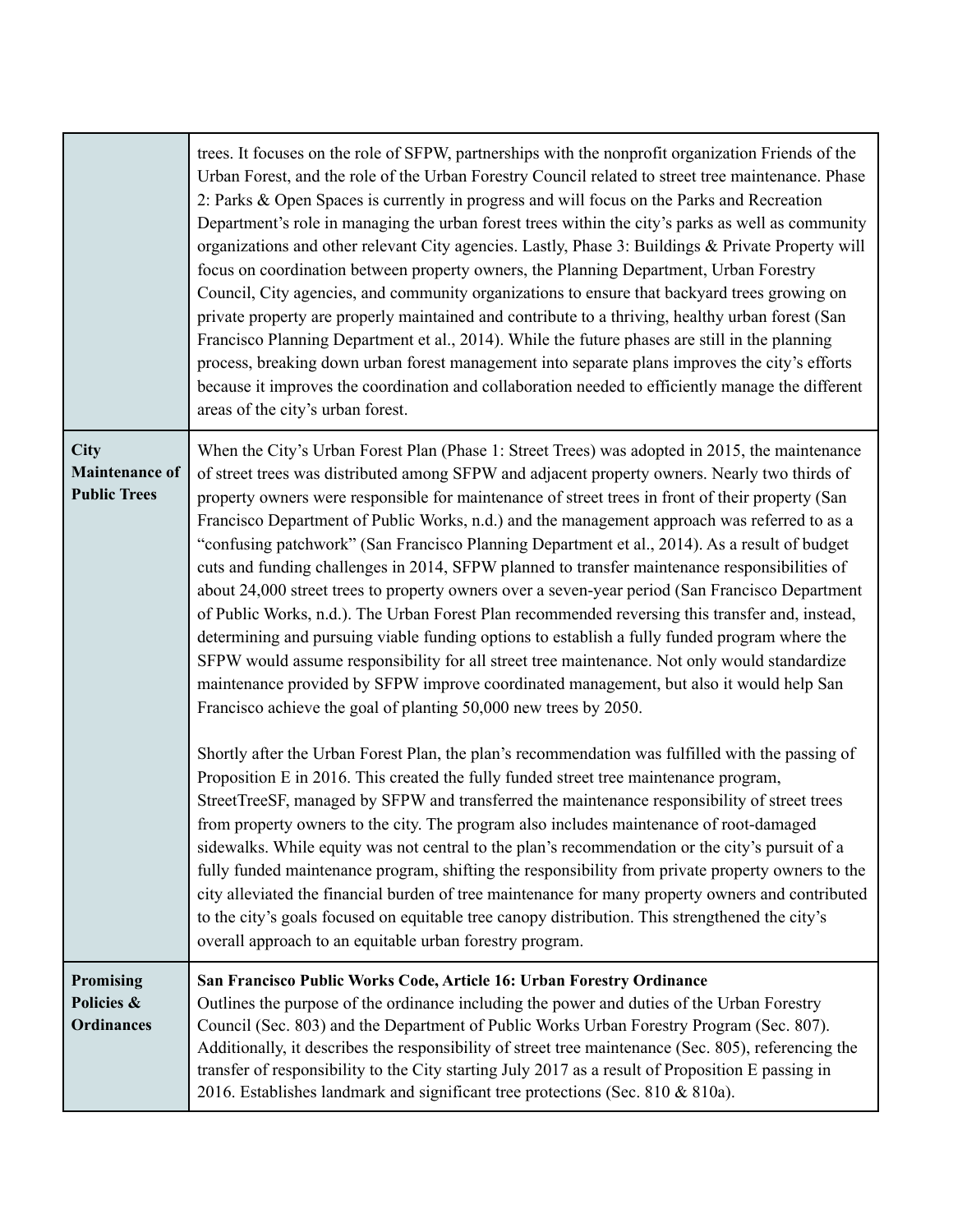| | |
|---|---|
| | trees. It focuses on the role of SFPW, partnerships with the nonprofit organization Friends of the Urban Forest, and the role of the Urban Forestry Council related to street tree maintenance. Phase 2: Parks & Open Spaces is currently in progress and will focus on the Parks and Recreation Department's role in managing the urban forest trees within the city's parks as well as community organizations and other relevant City agencies. Lastly, Phase 3: Buildings & Private Property will focus on coordination between property owners, the Planning Department, Urban Forestry Council, City agencies, and community organizations to ensure that backyard trees growing on private property are properly maintained and contribute to a thriving, healthy urban forest (San Francisco Planning Department et al., 2014). While the future phases are still in the planning process, breaking down urban forest management into separate plans improves the city's efforts because it improves the coordination and collaboration needed to efficiently manage the different areas of the city's urban forest. |
| **City Maintenance of Public Trees** | When the City's Urban Forest Plan (Phase 1: Street Trees) was adopted in 2015, the maintenance of street trees was distributed among SFPW and adjacent property owners. Nearly two thirds of property owners were responsible for maintenance of street trees in front of their property (San Francisco Department of Public Works, n.d.) and the management approach was referred to as a "confusing patchwork" (San Francisco Planning Department et al., 2014). As a result of budget cuts and funding challenges in 2014, SFPW planned to transfer maintenance responsibilities of about 24,000 street trees to property owners over a seven-year period (San Francisco Department of Public Works, n.d.). The Urban Forest Plan recommended reversing this transfer and, instead, determining and pursuing viable funding options to establish a fully funded program where the SFPW would assume responsibility for all street tree maintenance. Not only would standardize maintenance provided by SFPW improve coordinated management, but also it would help San Francisco achieve the goal of planting 50,000 new trees by 2050.<br><br>Shortly after the Urban Forest Plan, the plan's recommendation was fulfilled with the passing of Proposition E in 2016. This created the fully funded street tree maintenance program, StreetTreeSF, managed by SFPW and transferred the maintenance responsibility of street trees from property owners to the city. The program also includes maintenance of root-damaged sidewalks. While equity was not central to the plan's recommendation or the city's pursuit of a fully funded maintenance program, shifting the responsibility from private property owners to the city alleviated the financial burden of tree maintenance for many property owners and contributed to the city's goals focused on equitable tree canopy distribution. This strengthened the city's overall approach to an equitable urban forestry program. |
| **Promising Policies & Ordinances** | **San Francisco Public Works Code, Article 16: Urban Forestry Ordinance**<br>Outlines the purpose of the ordinance including the power and duties of the Urban Forestry Council (Sec. 803) and the Department of Public Works Urban Forestry Program (Sec. 807). Additionally, it describes the responsibility of street tree maintenance (Sec. 805), referencing the transfer of responsibility to the City starting July 2017 as a result of Proposition E passing in 2016. Establishes landmark and significant tree protections (Sec. 810 & 810a). |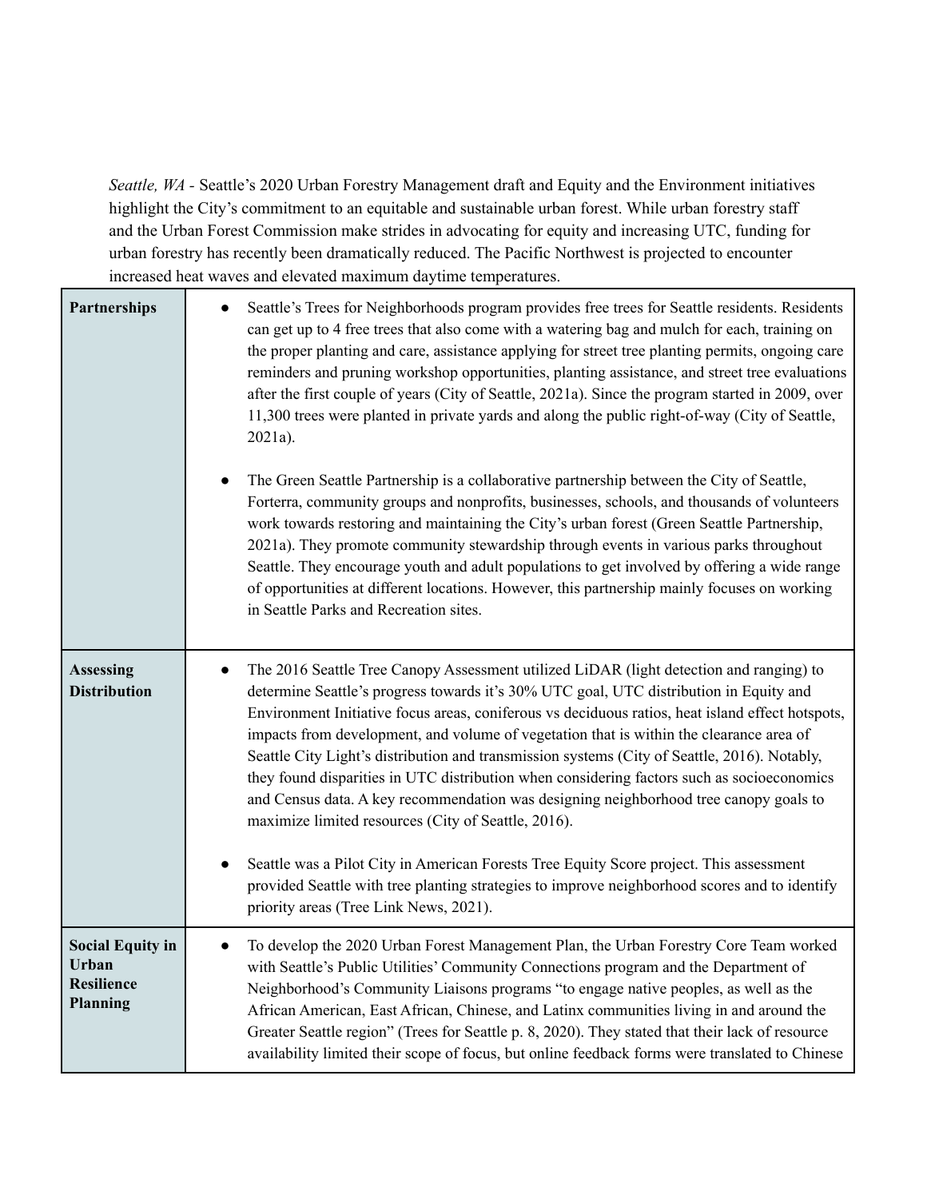*Seattle, WA* - Seattle's 2020 Urban Forestry Management draft and Equity and the Environment initiatives highlight the City's commitment to an equitable and sustainable urban forest. While urban forestry staff and the Urban Forest Commission make strides in advocating for equity and increasing UTC, funding for urban forestry has recently been dramatically reduced. The Pacific Northwest is projected to encounter increased heat waves and elevated maximum daytime temperatures.

| | |
|---|---|
| **Partnerships** | • Seattle's Trees for Neighborhoods program provides free trees for Seattle residents. Residents can get up to 4 free trees that also come with a watering bag and mulch for each, training on the proper planting and care, assistance applying for street tree planting permits, ongoing care reminders and pruning workshop opportunities, planting assistance, and street tree evaluations after the first couple of years (City of Seattle, 2021a). Since the program started in 2009, over 11,300 trees were planted in private yards and along the public right-of-way (City of Seattle, 2021a).<br><br>• The Green Seattle Partnership is a collaborative partnership between the City of Seattle, Forterra, community groups and nonprofits, businesses, schools, and thousands of volunteers work towards restoring and maintaining the City's urban forest (Green Seattle Partnership, 2021a). They promote community stewardship through events in various parks throughout Seattle. They encourage youth and adult populations to get involved by offering a wide range of opportunities at different locations. However, this partnership mainly focuses on working in Seattle Parks and Recreation sites. |
| **Assessing Distribution** | • The 2016 Seattle Tree Canopy Assessment utilized LiDAR (light detection and ranging) to determine Seattle's progress towards it's 30% UTC goal, UTC distribution in Equity and Environment Initiative focus areas, coniferous vs deciduous ratios, heat island effect hotspots, impacts from development, and volume of vegetation that is within the clearance area of Seattle City Light's distribution and transmission systems (City of Seattle, 2016). Notably, they found disparities in UTC distribution when considering factors such as socioeconomics and Census data. A key recommendation was designing neighborhood tree canopy goals to maximize limited resources (City of Seattle, 2016).<br><br>• Seattle was a Pilot City in American Forests Tree Equity Score project. This assessment provided Seattle with tree planting strategies to improve neighborhood scores and to identify priority areas (Tree Link News, 2021). |
| **Social Equity in Urban Resilience Planning** | • To develop the 2020 Urban Forest Management Plan, the Urban Forestry Core Team worked with Seattle's Public Utilities' Community Connections program and the Department of Neighborhood's Community Liaisons programs "to engage native peoples, as well as the African American, East African, Chinese, and Latinx communities living in and around the Greater Seattle region" (Trees for Seattle p. 8, 2020). They stated that their lack of resource availability limited their scope of focus, but online feedback forms were translated to Chinese |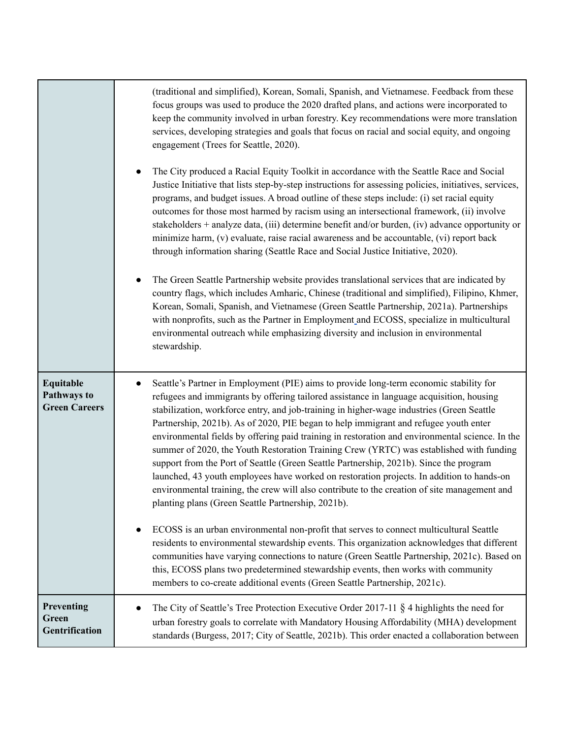| | |
|---|---|
| | (traditional and simplified), Korean, Somali, Spanish, and Vietnamese. Feedback from these focus groups was used to produce the 2020 drafted plans, and actions were incorporated to keep the community involved in urban forestry. Key recommendations were more translation services, developing strategies and goals that focus on racial and social equity, and ongoing engagement (Trees for Seattle, 2020).<br><br>● The City produced a Racial Equity Toolkit in accordance with the Seattle Race and Social Justice Initiative that lists step-by-step instructions for assessing policies, initiatives, services, programs, and budget issues. A broad outline of these steps include: (i) set racial equity outcomes for those most harmed by racism using an intersectional framework, (ii) involve stakeholders + analyze data, (iii) determine benefit and/or burden, (iv) advance opportunity or minimize harm, (v) evaluate, raise racial awareness and be accountable, (vi) report back through information sharing (Seattle Race and Social Justice Initiative, 2020).<br><br>● The Green Seattle Partnership website provides translational services that are indicated by country flags, which includes Amharic, Chinese (traditional and simplified), Filipino, Khmer, Korean, Somali, Spanish, and Vietnamese (Green Seattle Partnership, 2021a). Partnerships with nonprofits, such as the Partner in Employment and ECOSS, specialize in multicultural environmental outreach while emphasizing diversity and inclusion in environmental stewardship. |
| **Equitable Pathways to Green Careers** | ● Seattle's Partner in Employment (PIE) aims to provide long-term economic stability for refugees and immigrants by offering tailored assistance in language acquisition, housing stabilization, workforce entry, and job-training in higher-wage industries (Green Seattle Partnership, 2021b). As of 2020, PIE began to help immigrant and refugee youth enter environmental fields by offering paid training in restoration and environmental science. In the summer of 2020, the Youth Restoration Training Crew (YRTC) was established with funding support from the Port of Seattle (Green Seattle Partnership, 2021b). Since the program launched, 43 youth employees have worked on restoration projects. In addition to hands-on environmental training, the crew will also contribute to the creation of site management and planting plans (Green Seattle Partnership, 2021b).<br><br>● ECOSS is an urban environmental non-profit that serves to connect multicultural Seattle residents to environmental stewardship events. This organization acknowledges that different communities have varying connections to nature (Green Seattle Partnership, 2021c). Based on this, ECOSS plans two predetermined stewardship events, then works with community members to co-create additional events (Green Seattle Partnership, 2021c). |
| **Preventing Green Gentrification** | ● The City of Seattle's Tree Protection Executive Order 2017-11 § 4 highlights the need for urban forestry goals to correlate with Mandatory Housing Affordability (MHA) development standards (Burgess, 2017; City of Seattle, 2021b). This order enacted a collaboration between |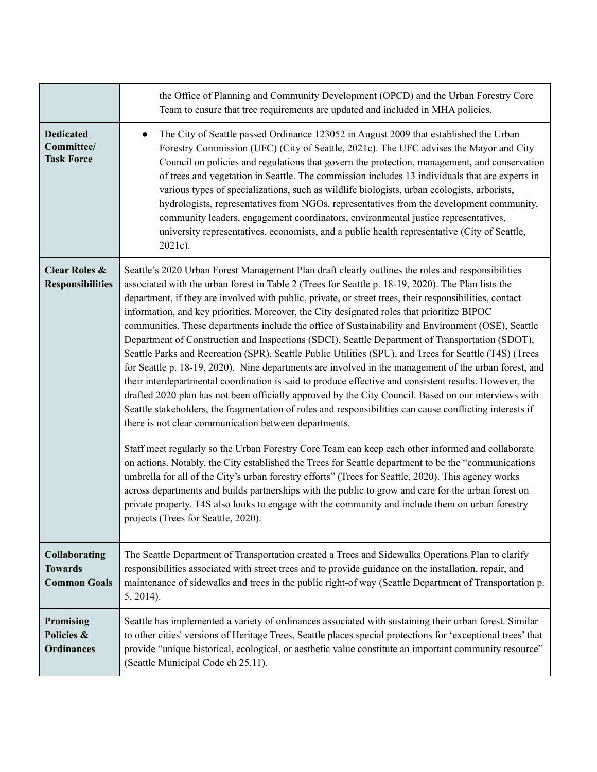| | |
|---|---|
| | the Office of Planning and Community Development (OPCD) and the Urban Forestry Core Team to ensure that tree requirements are updated and included in MHA policies. |
| **Dedicated Committee/ Task Force** | • The City of Seattle passed Ordinance 123052 in August 2009 that established the Urban Forestry Commission (UFC) (City of Seattle, 2021c). The UFC advises the Mayor and City Council on policies and regulations that govern the protection, management, and conservation of trees and vegetation in Seattle. The commission includes 13 individuals that are experts in various types of specializations, such as wildlife biologists, urban ecologists, arborists, hydrologists, representatives from NGOs, representatives from the development community, community leaders, engagement coordinators, environmental justice representatives, university representatives, economists, and a public health representative (City of Seattle, 2021c). |
| **Clear Roles & Responsibilities** | Seattle's 2020 Urban Forest Management Plan draft clearly outlines the roles and responsibilities associated with the urban forest in Table 2 (Trees for Seattle p. 18-19, 2020). The Plan lists the department, if they are involved with public, private, or street trees, their responsibilities, contact information, and key priorities. Moreover, the City designated roles that prioritize BIPOC communities. These departments include the office of Sustainability and Environment (OSE), Seattle Department of Construction and Inspections (SDCI), Seattle Department of Transportation (SDOT), Seattle Parks and Recreation (SPR), Seattle Public Utilities (SPU), and Trees for Seattle (T4S) (Trees for Seattle p. 18-19, 2020). Nine departments are involved in the management of the urban forest, and their interdepartmental coordination is said to produce effective and consistent results. However, the drafted 2020 plan has not been officially approved by the City Council. Based on our interviews with Seattle stakeholders, the fragmentation of roles and responsibilities can cause conflicting interests if there is not clear communication between departments.<br><br>Staff meet regularly so the Urban Forestry Core Team can keep each other informed and collaborate on actions. Notably, the City established the Trees for Seattle department to be the "communications umbrella for all of the City's urban forestry efforts" (Trees for Seattle, 2020). This agency works across departments and builds partnerships with the public to grow and care for the urban forest on private property. T4S also looks to engage with the community and include them on urban forestry projects (Trees for Seattle, 2020). |
| **Collaborating Towards Common Goals** | The Seattle Department of Transportation created a Trees and Sidewalks Operations Plan to clarify responsibilities associated with street trees and to provide guidance on the installation, repair, and maintenance of sidewalks and trees in the public right-of way (Seattle Department of Transportation p. 5, 2014). |
| **Promising Policies & Ordinances** | Seattle has implemented a variety of ordinances associated with sustaining their urban forest. Similar to other cities' versions of Heritage Trees, Seattle places special protections for 'exceptional trees' that provide "unique historical, ecological, or aesthetic value constitute an important community resource" (Seattle Municipal Code ch 25.11). |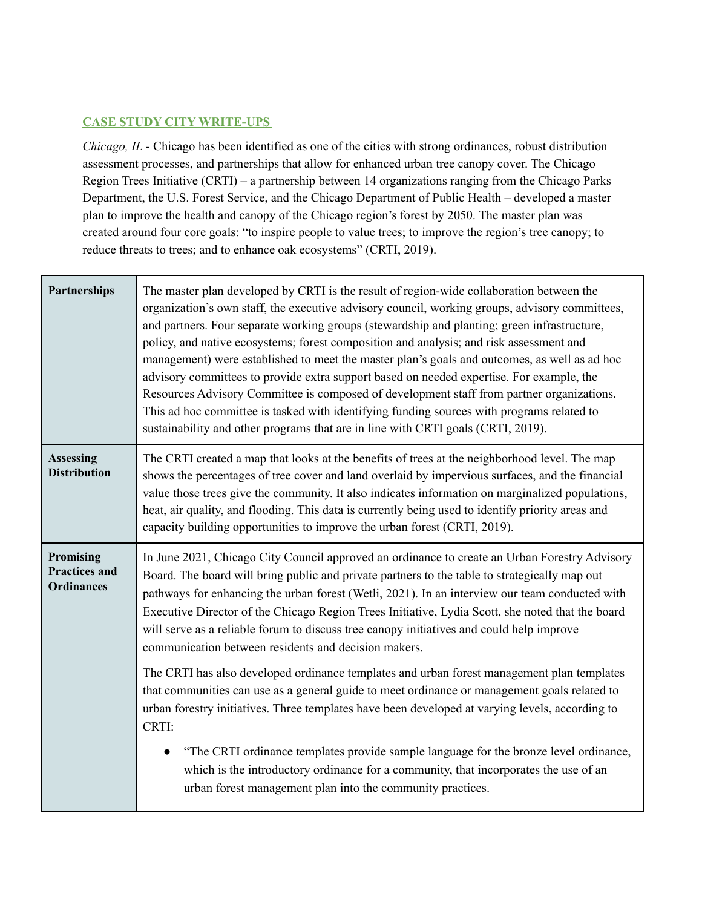## CASE STUDY CITY WRITE-UPS

*Chicago, IL* - Chicago has been identified as one of the cities with strong ordinances, robust distribution assessment processes, and partnerships that allow for enhanced urban tree canopy cover. The Chicago Region Trees Initiative (CRTI) – a partnership between 14 organizations ranging from the Chicago Parks Department, the U.S. Forest Service, and the Chicago Department of Public Health – developed a master plan to improve the health and canopy of the Chicago region's forest by 2050. The master plan was created around four core goals: "to inspire people to value trees; to improve the region's tree canopy; to reduce threats to trees; and to enhance oak ecosystems" (CRTI, 2019).

| | |
|---|---|
| **Partnerships** | The master plan developed by CRTI is the result of region-wide collaboration between the organization's own staff, the executive advisory council, working groups, advisory committees, and partners. Four separate working groups (stewardship and planting; green infrastructure, policy, and native ecosystems; forest composition and analysis; and risk assessment and management) were established to meet the master plan's goals and outcomes, as well as ad hoc advisory committees to provide extra support based on needed expertise. For example, the Resources Advisory Committee is composed of development staff from partner organizations. This ad hoc committee is tasked with identifying funding sources with programs related to sustainability and other programs that are in line with CRTI goals (CRTI, 2019). |
| **Assessing Distribution** | The CRTI created a map that looks at the benefits of trees at the neighborhood level. The map shows the percentages of tree cover and land overlaid by impervious surfaces, and the financial value those trees give the community. It also indicates information on marginalized populations, heat, air quality, and flooding. This data is currently being used to identify priority areas and capacity building opportunities to improve the urban forest (CRTI, 2019). |
| **Promising Practices and Ordinances** | In June 2021, Chicago City Council approved an ordinance to create an Urban Forestry Advisory Board. The board will bring public and private partners to the table to strategically map out pathways for enhancing the urban forest (Wetli, 2021). In an interview our team conducted with Executive Director of the Chicago Region Trees Initiative, Lydia Scott, she noted that the board will serve as a reliable forum to discuss tree canopy initiatives and could help improve communication between residents and decision makers.<br><br>The CRTI has also developed ordinance templates and urban forest management plan templates that communities can use as a general guide to meet ordinance or management goals related to urban forestry initiatives. Three templates have been developed at varying levels, according to CRTI:<br><br>● "The CRTI ordinance templates provide sample language for the bronze level ordinance, which is the introductory ordinance for a community, that incorporates the use of an urban forest management plan into the community practices. |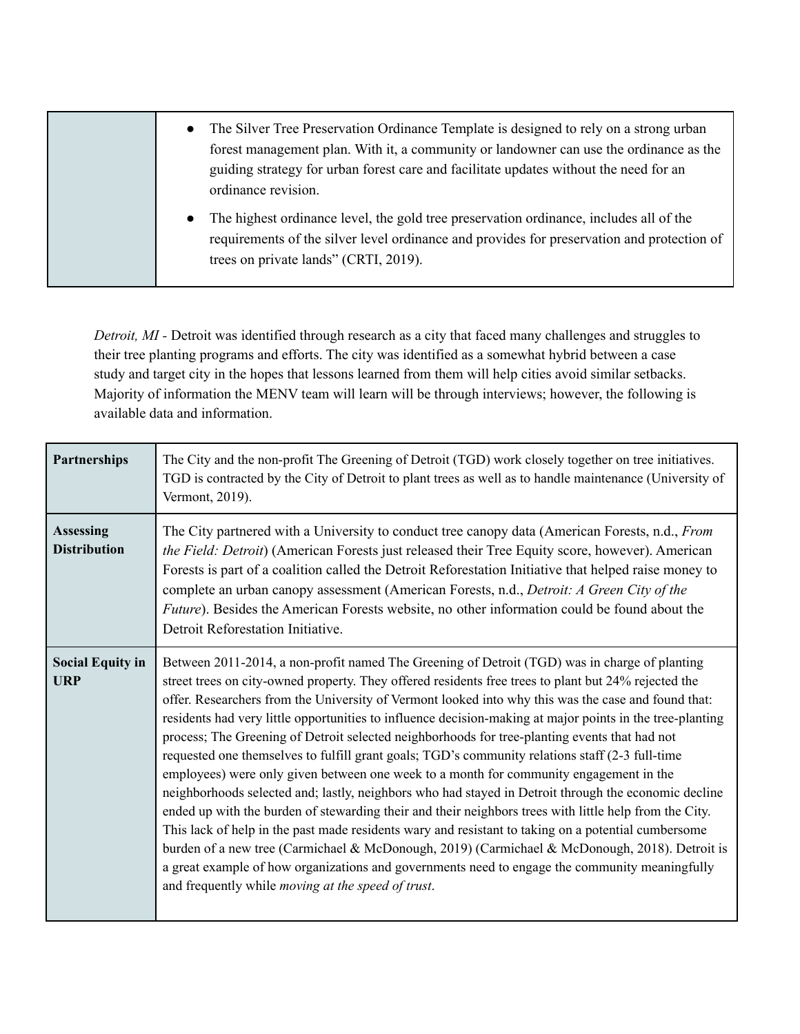|  |  |
|---|---|
|  | • The Silver Tree Preservation Ordinance Template is designed to rely on a strong urban forest management plan. With it, a community or landowner can use the ordinance as the guiding strategy for urban forest care and facilitate updates without the need for an ordinance revision.<br>• The highest ordinance level, the gold tree preservation ordinance, includes all of the requirements of the silver level ordinance and provides for preservation and protection of trees on private lands" (CRTI, 2019). |

*Detroit, MI* - Detroit was identified through research as a city that faced many challenges and struggles to their tree planting programs and efforts. The city was identified as a somewhat hybrid between a case study and target city in the hopes that lessons learned from them will help cities avoid similar setbacks. Majority of information the MENV team will learn will be through interviews; however, the following is available data and information.

|  |  |
|---|---|
| **Partnerships** | The City and the non-profit The Greening of Detroit (TGD) work closely together on tree initiatives. TGD is contracted by the City of Detroit to plant trees as well as to handle maintenance (University of Vermont, 2019). |
| **Assessing Distribution** | The City partnered with a University to conduct tree canopy data (American Forests, n.d., *From the Field: Detroit*) (American Forests just released their Tree Equity score, however). American Forests is part of a coalition called the Detroit Reforestation Initiative that helped raise money to complete an urban canopy assessment (American Forests, n.d., *Detroit: A Green City of the Future*). Besides the American Forests website, no other information could be found about the Detroit Reforestation Initiative. |
| **Social Equity in URP** | Between 2011-2014, a non-profit named The Greening of Detroit (TGD) was in charge of planting street trees on city-owned property. They offered residents free trees to plant but 24% rejected the offer. Researchers from the University of Vermont looked into why this was the case and found that: residents had very little opportunities to influence decision-making at major points in the tree-planting process; The Greening of Detroit selected neighborhoods for tree-planting events that had not requested one themselves to fulfill grant goals; TGD's community relations staff (2-3 full-time employees) were only given between one week to a month for community engagement in the neighborhoods selected and; lastly, neighbors who had stayed in Detroit through the economic decline ended up with the burden of stewarding their and their neighbors trees with little help from the City. This lack of help in the past made residents wary and resistant to taking on a potential cumbersome burden of a new tree (Carmichael & McDonough, 2019) (Carmichael & McDonough, 2018). Detroit is a great example of how organizations and governments need to engage the community meaningfully and frequently while *moving at the speed of trust*. |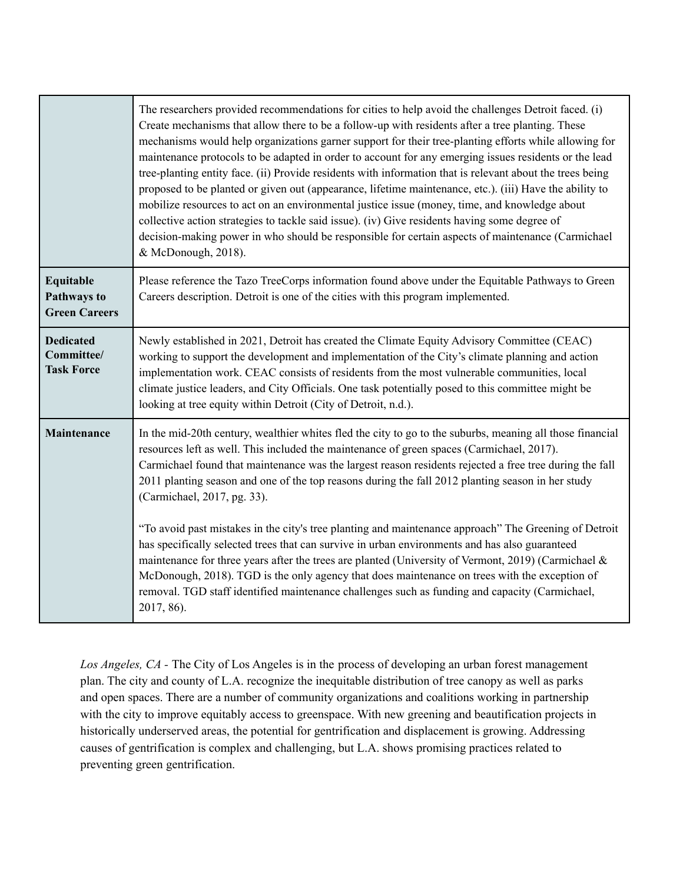| | |
|---|---|
| | The researchers provided recommendations for cities to help avoid the challenges Detroit faced. (i) Create mechanisms that allow there to be a follow-up with residents after a tree planting. These mechanisms would help organizations garner support for their tree-planting efforts while allowing for maintenance protocols to be adapted in order to account for any emerging issues residents or the lead tree-planting entity face. (ii) Provide residents with information that is relevant about the trees being proposed to be planted or given out (appearance, lifetime maintenance, etc.). (iii) Have the ability to mobilize resources to act on an environmental justice issue (money, time, and knowledge about collective action strategies to tackle said issue). (iv) Give residents having some degree of decision-making power in who should be responsible for certain aspects of maintenance (Carmichael & McDonough, 2018). |
| **Equitable Pathways to Green Careers** | Please reference the Tazo TreeCorps information found above under the Equitable Pathways to Green Careers description. Detroit is one of the cities with this program implemented. |
| **Dedicated Committee/ Task Force** | Newly established in 2021, Detroit has created the Climate Equity Advisory Committee (CEAC) working to support the development and implementation of the City's climate planning and action implementation work. CEAC consists of residents from the most vulnerable communities, local climate justice leaders, and City Officials. One task potentially posed to this committee might be looking at tree equity within Detroit (City of Detroit, n.d.). |
| **Maintenance** | In the mid-20th century, wealthier whites fled the city to go to the suburbs, meaning all those financial resources left as well. This included the maintenance of green spaces (Carmichael, 2017). Carmichael found that maintenance was the largest reason residents rejected a free tree during the fall 2011 planting season and one of the top reasons during the fall 2012 planting season in her study (Carmichael, 2017, pg. 33).<br><br>"To avoid past mistakes in the city's tree planting and maintenance approach" The Greening of Detroit has specifically selected trees that can survive in urban environments and has also guaranteed maintenance for three years after the trees are planted (University of Vermont, 2019) (Carmichael & McDonough, 2018). TGD is the only agency that does maintenance on trees with the exception of removal. TGD staff identified maintenance challenges such as funding and capacity (Carmichael, 2017, 86). |

*Los Angeles, CA -* The City of Los Angeles is in the process of developing an urban forest management plan. The city and county of L.A. recognize the inequitable distribution of tree canopy as well as parks and open spaces. There are a number of community organizations and coalitions working in partnership with the city to improve equitably access to greenspace. With new greening and beautification projects in historically underserved areas, the potential for gentrification and displacement is growing. Addressing causes of gentrification is complex and challenging, but L.A. shows promising practices related to preventing green gentrification.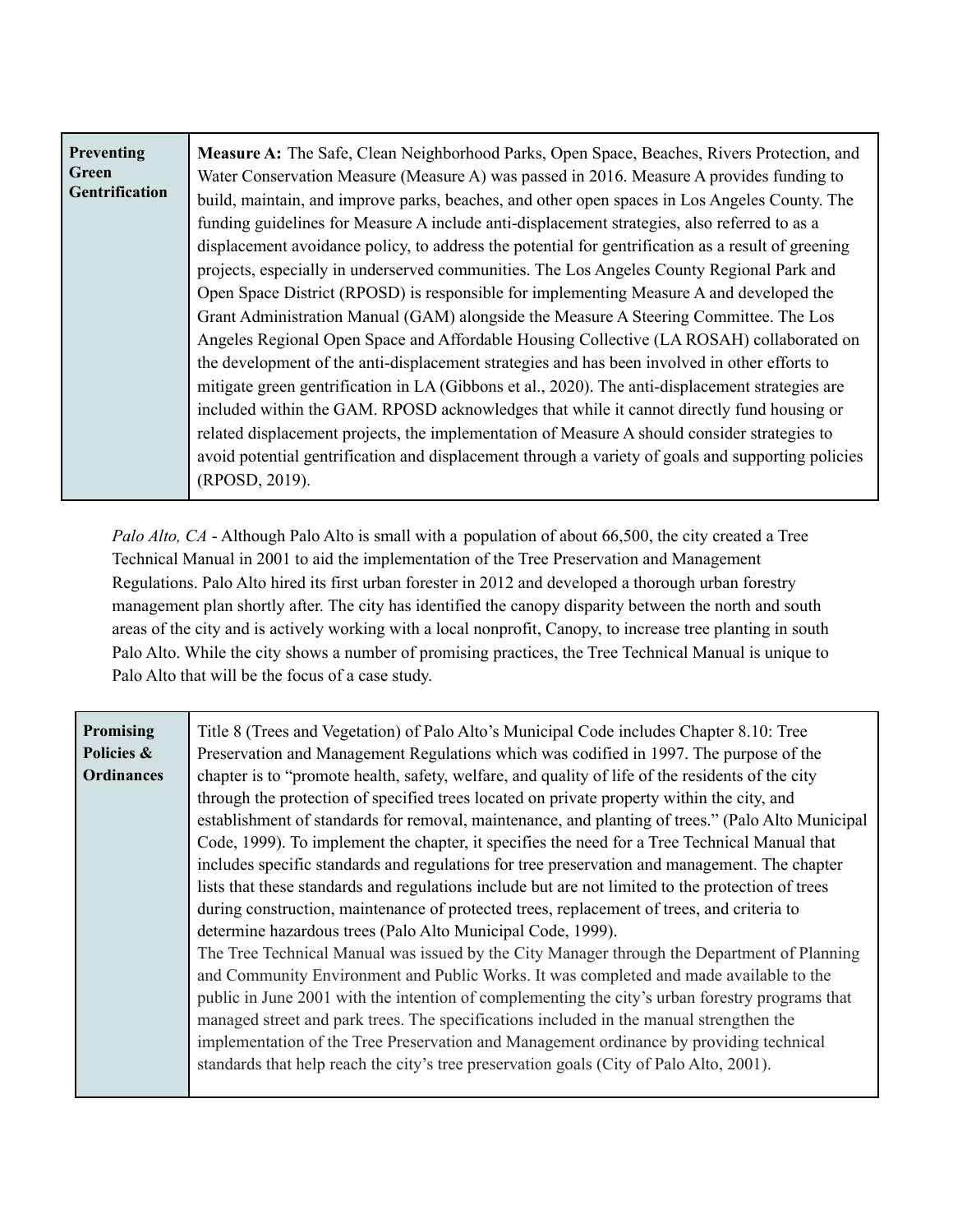| Preventing Green Gentrification | **Measure A:** The Safe, Clean Neighborhood Parks, Open Space, Beaches, Rivers Protection, and Water Conservation Measure (Measure A) was passed in 2016. Measure A provides funding to build, maintain, and improve parks, beaches, and other open spaces in Los Angeles County. The funding guidelines for Measure A include anti-displacement strategies, also referred to as a displacement avoidance policy, to address the potential for gentrification as a result of greening projects, especially in underserved communities. The Los Angeles County Regional Park and Open Space District (RPOSD) is responsible for implementing Measure A and developed the Grant Administration Manual (GAM) alongside the Measure A Steering Committee. The Los Angeles Regional Open Space and Affordable Housing Collective (LA ROSAH) collaborated on the development of the anti-displacement strategies and has been involved in other efforts to mitigate green gentrification in LA (Gibbons et al., 2020). The anti-displacement strategies are included within the GAM. RPOSD acknowledges that while it cannot directly fund housing or related displacement projects, the implementation of Measure A should consider strategies to avoid potential gentrification and displacement through a variety of goals and supporting policies (RPOSD, 2019). |
|---|---|

*Palo Alto, CA* - Although Palo Alto is small with a population of about 66,500, the city created a Tree Technical Manual in 2001 to aid the implementation of the Tree Preservation and Management Regulations. Palo Alto hired its first urban forester in 2012 and developed a thorough urban forestry management plan shortly after. The city has identified the canopy disparity between the north and south areas of the city and is actively working with a local nonprofit, Canopy, to increase tree planting in south Palo Alto. While the city shows a number of promising practices, the Tree Technical Manual is unique to Palo Alto that will be the focus of a case study.

| Promising Policies & Ordinances | Title 8 (Trees and Vegetation) of Palo Alto's Municipal Code includes Chapter 8.10: Tree Preservation and Management Regulations which was codified in 1997. The purpose of the chapter is to "promote health, safety, welfare, and quality of life of the residents of the city through the protection of specified trees located on private property within the city, and establishment of standards for removal, maintenance, and planting of trees." (Palo Alto Municipal Code, 1999). To implement the chapter, it specifies the need for a Tree Technical Manual that includes specific standards and regulations for tree preservation and management. The chapter lists that these standards and regulations include but are not limited to the protection of trees during construction, maintenance of protected trees, replacement of trees, and criteria to determine hazardous trees (Palo Alto Municipal Code, 1999).<br>The Tree Technical Manual was issued by the City Manager through the Department of Planning and Community Environment and Public Works. It was completed and made available to the public in June 2001 with the intention of complementing the city's urban forestry programs that managed street and park trees. The specifications included in the manual strengthen the implementation of the Tree Preservation and Management ordinance by providing technical standards that help reach the city's tree preservation goals (City of Palo Alto, 2001). |
|---|---|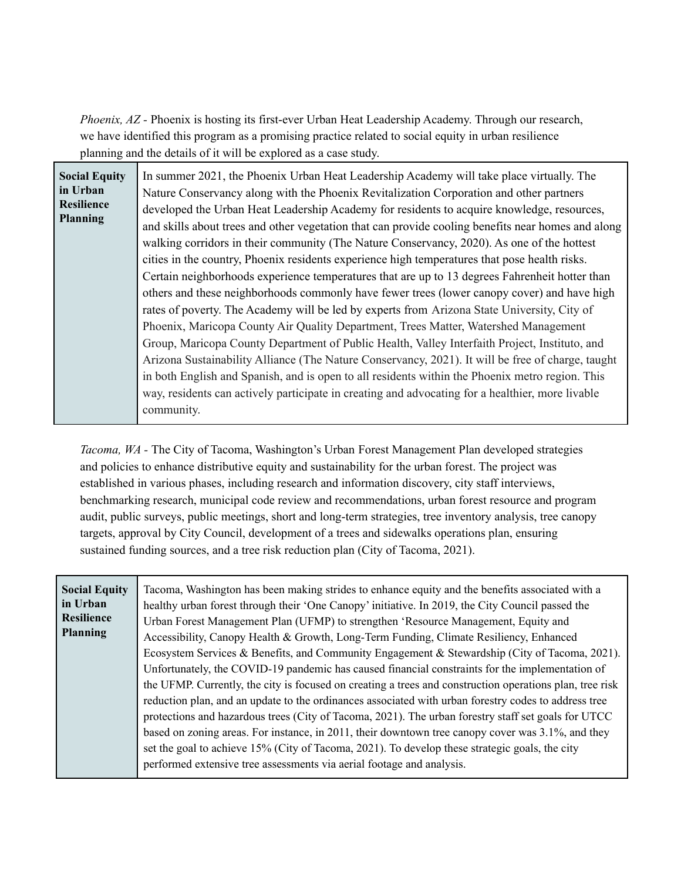*Phoenix, AZ* - Phoenix is hosting its first-ever Urban Heat Leadership Academy. Through our research, we have identified this program as a promising practice related to social equity in urban resilience planning and the details of it will be explored as a case study.

| **Social Equity in Urban Resilience Planning** | In summer 2021, the Phoenix Urban Heat Leadership Academy will take place virtually. The Nature Conservancy along with the Phoenix Revitalization Corporation and other partners developed the Urban Heat Leadership Academy for residents to acquire knowledge, resources, and skills about trees and other vegetation that can provide cooling benefits near homes and along walking corridors in their community (The Nature Conservancy, 2020). As one of the hottest cities in the country, Phoenix residents experience high temperatures that pose health risks. Certain neighborhoods experience temperatures that are up to 13 degrees Fahrenheit hotter than others and these neighborhoods commonly have fewer trees (lower canopy cover) and have high rates of poverty. The Academy will be led by experts from Arizona State University, City of Phoenix, Maricopa County Air Quality Department, Trees Matter, Watershed Management Group, Maricopa County Department of Public Health, Valley Interfaith Project, Instituto, and Arizona Sustainability Alliance (The Nature Conservancy, 2021). It will be free of charge, taught in both English and Spanish, and is open to all residents within the Phoenix metro region. This way, residents can actively participate in creating and advocating for a healthier, more livable community. |
|---|---|

*Tacoma, WA* - The City of Tacoma, Washington's Urban Forest Management Plan developed strategies and policies to enhance distributive equity and sustainability for the urban forest. The project was established in various phases, including research and information discovery, city staff interviews, benchmarking research, municipal code review and recommendations, urban forest resource and program audit, public surveys, public meetings, short and long-term strategies, tree inventory analysis, tree canopy targets, approval by City Council, development of a trees and sidewalks operations plan, ensuring sustained funding sources, and a tree risk reduction plan (City of Tacoma, 2021).

| **Social Equity in Urban Resilience Planning** | Tacoma, Washington has been making strides to enhance equity and the benefits associated with a healthy urban forest through their 'One Canopy' initiative. In 2019, the City Council passed the Urban Forest Management Plan (UFMP) to strengthen 'Resource Management, Equity and Accessibility, Canopy Health & Growth, Long-Term Funding, Climate Resiliency, Enhanced Ecosystem Services & Benefits, and Community Engagement & Stewardship (City of Tacoma, 2021). Unfortunately, the COVID-19 pandemic has caused financial constraints for the implementation of the UFMP. Currently, the city is focused on creating a trees and construction operations plan, tree risk reduction plan, and an update to the ordinances associated with urban forestry codes to address tree protections and hazardous trees (City of Tacoma, 2021). The urban forestry staff set goals for UTCC based on zoning areas. For instance, in 2011, their downtown tree canopy cover was 3.1%, and they set the goal to achieve 15% (City of Tacoma, 2021). To develop these strategic goals, the city performed extensive tree assessments via aerial footage and analysis. |
|---|---|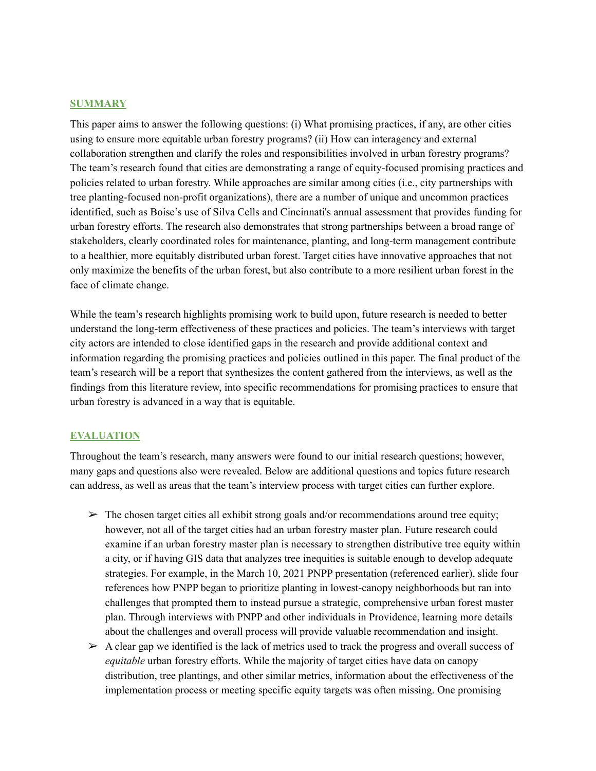## SUMMARY

This paper aims to answer the following questions: (i) What promising practices, if any, are other cities using to ensure more equitable urban forestry programs? (ii) How can interagency and external collaboration strengthen and clarify the roles and responsibilities involved in urban forestry programs? The team's research found that cities are demonstrating a range of equity-focused promising practices and policies related to urban forestry. While approaches are similar among cities (i.e., city partnerships with tree planting-focused non-profit organizations), there are a number of unique and uncommon practices identified, such as Boise's use of Silva Cells and Cincinnati's annual assessment that provides funding for urban forestry efforts. The research also demonstrates that strong partnerships between a broad range of stakeholders, clearly coordinated roles for maintenance, planting, and long-term management contribute to a healthier, more equitably distributed urban forest. Target cities have innovative approaches that not only maximize the benefits of the urban forest, but also contribute to a more resilient urban forest in the face of climate change.

While the team's research highlights promising work to build upon, future research is needed to better understand the long-term effectiveness of these practices and policies. The team's interviews with target city actors are intended to close identified gaps in the research and provide additional context and information regarding the promising practices and policies outlined in this paper. The final product of the team's research will be a report that synthesizes the content gathered from the interviews, as well as the findings from this literature review, into specific recommendations for promising practices to ensure that urban forestry is advanced in a way that is equitable.

## EVALUATION

Throughout the team's research, many answers were found to our initial research questions; however, many gaps and questions also were revealed. Below are additional questions and topics future research can address, as well as areas that the team's interview process with target cities can further explore.

- The chosen target cities all exhibit strong goals and/or recommendations around tree equity; however, not all of the target cities had an urban forestry master plan. Future research could examine if an urban forestry master plan is necessary to strengthen distributive tree equity within a city, or if having GIS data that analyzes tree inequities is suitable enough to develop adequate strategies. For example, in the March 10, 2021 PNPP presentation (referenced earlier), slide four references how PNPP began to prioritize planting in lowest-canopy neighborhoods but ran into challenges that prompted them to instead pursue a strategic, comprehensive urban forest master plan. Through interviews with PNPP and other individuals in Providence, learning more details about the challenges and overall process will provide valuable recommendation and insight.
- A clear gap we identified is the lack of metrics used to track the progress and overall success of *equitable* urban forestry efforts. While the majority of target cities have data on canopy distribution, tree plantings, and other similar metrics, information about the effectiveness of the implementation process or meeting specific equity targets was often missing. One promising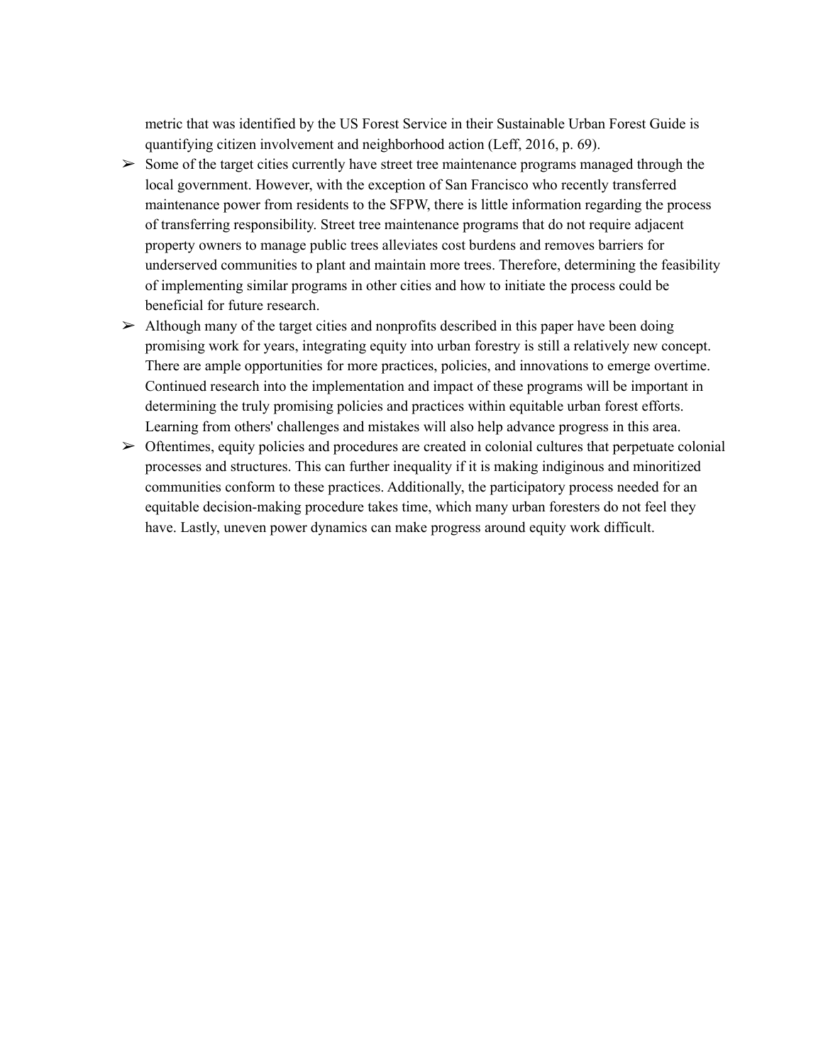metric that was identified by the US Forest Service in their Sustainable Urban Forest Guide is quantifying citizen involvement and neighborhood action (Leff, 2016, p. 69).

- Some of the target cities currently have street tree maintenance programs managed through the local government. However, with the exception of San Francisco who recently transferred maintenance power from residents to the SFPW, there is little information regarding the process of transferring responsibility. Street tree maintenance programs that do not require adjacent property owners to manage public trees alleviates cost burdens and removes barriers for underserved communities to plant and maintain more trees. Therefore, determining the feasibility of implementing similar programs in other cities and how to initiate the process could be beneficial for future research.
- Although many of the target cities and nonprofits described in this paper have been doing promising work for years, integrating equity into urban forestry is still a relatively new concept. There are ample opportunities for more practices, policies, and innovations to emerge overtime. Continued research into the implementation and impact of these programs will be important in determining the truly promising policies and practices within equitable urban forest efforts. Learning from others' challenges and mistakes will also help advance progress in this area.
- Oftentimes, equity policies and procedures are created in colonial cultures that perpetuate colonial processes and structures. This can further inequality if it is making indiginous and minoritized communities conform to these practices. Additionally, the participatory process needed for an equitable decision-making procedure takes time, which many urban foresters do not feel they have. Lastly, uneven power dynamics can make progress around equity work difficult.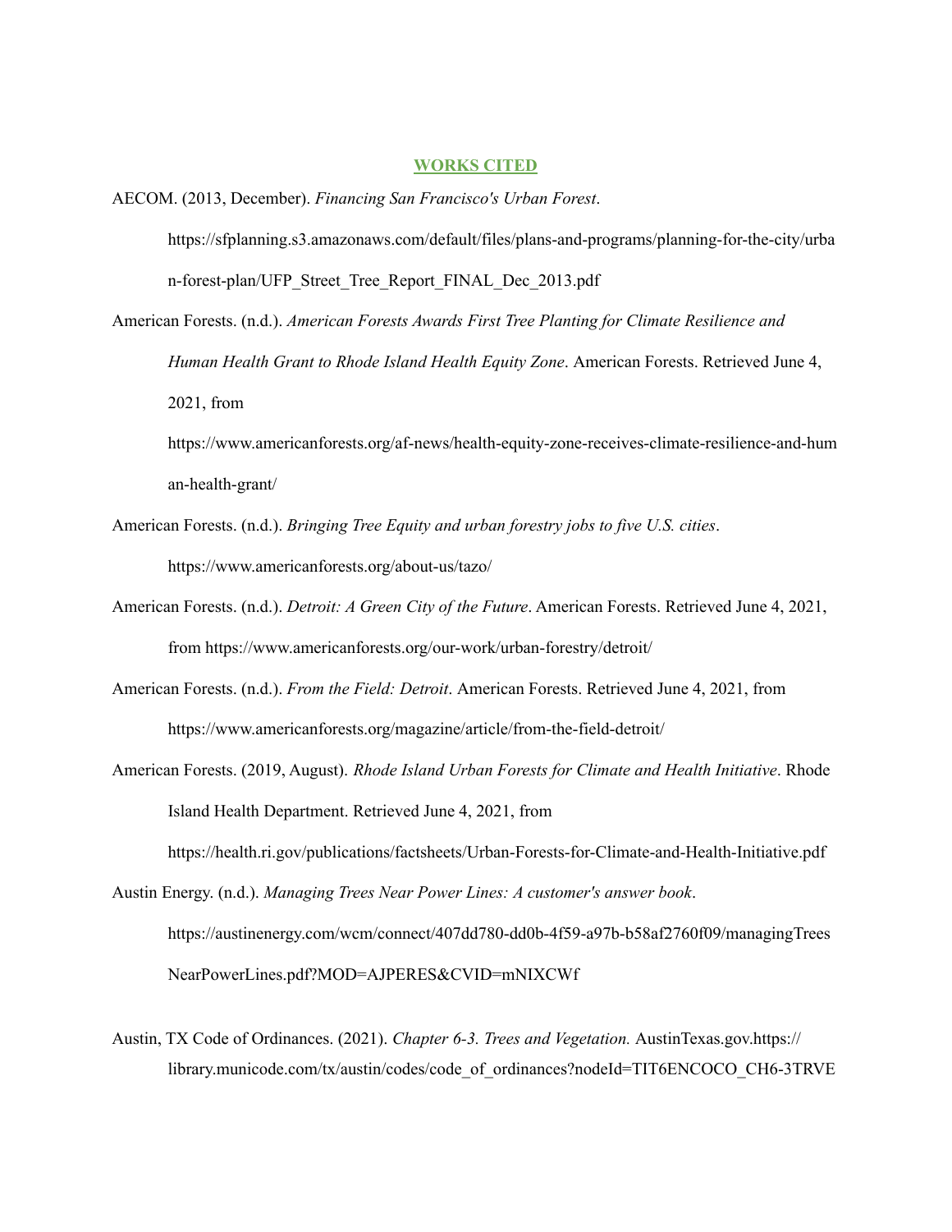## WORKS CITED

AECOM. (2013, December). *Financing San Francisco's Urban Forest*. https://sfplanning.s3.amazonaws.com/default/files/plans-and-programs/planning-for-the-city/urban-forest-plan/UFP_Street_Tree_Report_FINAL_Dec_2013.pdf

American Forests. (n.d.). *American Forests Awards First Tree Planting for Climate Resilience and Human Health Grant to Rhode Island Health Equity Zone*. American Forests. Retrieved June 4, 2021, from https://www.americanforests.org/af-news/health-equity-zone-receives-climate-resilience-and-human-health-grant/

American Forests. (n.d.). *Bringing Tree Equity and urban forestry jobs to five U.S. cities*. https://www.americanforests.org/about-us/tazo/

American Forests. (n.d.). *Detroit: A Green City of the Future*. American Forests. Retrieved June 4, 2021, from https://www.americanforests.org/our-work/urban-forestry/detroit/

American Forests. (n.d.). *From the Field: Detroit*. American Forests. Retrieved June 4, 2021, from https://www.americanforests.org/magazine/article/from-the-field-detroit/

American Forests. (2019, August). *Rhode Island Urban Forests for Climate and Health Initiative*. Rhode Island Health Department. Retrieved June 4, 2021, from https://health.ri.gov/publications/factsheets/Urban-Forests-for-Climate-and-Health-Initiative.pdf

Austin Energy. (n.d.). *Managing Trees Near Power Lines: A customer's answer book*. https://austinenergy.com/wcm/connect/407dd780-dd0b-4f59-a97b-b58af2760f09/managingTreesNearPowerLines.pdf?MOD=AJPERES&CVID=mNIXCWf

Austin, TX Code of Ordinances. (2021). *Chapter 6-3. Trees and Vegetation.* AustinTexas.gov.https://library.municode.com/tx/austin/codes/code_of_ordinances?nodeId=TIT6ENCOCO_CH6-3TRVE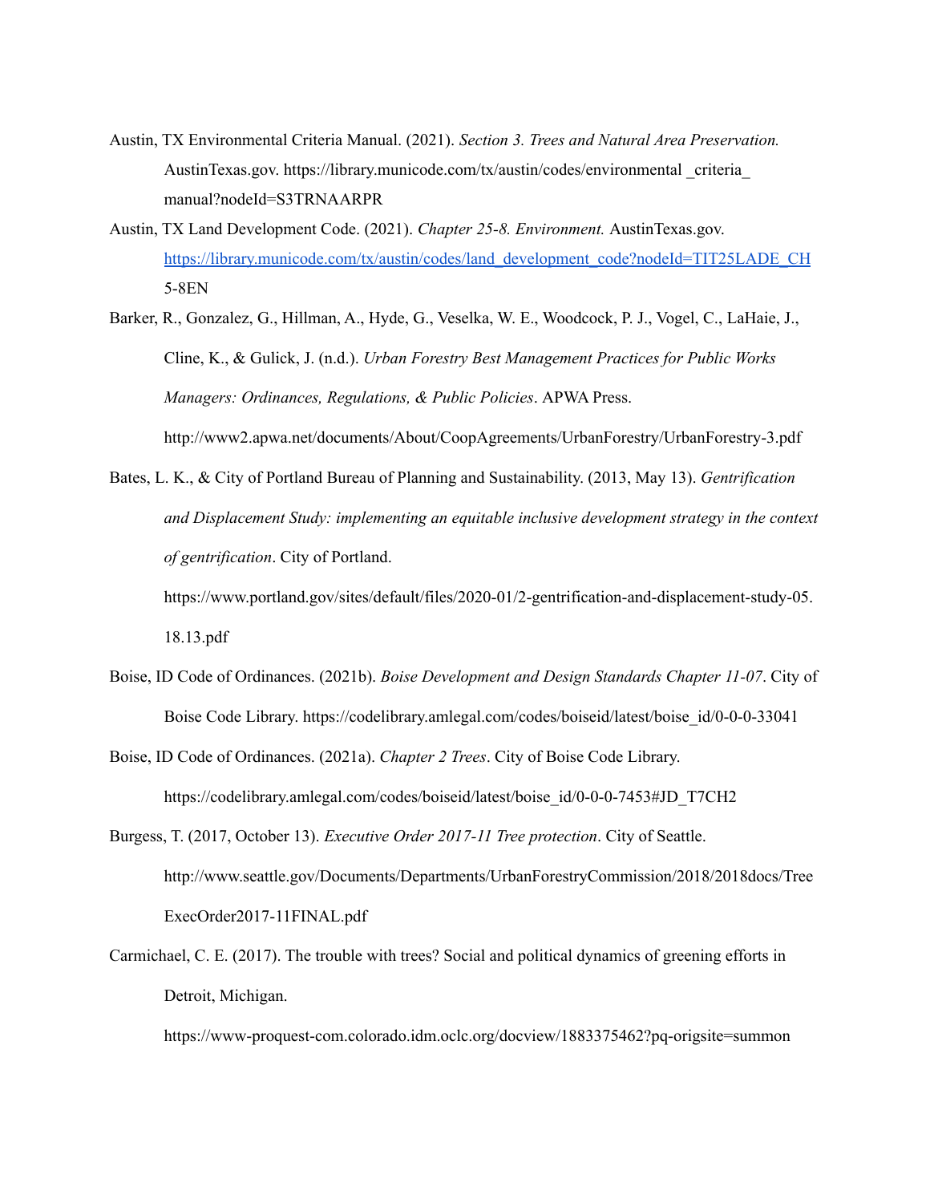Austin, TX Environmental Criteria Manual. (2021). *Section 3. Trees and Natural Area Preservation.* AustinTexas.gov. https://library.municode.com/tx/austin/codes/environmental _criteria_ manual?nodeId=S3TRNAARPR

Austin, TX Land Development Code. (2021). *Chapter 25-8. Environment.* AustinTexas.gov. https://library.municode.com/tx/austin/codes/land_development_code?nodeId=TIT25LADE_CH5-8EN

Barker, R., Gonzalez, G., Hillman, A., Hyde, G., Veselka, W. E., Woodcock, P. J., Vogel, C., LaHaie, J., Cline, K., & Gulick, J. (n.d.). *Urban Forestry Best Management Practices for Public Works Managers: Ordinances, Regulations, & Public Policies*. APWA Press. http://www2.apwa.net/documents/About/CoopAgreements/UrbanForestry/UrbanForestry-3.pdf

Bates, L. K., & City of Portland Bureau of Planning and Sustainability. (2013, May 13). *Gentrification and Displacement Study: implementing an equitable inclusive development strategy in the context of gentrification*. City of Portland. https://www.portland.gov/sites/default/files/2020-01/2-gentrification-and-displacement-study-05.18.13.pdf

Boise, ID Code of Ordinances. (2021b). *Boise Development and Design Standards Chapter 11-07*. City of Boise Code Library. https://codelibrary.amlegal.com/codes/boiseid/latest/boise_id/0-0-0-33041

Boise, ID Code of Ordinances. (2021a). *Chapter 2 Trees*. City of Boise Code Library. https://codelibrary.amlegal.com/codes/boiseid/latest/boise_id/0-0-0-7453#JD_T7CH2

Burgess, T. (2017, October 13). *Executive Order 2017-11 Tree protection*. City of Seattle. http://www.seattle.gov/Documents/Departments/UrbanForestryCommission/2018/2018docs/TreeExecOrder2017-11FINAL.pdf

Carmichael, C. E. (2017). The trouble with trees? Social and political dynamics of greening efforts in Detroit, Michigan. https://www-proquest-com.colorado.idm.oclc.org/docview/1883375462?pq-origsite=summon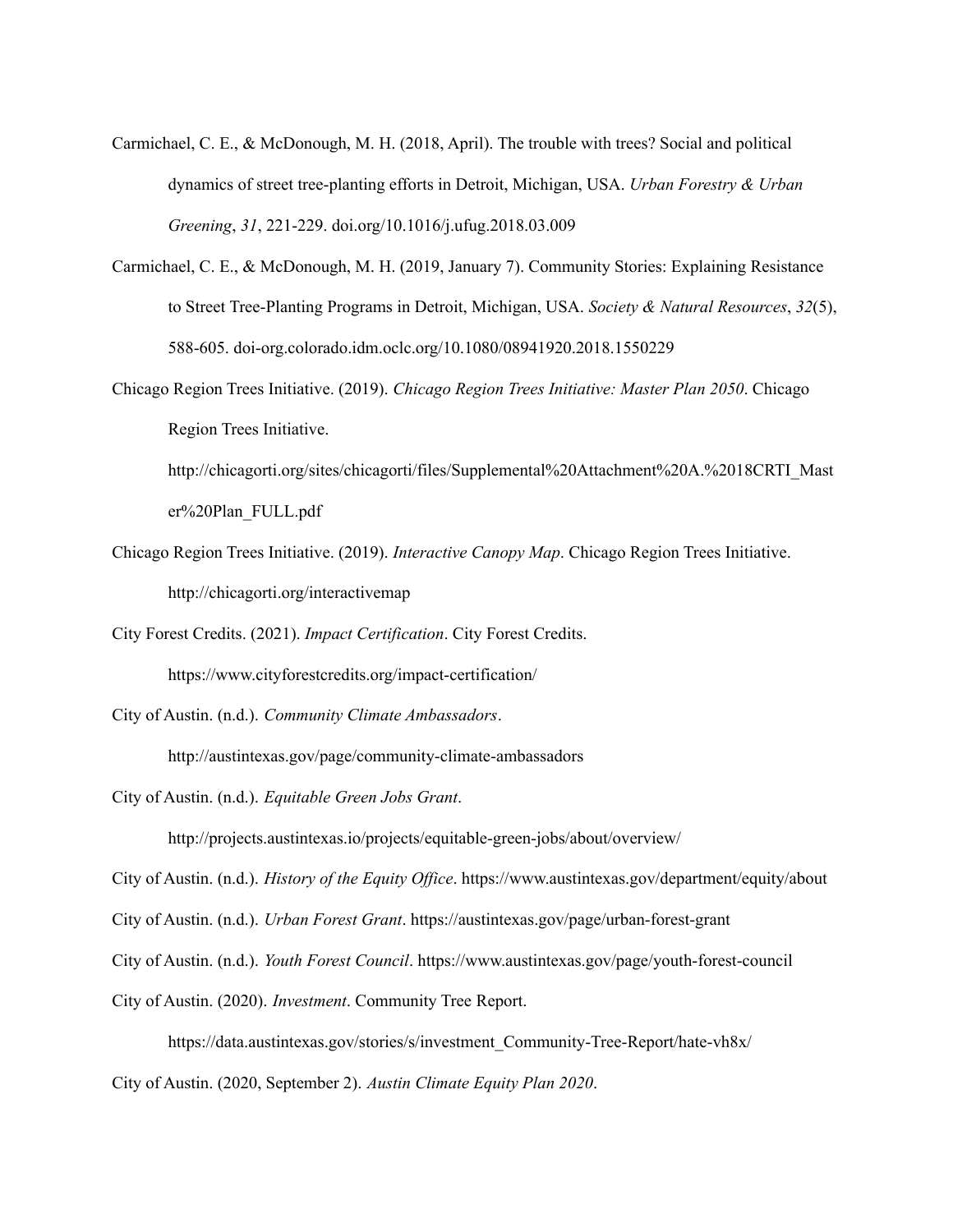Carmichael, C. E., & McDonough, M. H. (2018, April). The trouble with trees? Social and political dynamics of street tree-planting efforts in Detroit, Michigan, USA. *Urban Forestry & Urban Greening*, *31*, 221-229. doi.org/10.1016/j.ufug.2018.03.009

Carmichael, C. E., & McDonough, M. H. (2019, January 7). Community Stories: Explaining Resistance to Street Tree-Planting Programs in Detroit, Michigan, USA. *Society & Natural Resources*, *32*(5), 588-605. doi-org.colorado.idm.oclc.org/10.1080/08941920.2018.1550229

Chicago Region Trees Initiative. (2019). *Chicago Region Trees Initiative: Master Plan 2050*. Chicago Region Trees Initiative. http://chicagorti.org/sites/chicagorti/files/Supplemental%20Attachment%20A.%2018CRTI_Master%20Plan_FULL.pdf

Chicago Region Trees Initiative. (2019). *Interactive Canopy Map*. Chicago Region Trees Initiative. http://chicagorti.org/interactivemap

City Forest Credits. (2021). *Impact Certification*. City Forest Credits. https://www.cityforestcredits.org/impact-certification/

City of Austin. (n.d.). *Community Climate Ambassadors*. http://austintexas.gov/page/community-climate-ambassadors

City of Austin. (n.d.). *Equitable Green Jobs Grant*. http://projects.austintexas.io/projects/equitable-green-jobs/about/overview/

City of Austin. (n.d.). *History of the Equity Office*. https://www.austintexas.gov/department/equity/about

City of Austin. (n.d.). *Urban Forest Grant*. https://austintexas.gov/page/urban-forest-grant

City of Austin. (n.d.). *Youth Forest Council*. https://www.austintexas.gov/page/youth-forest-council

City of Austin. (2020). *Investment*. Community Tree Report. https://data.austintexas.gov/stories/s/investment_Community-Tree-Report/hate-vh8x/

City of Austin. (2020, September 2). *Austin Climate Equity Plan 2020*.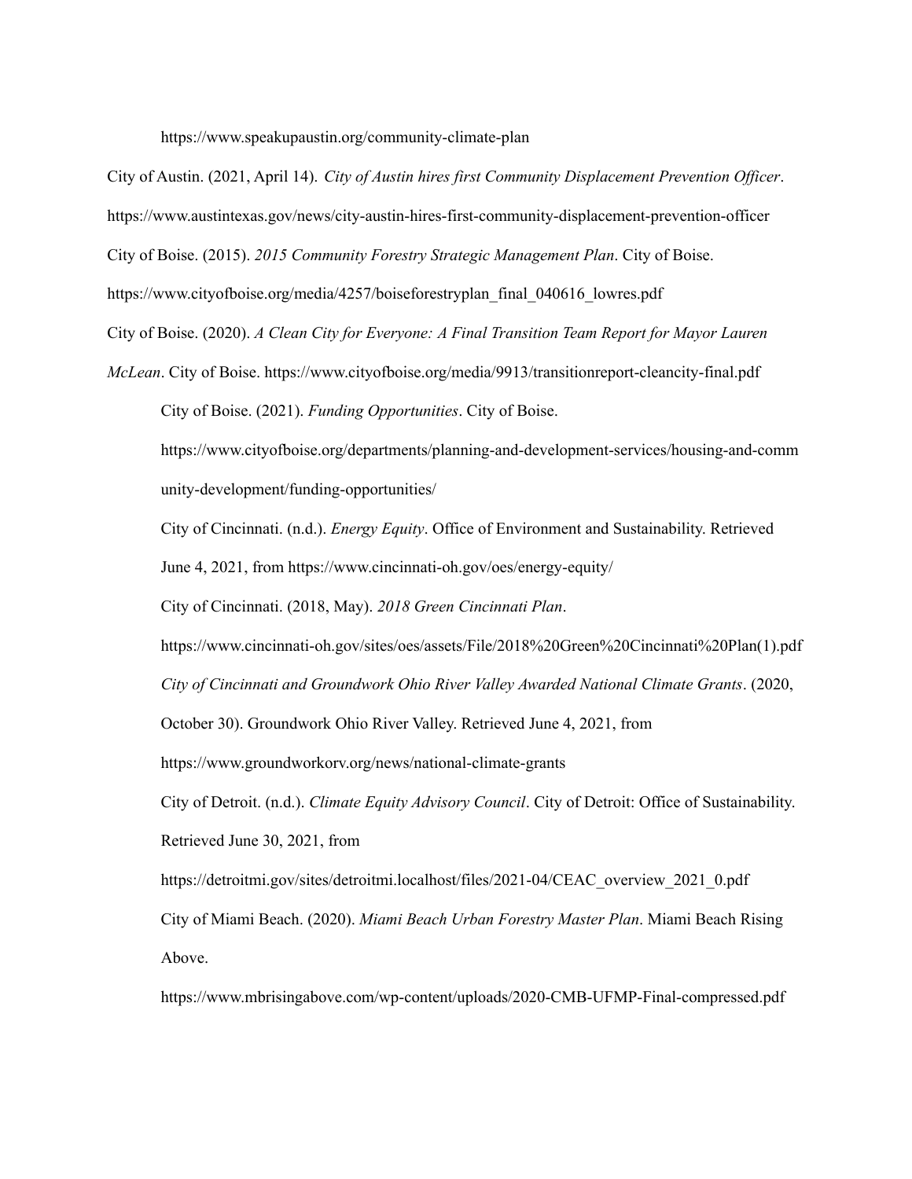https://www.speakupaustin.org/community-climate-plan

City of Austin. (2021, April 14). *City of Austin hires first Community Displacement Prevention Officer*. https://www.austintexas.gov/news/city-austin-hires-first-community-displacement-prevention-officer

City of Boise. (2015). *2015 Community Forestry Strategic Management Plan*. City of Boise. https://www.cityofboise.org/media/4257/boiseforestryplan_final_040616_lowres.pdf

City of Boise. (2020). *A Clean City for Everyone: A Final Transition Team Report for Mayor Lauren McLean*. City of Boise. https://www.cityofboise.org/media/9913/transitionreport-cleancity-final.pdf

City of Boise. (2021). *Funding Opportunities*. City of Boise. https://www.cityofboise.org/departments/planning-and-development-services/housing-and-community-development/funding-opportunities/

City of Cincinnati. (n.d.). *Energy Equity*. Office of Environment and Sustainability. Retrieved June 4, 2021, from https://www.cincinnati-oh.gov/oes/energy-equity/

City of Cincinnati. (2018, May). *2018 Green Cincinnati Plan*. https://www.cincinnati-oh.gov/sites/oes/assets/File/2018%20Green%20Cincinnati%20Plan(1).pdf

*City of Cincinnati and Groundwork Ohio River Valley Awarded National Climate Grants*. (2020, October 30). Groundwork Ohio River Valley. Retrieved June 4, 2021, from https://www.groundworkorv.org/news/national-climate-grants

City of Detroit. (n.d.). *Climate Equity Advisory Council*. City of Detroit: Office of Sustainability. Retrieved June 30, 2021, from https://detroitmi.gov/sites/detroitmi.localhost/files/2021-04/CEAC_overview_2021_0.pdf

City of Miami Beach. (2020). *Miami Beach Urban Forestry Master Plan*. Miami Beach Rising Above. https://www.mbrisingabove.com/wp-content/uploads/2020-CMB-UFMP-Final-compressed.pdf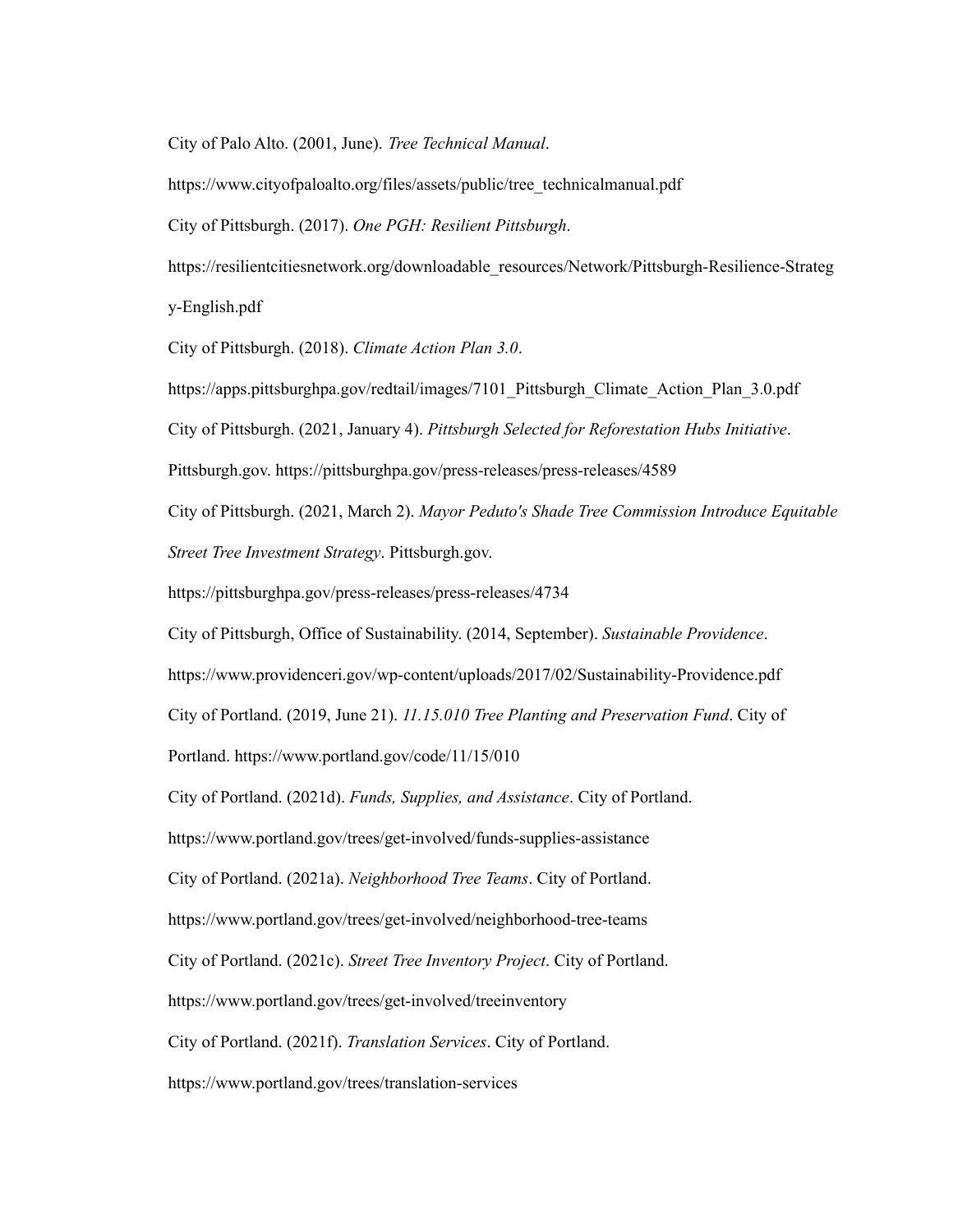City of Palo Alto. (2001, June). *Tree Technical Manual*. https://www.cityofpaloalto.org/files/assets/public/tree_technicalmanual.pdf

City of Pittsburgh. (2017). *One PGH: Resilient Pittsburgh*. https://resilientcitiesnetwork.org/downloadable_resources/Network/Pittsburgh-Resilience-Strategy-English.pdf

City of Pittsburgh. (2018). *Climate Action Plan 3.0*. https://apps.pittsburghpa.gov/redtail/images/7101_Pittsburgh_Climate_Action_Plan_3.0.pdf

City of Pittsburgh. (2021, January 4). *Pittsburgh Selected for Reforestation Hubs Initiative*. Pittsburgh.gov. https://pittsburghpa.gov/press-releases/press-releases/4589

City of Pittsburgh. (2021, March 2). *Mayor Peduto's Shade Tree Commission Introduce Equitable Street Tree Investment Strategy*. Pittsburgh.gov. https://pittsburghpa.gov/press-releases/press-releases/4734

City of Pittsburgh, Office of Sustainability. (2014, September). *Sustainable Providence*. https://www.providenceri.gov/wp-content/uploads/2017/02/Sustainability-Providence.pdf

City of Portland. (2019, June 21). *11.15.010 Tree Planting and Preservation Fund*. City of Portland. https://www.portland.gov/code/11/15/010

City of Portland. (2021d). *Funds, Supplies, and Assistance*. City of Portland. https://www.portland.gov/trees/get-involved/funds-supplies-assistance

City of Portland. (2021a). *Neighborhood Tree Teams*. City of Portland. https://www.portland.gov/trees/get-involved/neighborhood-tree-teams

City of Portland. (2021c). *Street Tree Inventory Project*. City of Portland. https://www.portland.gov/trees/get-involved/treeinventory

City of Portland. (2021f). *Translation Services*. City of Portland. https://www.portland.gov/trees/translation-services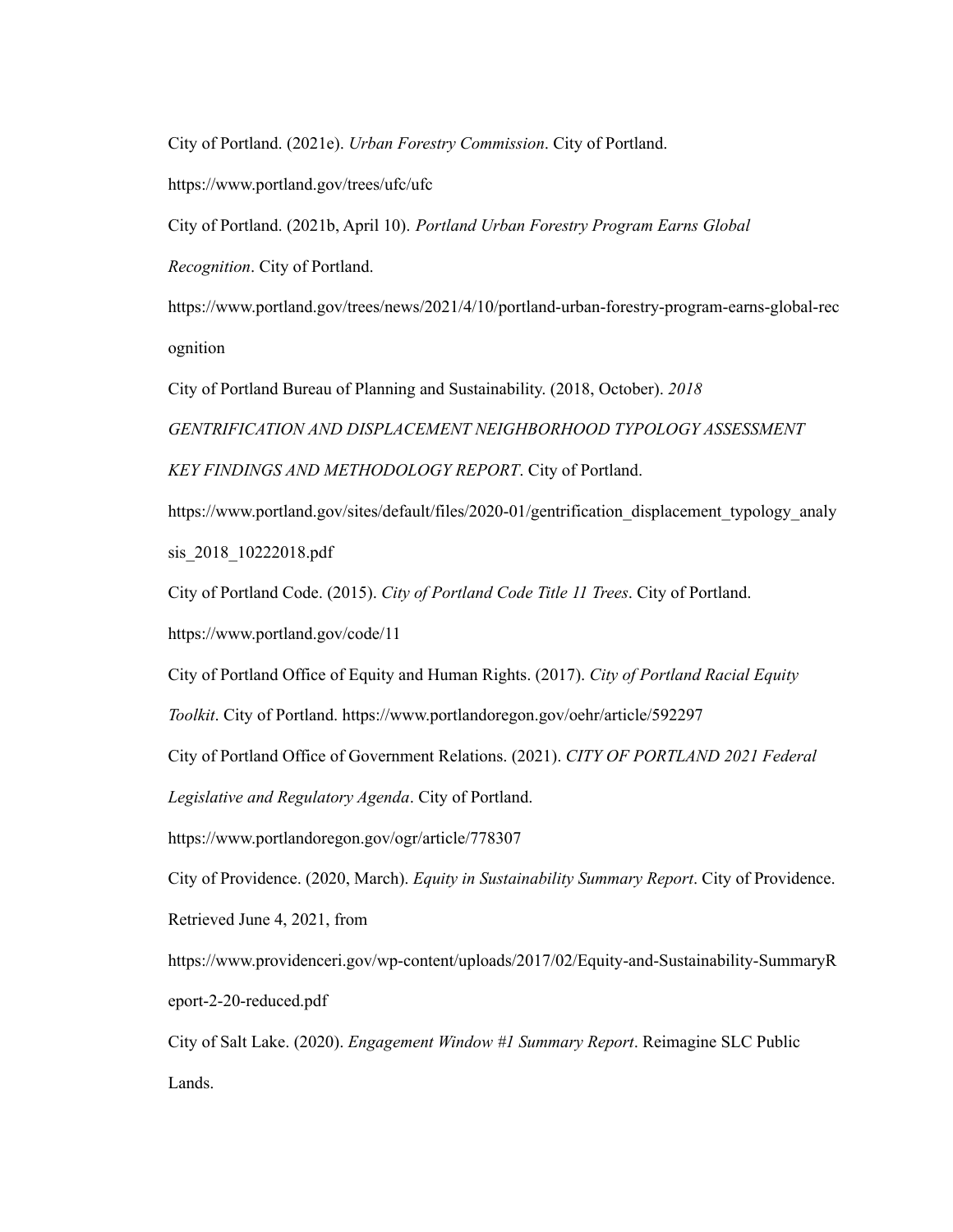City of Portland. (2021e). *Urban Forestry Commission*. City of Portland. https://www.portland.gov/trees/ufc/ufc

City of Portland. (2021b, April 10). *Portland Urban Forestry Program Earns Global Recognition*. City of Portland. https://www.portland.gov/trees/news/2021/4/10/portland-urban-forestry-program-earns-global-recognition

City of Portland Bureau of Planning and Sustainability. (2018, October). *2018 GENTRIFICATION AND DISPLACEMENT NEIGHBORHOOD TYPOLOGY ASSESSMENT KEY FINDINGS AND METHODOLOGY REPORT*. City of Portland. https://www.portland.gov/sites/default/files/2020-01/gentrification_displacement_typology_analysis_2018_10222018.pdf

City of Portland Code. (2015). *City of Portland Code Title 11 Trees*. City of Portland. https://www.portland.gov/code/11

City of Portland Office of Equity and Human Rights. (2017). *City of Portland Racial Equity Toolkit*. City of Portland. https://www.portlandoregon.gov/oehr/article/592297

City of Portland Office of Government Relations. (2021). *CITY OF PORTLAND 2021 Federal Legislative and Regulatory Agenda*. City of Portland. https://www.portlandoregon.gov/ogr/article/778307

City of Providence. (2020, March). *Equity in Sustainability Summary Report*. City of Providence. Retrieved June 4, 2021, from https://www.providenceri.gov/wp-content/uploads/2017/02/Equity-and-Sustainability-SummaryReport-2-20-reduced.pdf

City of Salt Lake. (2020). *Engagement Window #1 Summary Report*. Reimagine SLC Public Lands.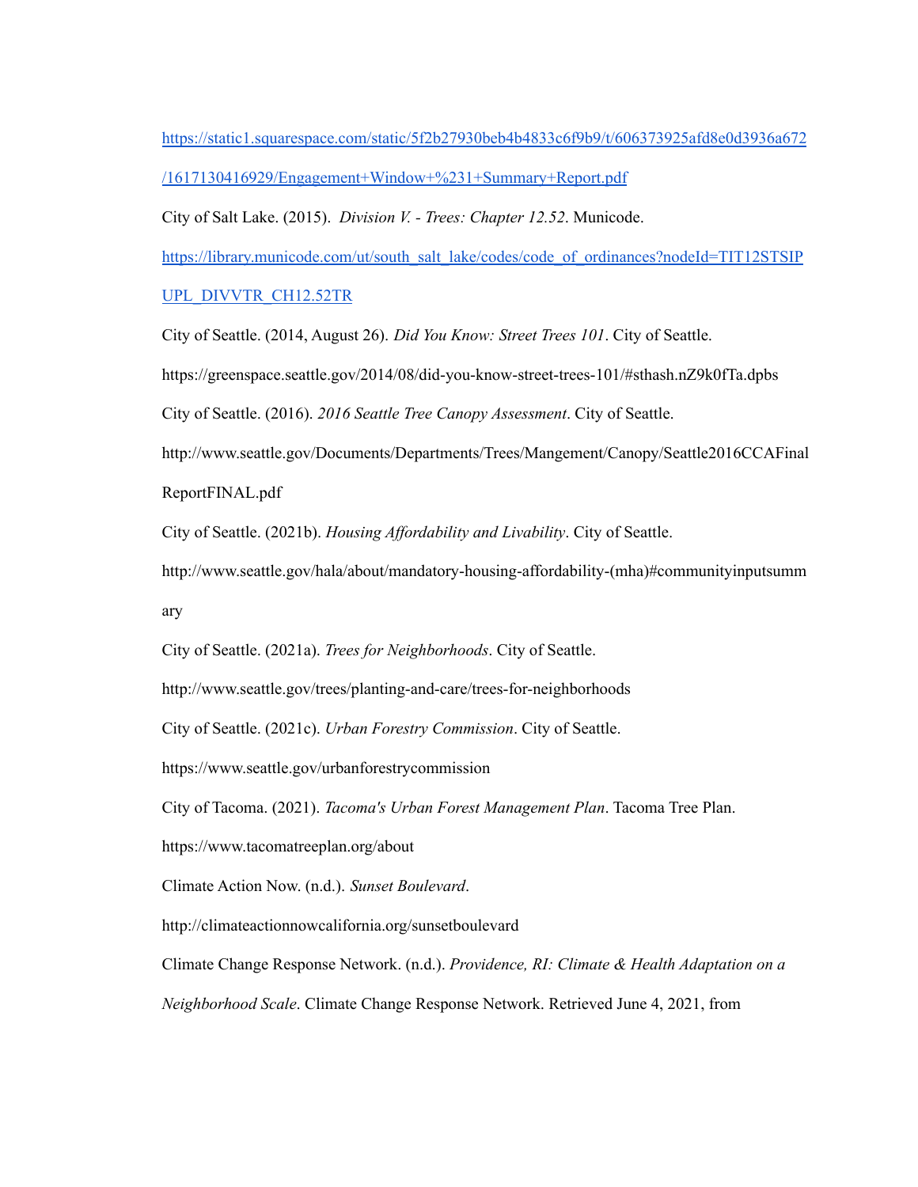https://static1.squarespace.com/static/5f2b27930beb4b4833c6f9b9/t/606373925afd8e0d3936a672/1617130416929/Engagement+Window+%231+Summary+Report.pdf

City of Salt Lake. (2015). *Division V. - Trees: Chapter 12.52*. Municode.

https://library.municode.com/ut/south_salt_lake/codes/code_of_ordinances?nodeId=TIT12STSIPUPL_DIVVTR_CH12.52TR

City of Seattle. (2014, August 26). *Did You Know: Street Trees 101*. City of Seattle.

https://greenspace.seattle.gov/2014/08/did-you-know-street-trees-101/#sthash.nZ9k0fTa.dpbs

City of Seattle. (2016). *2016 Seattle Tree Canopy Assessment*. City of Seattle.

http://www.seattle.gov/Documents/Departments/Trees/Mangement/Canopy/Seattle2016CCAFinalReportFINAL.pdf

City of Seattle. (2021b). *Housing Affordability and Livability*. City of Seattle.

http://www.seattle.gov/hala/about/mandatory-housing-affordability-(mha)#communityinputsummary

City of Seattle. (2021a). *Trees for Neighborhoods*. City of Seattle.

http://www.seattle.gov/trees/planting-and-care/trees-for-neighborhoods

City of Seattle. (2021c). *Urban Forestry Commission*. City of Seattle.

https://www.seattle.gov/urbanforestrycommission

City of Tacoma. (2021). *Tacoma's Urban Forest Management Plan*. Tacoma Tree Plan.

https://www.tacomatreeplan.org/about

Climate Action Now. (n.d.). *Sunset Boulevard*.

http://climateactionnowcalifornia.org/sunsetboulevard

Climate Change Response Network. (n.d.). *Providence, RI: Climate & Health Adaptation on a Neighborhood Scale*. Climate Change Response Network. Retrieved June 4, 2021, from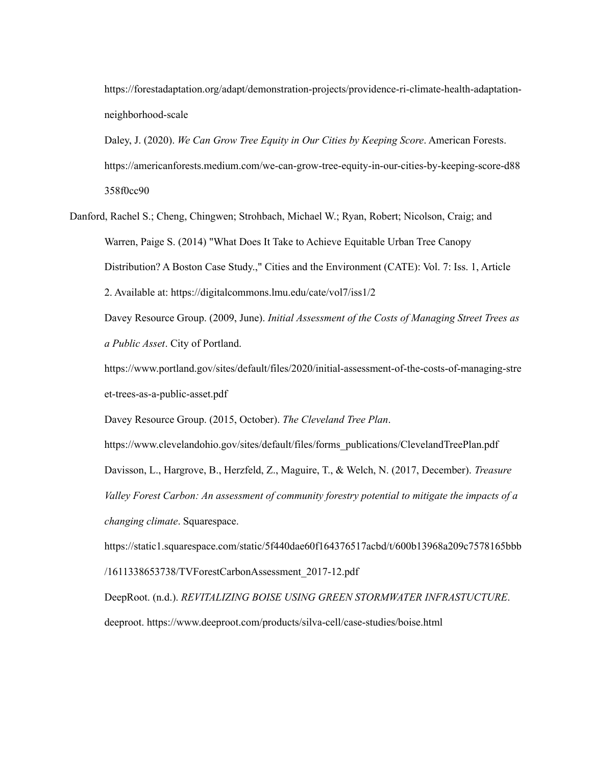https://forestadaptation.org/adapt/demonstration-projects/providence-ri-climate-health-adaptation-neighborhood-scale

Daley, J. (2020). *We Can Grow Tree Equity in Our Cities by Keeping Score*. American Forests. https://americanforests.medium.com/we-can-grow-tree-equity-in-our-cities-by-keeping-score-d88358f0cc90

Danford, Rachel S.; Cheng, Chingwen; Strohbach, Michael W.; Ryan, Robert; Nicolson, Craig; and Warren, Paige S. (2014) "What Does It Take to Achieve Equitable Urban Tree Canopy Distribution? A Boston Case Study.," Cities and the Environment (CATE): Vol. 7: Iss. 1, Article 2. Available at: https://digitalcommons.lmu.edu/cate/vol7/iss1/2

Davey Resource Group. (2009, June). *Initial Assessment of the Costs of Managing Street Trees as a Public Asset*. City of Portland. https://www.portland.gov/sites/default/files/2020/initial-assessment-of-the-costs-of-managing-street-trees-as-a-public-asset.pdf

Davey Resource Group. (2015, October). *The Cleveland Tree Plan*. https://www.clevelandohio.gov/sites/default/files/forms_publications/ClevelandTreePlan.pdf

Davisson, L., Hargrove, B., Herzfeld, Z., Maguire, T., & Welch, N. (2017, December). *Treasure Valley Forest Carbon: An assessment of community forestry potential to mitigate the impacts of a changing climate*. Squarespace. https://static1.squarespace.com/static/5f440dae60f164376517acbd/t/600b13968a209c7578165bbb/1611338653738/TVForestCarbonAssessment_2017-12.pdf

DeepRoot. (n.d.). *REVITALIZING BOISE USING GREEN STORMWATER INFRASTUCTURE*. deeproot. https://www.deeproot.com/products/silva-cell/case-studies/boise.html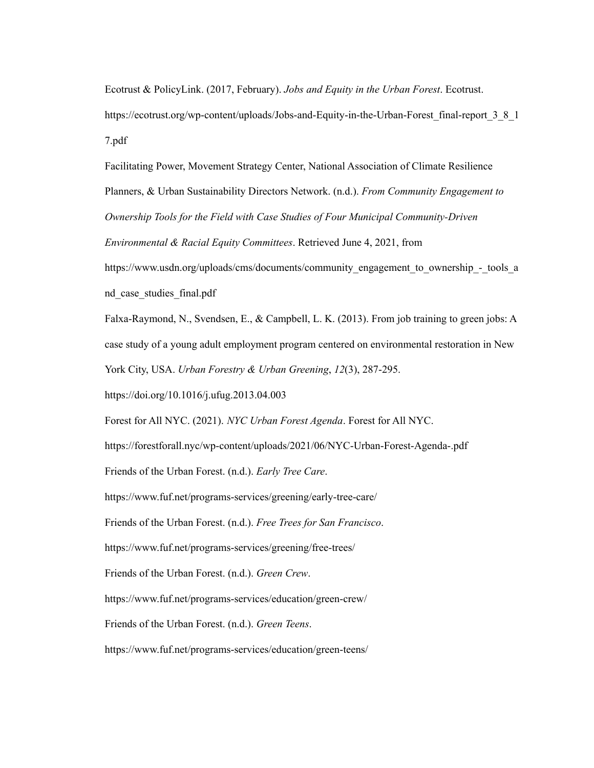Ecotrust & PolicyLink. (2017, February). *Jobs and Equity in the Urban Forest*. Ecotrust. https://ecotrust.org/wp-content/uploads/Jobs-and-Equity-in-the-Urban-Forest_final-report_3_8_17.pdf

Facilitating Power, Movement Strategy Center, National Association of Climate Resilience Planners, & Urban Sustainability Directors Network. (n.d.). *From Community Engagement to Ownership Tools for the Field with Case Studies of Four Municipal Community-Driven Environmental & Racial Equity Committees*. Retrieved June 4, 2021, from https://www.usdn.org/uploads/cms/documents/community_engagement_to_ownership_-_tools_and_case_studies_final.pdf

Falxa-Raymond, N., Svendsen, E., & Campbell, L. K. (2013). From job training to green jobs: A case study of a young adult employment program centered on environmental restoration in New York City, USA. *Urban Forestry & Urban Greening*, *12*(3), 287-295. https://doi.org/10.1016/j.ufug.2013.04.003

Forest for All NYC. (2021). *NYC Urban Forest Agenda*. Forest for All NYC. https://forestforall.nyc/wp-content/uploads/2021/06/NYC-Urban-Forest-Agenda-.pdf

Friends of the Urban Forest. (n.d.). *Early Tree Care*. https://www.fuf.net/programs-services/greening/early-tree-care/

Friends of the Urban Forest. (n.d.). *Free Trees for San Francisco*. https://www.fuf.net/programs-services/greening/free-trees/

Friends of the Urban Forest. (n.d.). *Green Crew*. https://www.fuf.net/programs-services/education/green-crew/

Friends of the Urban Forest. (n.d.). *Green Teens*. https://www.fuf.net/programs-services/education/green-teens/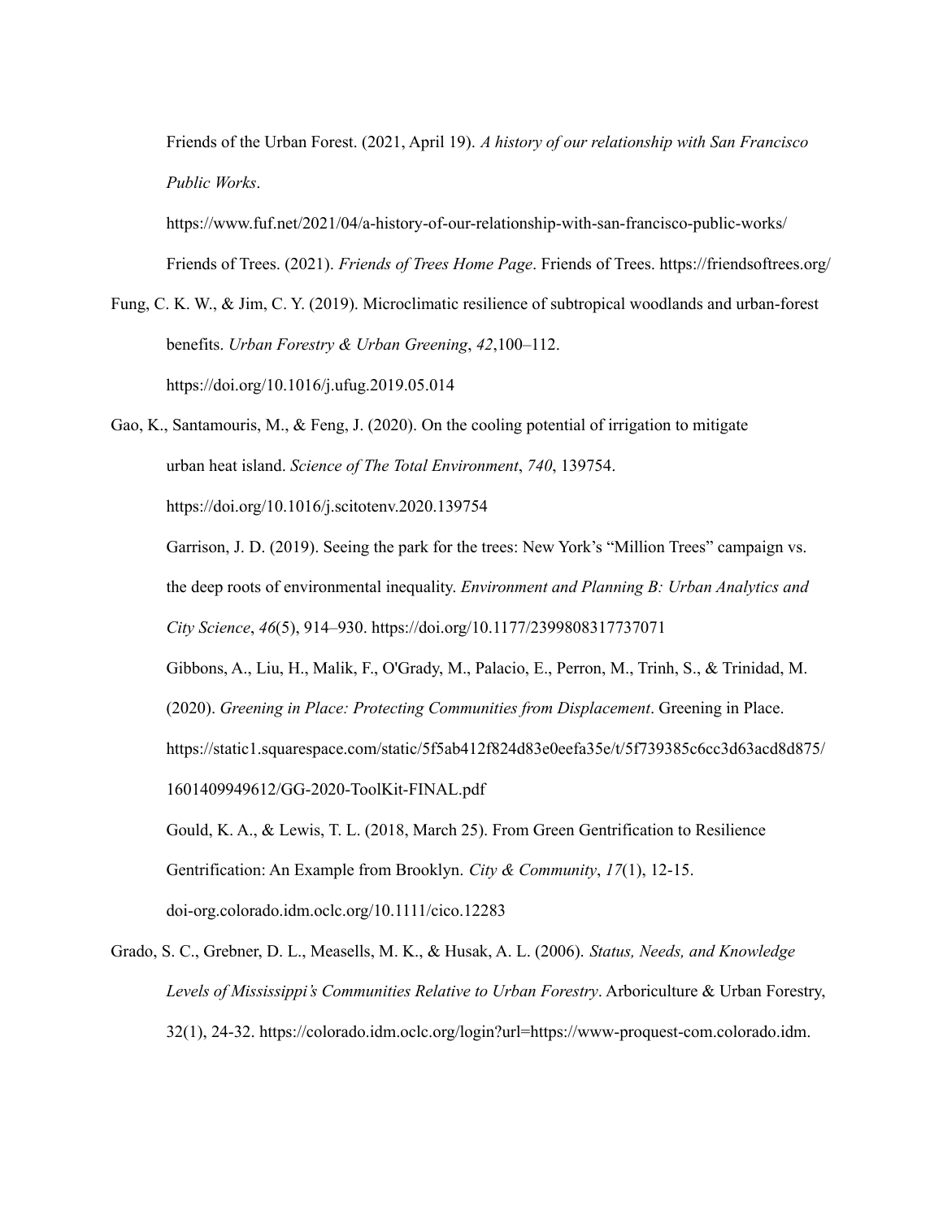Friends of the Urban Forest. (2021, April 19). *A history of our relationship with San Francisco Public Works*. https://www.fuf.net/2021/04/a-history-of-our-relationship-with-san-francisco-public-works/

Friends of Trees. (2021). *Friends of Trees Home Page*. Friends of Trees. https://friendsoftrees.org/

Fung, C. K. W., & Jim, C. Y. (2019). Microclimatic resilience of subtropical woodlands and urban-forest benefits. *Urban Forestry & Urban Greening*, *42*,100–112. https://doi.org/10.1016/j.ufug.2019.05.014

Gao, K., Santamouris, M., & Feng, J. (2020). On the cooling potential of irrigation to mitigate urban heat island. *Science of The Total Environment*, *740*, 139754. https://doi.org/10.1016/j.scitotenv.2020.139754

Garrison, J. D. (2019). Seeing the park for the trees: New York's "Million Trees" campaign vs. the deep roots of environmental inequality. *Environment and Planning B: Urban Analytics and City Science*, *46*(5), 914–930. https://doi.org/10.1177/2399808317737071

Gibbons, A., Liu, H., Malik, F., O'Grady, M., Palacio, E., Perron, M., Trinh, S., & Trinidad, M. (2020). *Greening in Place: Protecting Communities from Displacement*. Greening in Place. https://static1.squarespace.com/static/5f5ab412f824d83e0eefa35e/t/5f739385c6cc3d63acd8d875/1601409949612/GG-2020-ToolKit-FINAL.pdf

Gould, K. A., & Lewis, T. L. (2018, March 25). From Green Gentrification to Resilience Gentrification: An Example from Brooklyn. *City & Community*, *17*(1), 12-15. doi-org.colorado.idm.oclc.org/10.1111/cico.12283

Grado, S. C., Grebner, D. L., Measells, M. K., & Husak, A. L. (2006). *Status, Needs, and Knowledge Levels of Mississippi's Communities Relative to Urban Forestry*. Arboriculture & Urban Forestry, 32(1), 24-32. https://colorado.idm.oclc.org/login?url=https://www-proquest-com.colorado.idm.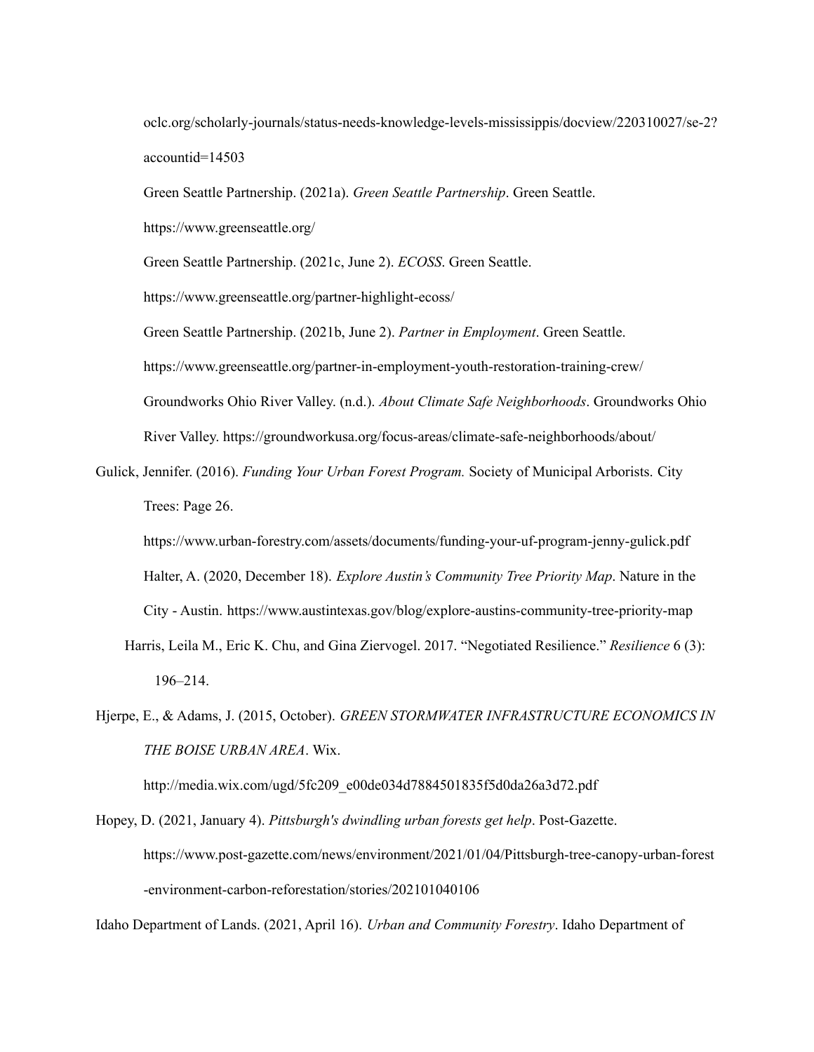oclc.org/scholarly-journals/status-needs-knowledge-levels-mississippis/docview/220310027/se-2?accountid=14503

Green Seattle Partnership. (2021a). *Green Seattle Partnership*. Green Seattle. https://www.greenseattle.org/

Green Seattle Partnership. (2021c, June 2). *ECOSS*. Green Seattle. https://www.greenseattle.org/partner-highlight-ecoss/

Green Seattle Partnership. (2021b, June 2). *Partner in Employment*. Green Seattle. https://www.greenseattle.org/partner-in-employment-youth-restoration-training-crew/

Groundworks Ohio River Valley. (n.d.). *About Climate Safe Neighborhoods*. Groundworks Ohio River Valley. https://groundworkusa.org/focus-areas/climate-safe-neighborhoods/about/

Gulick, Jennifer. (2016). *Funding Your Urban Forest Program.* Society of Municipal Arborists. City Trees: Page 26. https://www.urban-forestry.com/assets/documents/funding-your-uf-program-jenny-gulick.pdf

Halter, A. (2020, December 18). *Explore Austin's Community Tree Priority Map*. Nature in the City - Austin. https://www.austintexas.gov/blog/explore-austins-community-tree-priority-map

Harris, Leila M., Eric K. Chu, and Gina Ziervogel. 2017. "Negotiated Resilience." *Resilience* 6 (3): 196–214.

Hjerpe, E., & Adams, J. (2015, October). *GREEN STORMWATER INFRASTRUCTURE ECONOMICS IN THE BOISE URBAN AREA*. Wix. http://media.wix.com/ugd/5fc209_e00de034d7884501835f5d0da26a3d72.pdf

Hopey, D. (2021, January 4). *Pittsburgh's dwindling urban forests get help*. Post-Gazette. https://www.post-gazette.com/news/environment/2021/01/04/Pittsburgh-tree-canopy-urban-forest-environment-carbon-reforestation/stories/202101040106

Idaho Department of Lands. (2021, April 16). *Urban and Community Forestry*. Idaho Department of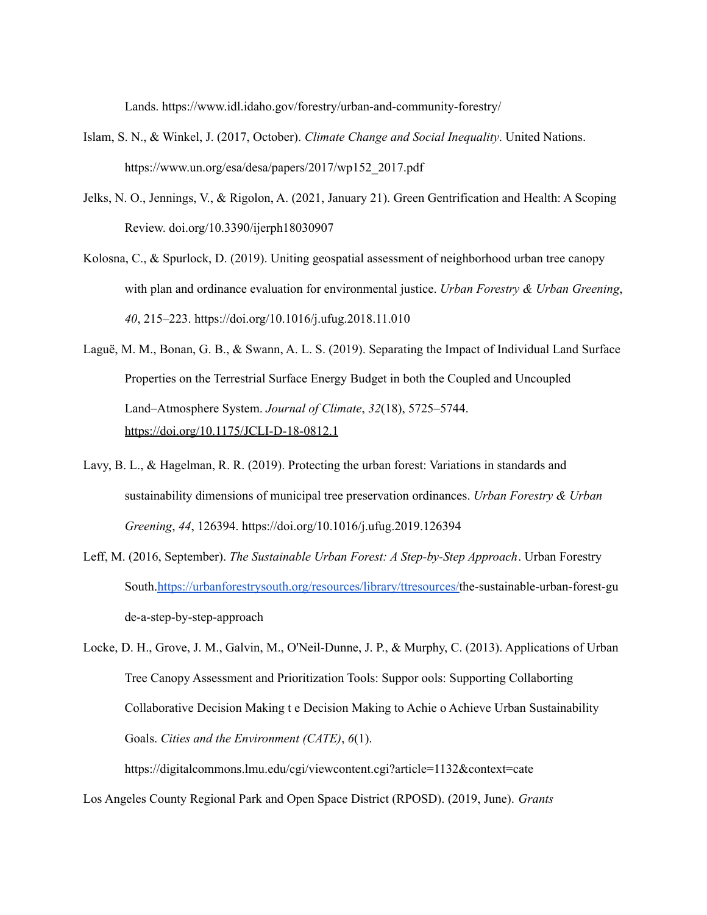Lands. https://www.idl.idaho.gov/forestry/urban-and-community-forestry/

Islam, S. N., & Winkel, J. (2017, October). *Climate Change and Social Inequality*. United Nations. https://www.un.org/esa/desa/papers/2017/wp152_2017.pdf

Jelks, N. O., Jennings, V., & Rigolon, A. (2021, January 21). Green Gentrification and Health: A Scoping Review. doi.org/10.3390/ijerph18030907

Kolosna, C., & Spurlock, D. (2019). Uniting geospatial assessment of neighborhood urban tree canopy with plan and ordinance evaluation for environmental justice. *Urban Forestry & Urban Greening*, *40*, 215–223. https://doi.org/10.1016/j.ufug.2018.11.010

Laguë, M. M., Bonan, G. B., & Swann, A. L. S. (2019). Separating the Impact of Individual Land Surface Properties on the Terrestrial Surface Energy Budget in both the Coupled and Uncoupled Land–Atmosphere System. *Journal of Climate*, *32*(18), 5725–5744. https://doi.org/10.1175/JCLI-D-18-0812.1

Lavy, B. L., & Hagelman, R. R. (2019). Protecting the urban forest: Variations in standards and sustainability dimensions of municipal tree preservation ordinances. *Urban Forestry & Urban Greening*, *44*, 126394. https://doi.org/10.1016/j.ufug.2019.126394

Leff, M. (2016, September). *The Sustainable Urban Forest: A Step-by-Step Approach*. Urban Forestry South.https://urbanforestrysouth.org/resources/library/ttresources/the-sustainable-urban-forest-gude-a-step-by-step-approach

Locke, D. H., Grove, J. M., Galvin, M., O'Neil-Dunne, J. P., & Murphy, C. (2013). Applications of Urban Tree Canopy Assessment and Prioritization Tools: Suppor ools: Supporting Collaborting Collaborative Decision Making t e Decision Making to Achie o Achieve Urban Sustainability Goals. *Cities and the Environment (CATE)*, *6*(1). https://digitalcommons.lmu.edu/cgi/viewcontent.cgi?article=1132&context=cate

Los Angeles County Regional Park and Open Space District (RPOSD). (2019, June). *Grants*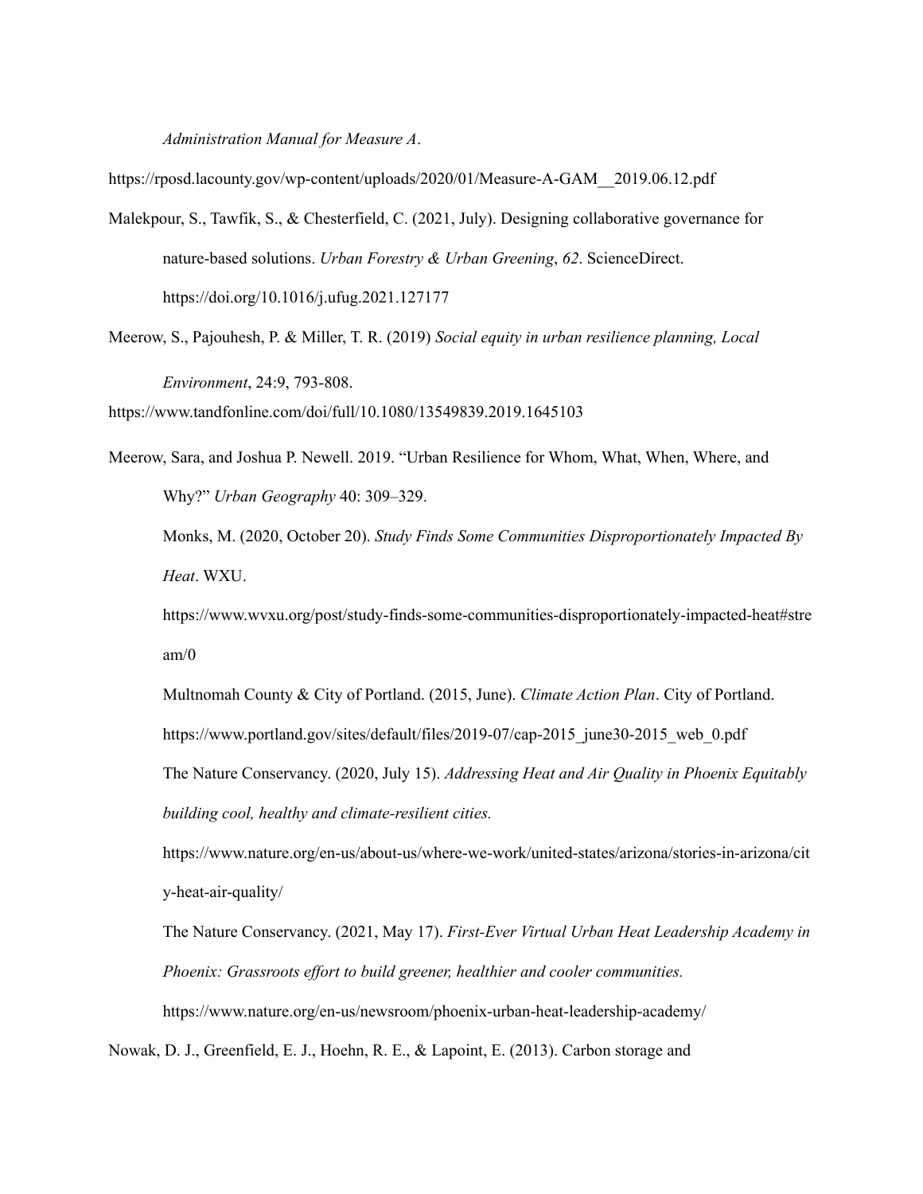*Administration Manual for Measure A*.

https://rposd.lacounty.gov/wp-content/uploads/2020/01/Measure-A-GAM__2019.06.12.pdf

Malekpour, S., Tawfik, S., & Chesterfield, C. (2021, July). Designing collaborative governance for nature-based solutions. *Urban Forestry & Urban Greening*, *62*. ScienceDirect. https://doi.org/10.1016/j.ufug.2021.127177

Meerow, S., Pajouhesh, P. & Miller, T. R. (2019) *Social equity in urban resilience planning, Local Environment*, 24:9, 793-808.

https://www.tandfonline.com/doi/full/10.1080/13549839.2019.1645103

Meerow, Sara, and Joshua P. Newell. 2019. "Urban Resilience for Whom, What, When, Where, and Why?" *Urban Geography* 40: 309–329.

Monks, M. (2020, October 20). *Study Finds Some Communities Disproportionately Impacted By Heat*. WXU.

https://www.wvxu.org/post/study-finds-some-communities-disproportionately-impacted-heat#stream/0

Multnomah County & City of Portland. (2015, June). *Climate Action Plan*. City of Portland.

https://www.portland.gov/sites/default/files/2019-07/cap-2015_june30-2015_web_0.pdf

The Nature Conservancy. (2020, July 15). *Addressing Heat and Air Quality in Phoenix Equitably building cool, healthy and climate-resilient cities.*

https://www.nature.org/en-us/about-us/where-we-work/united-states/arizona/stories-in-arizona/city-heat-air-quality/

The Nature Conservancy. (2021, May 17). *First-Ever Virtual Urban Heat Leadership Academy in Phoenix: Grassroots effort to build greener, healthier and cooler communities.*

https://www.nature.org/en-us/newsroom/phoenix-urban-heat-leadership-academy/

Nowak, D. J., Greenfield, E. J., Hoehn, R. E., & Lapoint, E. (2013). Carbon storage and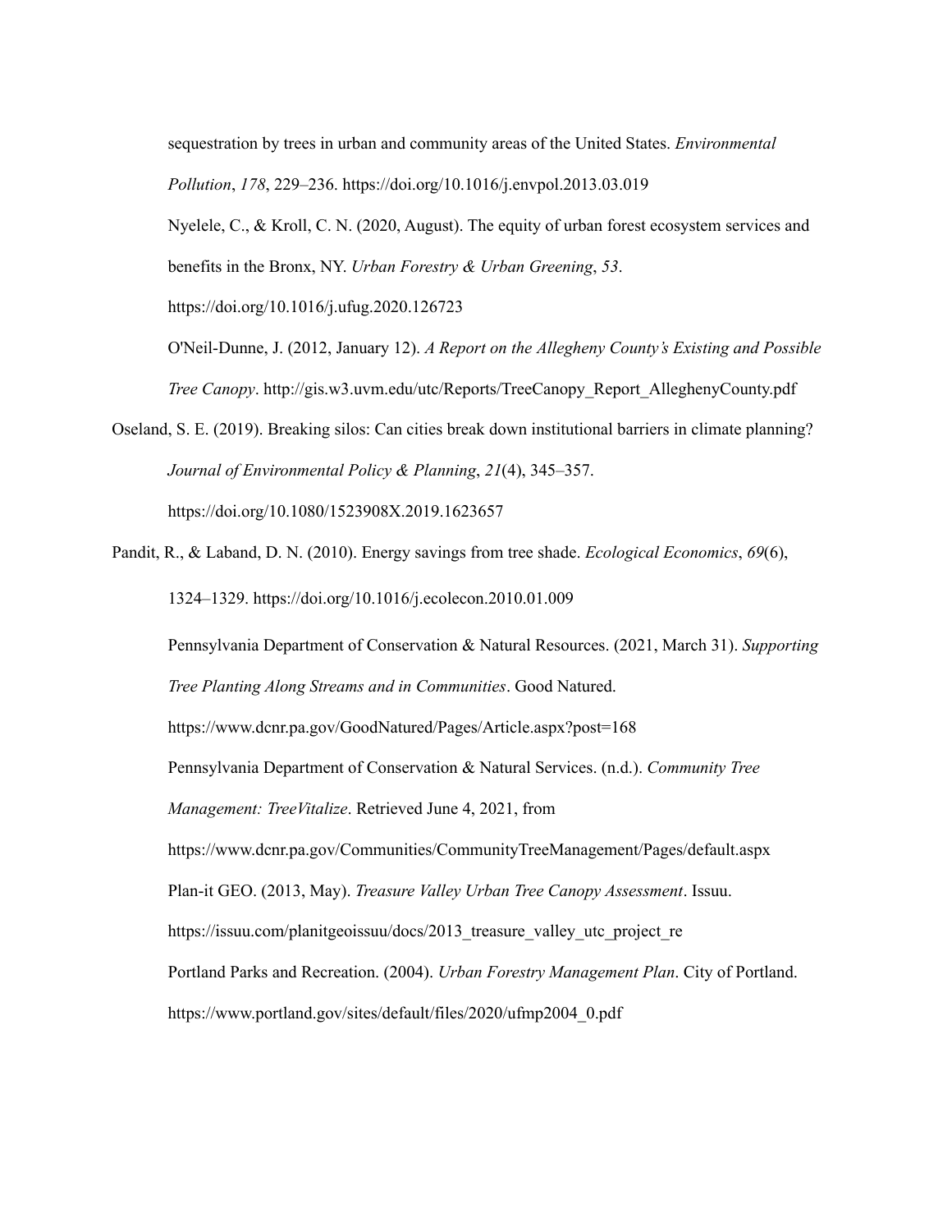sequestration by trees in urban and community areas of the United States. *Environmental Pollution*, *178*, 229–236. https://doi.org/10.1016/j.envpol.2013.03.019

Nyelele, C., & Kroll, C. N. (2020, August). The equity of urban forest ecosystem services and benefits in the Bronx, NY. *Urban Forestry & Urban Greening*, *53*. https://doi.org/10.1016/j.ufug.2020.126723

O'Neil-Dunne, J. (2012, January 12). *A Report on the Allegheny County's Existing and Possible Tree Canopy*. http://gis.w3.uvm.edu/utc/Reports/TreeCanopy_Report_AlleghenyCounty.pdf

Oseland, S. E. (2019). Breaking silos: Can cities break down institutional barriers in climate planning? *Journal of Environmental Policy & Planning*, *21*(4), 345–357. https://doi.org/10.1080/1523908X.2019.1623657

Pandit, R., & Laband, D. N. (2010). Energy savings from tree shade. *Ecological Economics*, *69*(6), 1324–1329. https://doi.org/10.1016/j.ecolecon.2010.01.009

Pennsylvania Department of Conservation & Natural Resources. (2021, March 31). *Supporting Tree Planting Along Streams and in Communities*. Good Natured. https://www.dcnr.pa.gov/GoodNatured/Pages/Article.aspx?post=168

Pennsylvania Department of Conservation & Natural Services. (n.d.). *Community Tree Management: TreeVitalize*. Retrieved June 4, 2021, from https://www.dcnr.pa.gov/Communities/CommunityTreeManagement/Pages/default.aspx

Plan-it GEO. (2013, May). *Treasure Valley Urban Tree Canopy Assessment*. Issuu. https://issuu.com/planitgeoissuu/docs/2013_treasure_valley_utc_project_re

Portland Parks and Recreation. (2004). *Urban Forestry Management Plan*. City of Portland. https://www.portland.gov/sites/default/files/2020/ufmp2004_0.pdf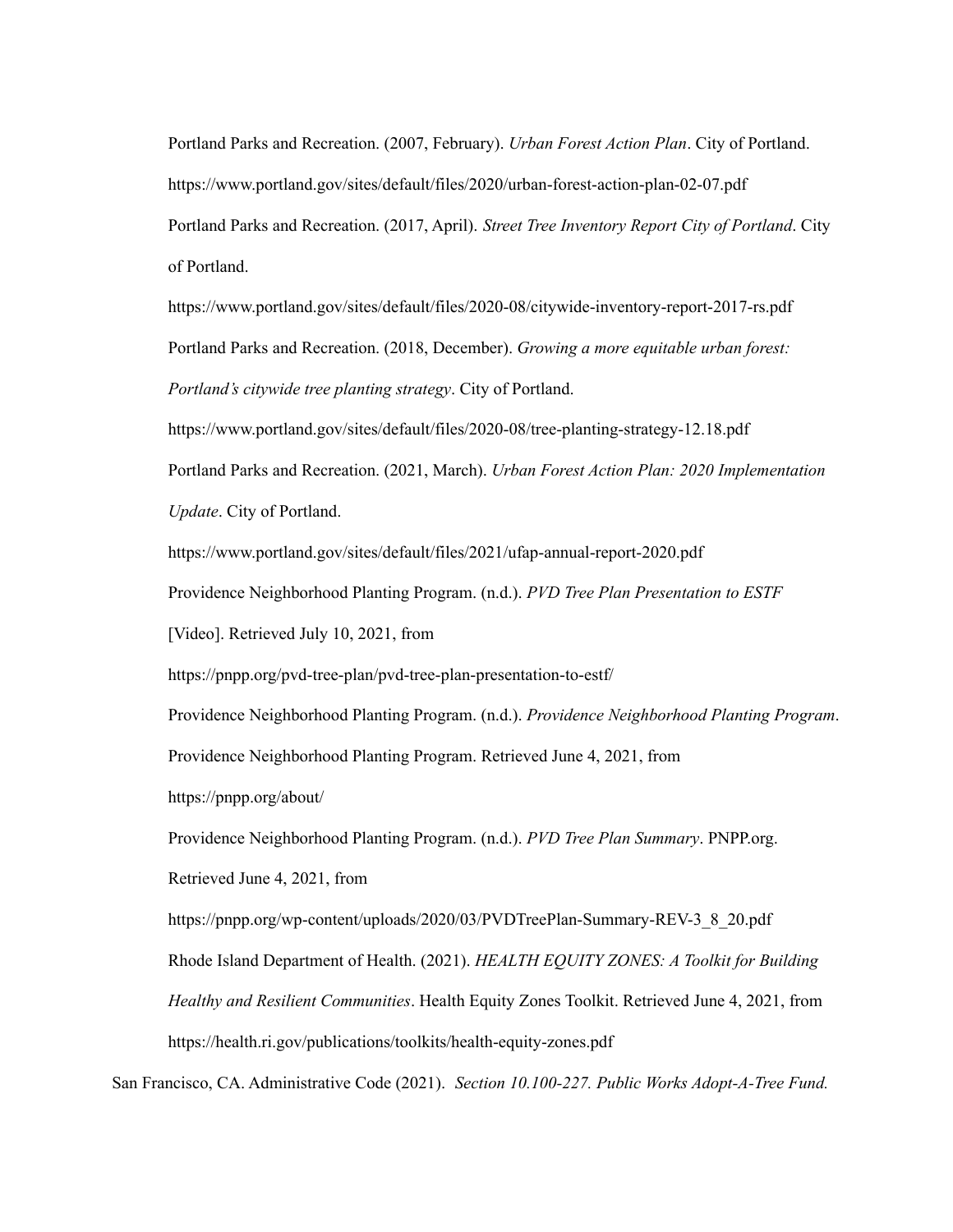Portland Parks and Recreation. (2007, February). *Urban Forest Action Plan*. City of Portland. https://www.portland.gov/sites/default/files/2020/urban-forest-action-plan-02-07.pdf

Portland Parks and Recreation. (2017, April). *Street Tree Inventory Report City of Portland*. City of Portland. https://www.portland.gov/sites/default/files/2020-08/citywide-inventory-report-2017-rs.pdf

Portland Parks and Recreation. (2018, December). *Growing a more equitable urban forest: Portland's citywide tree planting strategy*. City of Portland. https://www.portland.gov/sites/default/files/2020-08/tree-planting-strategy-12.18.pdf

Portland Parks and Recreation. (2021, March). *Urban Forest Action Plan: 2020 Implementation Update*. City of Portland. https://www.portland.gov/sites/default/files/2021/ufap-annual-report-2020.pdf

Providence Neighborhood Planting Program. (n.d.). *PVD Tree Plan Presentation to ESTF* [Video]. Retrieved July 10, 2021, from https://pnpp.org/pvd-tree-plan/pvd-tree-plan-presentation-to-estf/

Providence Neighborhood Planting Program. (n.d.). *Providence Neighborhood Planting Program*. Providence Neighborhood Planting Program. Retrieved June 4, 2021, from https://pnpp.org/about/

Providence Neighborhood Planting Program. (n.d.). *PVD Tree Plan Summary*. PNPP.org. Retrieved June 4, 2021, from https://pnpp.org/wp-content/uploads/2020/03/PVDTreePlan-Summary-REV-3_8_20.pdf

Rhode Island Department of Health. (2021). *HEALTH EQUITY ZONES: A Toolkit for Building Healthy and Resilient Communities*. Health Equity Zones Toolkit. Retrieved June 4, 2021, from https://health.ri.gov/publications/toolkits/health-equity-zones.pdf

San Francisco, CA. Administrative Code (2021). *Section 10.100-227. Public Works Adopt-A-Tree Fund.*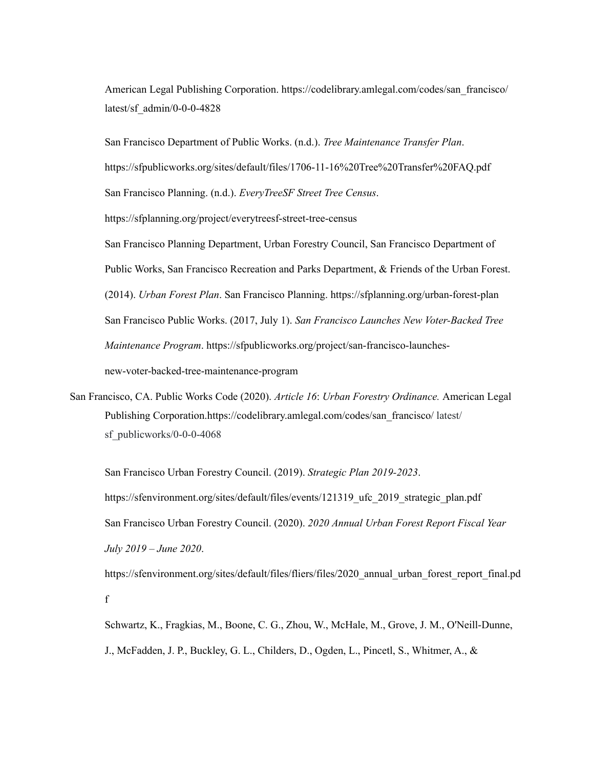American Legal Publishing Corporation. https://codelibrary.amlegal.com/codes/san_francisco/latest/sf_admin/0-0-0-4828

San Francisco Department of Public Works. (n.d.). *Tree Maintenance Transfer Plan*. https://sfpublicworks.org/sites/default/files/1706-11-16%20Tree%20Transfer%20FAQ.pdf

San Francisco Planning. (n.d.). *EveryTreeSF Street Tree Census*. https://sfplanning.org/project/everytreesf-street-tree-census

San Francisco Planning Department, Urban Forestry Council, San Francisco Department of Public Works, San Francisco Recreation and Parks Department, & Friends of the Urban Forest. (2014). *Urban Forest Plan*. San Francisco Planning. https://sfplanning.org/urban-forest-plan

San Francisco Public Works. (2017, July 1). *San Francisco Launches New Voter-Backed Tree Maintenance Program*. https://sfpublicworks.org/project/san-francisco-launches-new-voter-backed-tree-maintenance-program

San Francisco, CA. Public Works Code (2020). *Article 16*: *Urban Forestry Ordinance.* American Legal Publishing Corporation.https://codelibrary.amlegal.com/codes/san_francisco/ latest/sf_publicworks/0-0-0-4068

San Francisco Urban Forestry Council. (2019). *Strategic Plan 2019-2023*. https://sfenvironment.org/sites/default/files/events/121319_ufc_2019_strategic_plan.pdf

San Francisco Urban Forestry Council. (2020). *2020 Annual Urban Forest Report Fiscal Year July 2019 – June 2020*. https://sfenvironment.org/sites/default/files/fliers/files/2020_annual_urban_forest_report_final.pdf

Schwartz, K., Fragkias, M., Boone, C. G., Zhou, W., McHale, M., Grove, J. M., O'Neill-Dunne, J., McFadden, J. P., Buckley, G. L., Childers, D., Ogden, L., Pincetl, S., Whitmer, A., &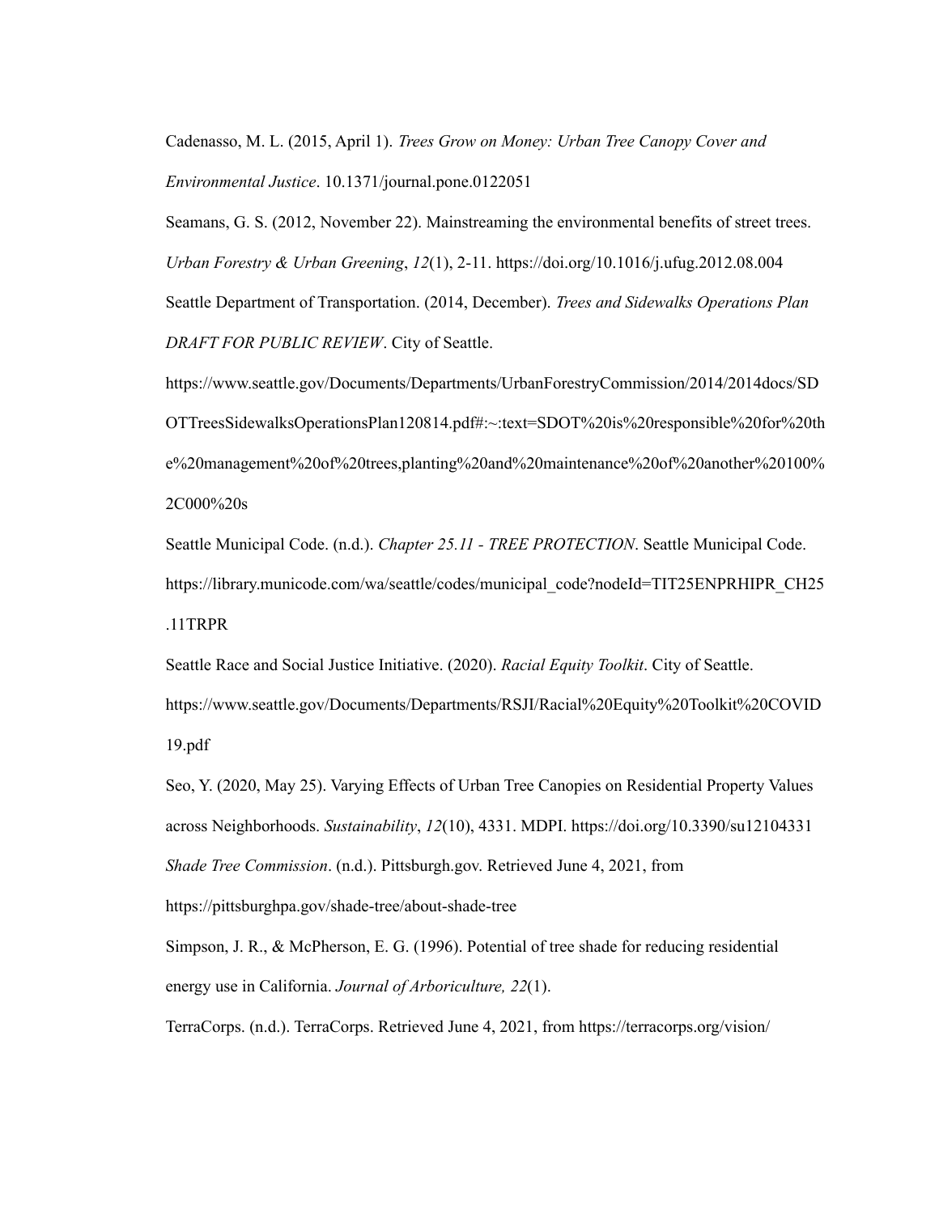Cadenasso, M. L. (2015, April 1). *Trees Grow on Money: Urban Tree Canopy Cover and Environmental Justice*. 10.1371/journal.pone.0122051

Seamans, G. S. (2012, November 22). Mainstreaming the environmental benefits of street trees. *Urban Forestry & Urban Greening*, *12*(1), 2-11. https://doi.org/10.1016/j.ufug.2012.08.004

Seattle Department of Transportation. (2014, December). *Trees and Sidewalks Operations Plan DRAFT FOR PUBLIC REVIEW*. City of Seattle. https://www.seattle.gov/Documents/Departments/UrbanForestryCommission/2014/2014docs/SDOTTreesSidewalksOperationsPlan120814.pdf#:~:text=SDOT%20is%20responsible%20for%20the%20management%20of%20trees,planting%20and%20maintenance%20of%20another%20100%2C000%20s

Seattle Municipal Code. (n.d.). *Chapter 25.11 - TREE PROTECTION*. Seattle Municipal Code. https://library.municode.com/wa/seattle/codes/municipal_code?nodeId=TIT25ENPRHIPR_CH25.11TRPR

Seattle Race and Social Justice Initiative. (2020). *Racial Equity Toolkit*. City of Seattle. https://www.seattle.gov/Documents/Departments/RSJI/Racial%20Equity%20Toolkit%20COVID19.pdf

Seo, Y. (2020, May 25). Varying Effects of Urban Tree Canopies on Residential Property Values across Neighborhoods. *Sustainability*, *12*(10), 4331. MDPI. https://doi.org/10.3390/su12104331

*Shade Tree Commission*. (n.d.). Pittsburgh.gov. Retrieved June 4, 2021, from https://pittsburghpa.gov/shade-tree/about-shade-tree

Simpson, J. R., & McPherson, E. G. (1996). Potential of tree shade for reducing residential energy use in California. *Journal of Arboriculture, 22*(1).

TerraCorps. (n.d.). TerraCorps. Retrieved June 4, 2021, from https://terracorps.org/vision/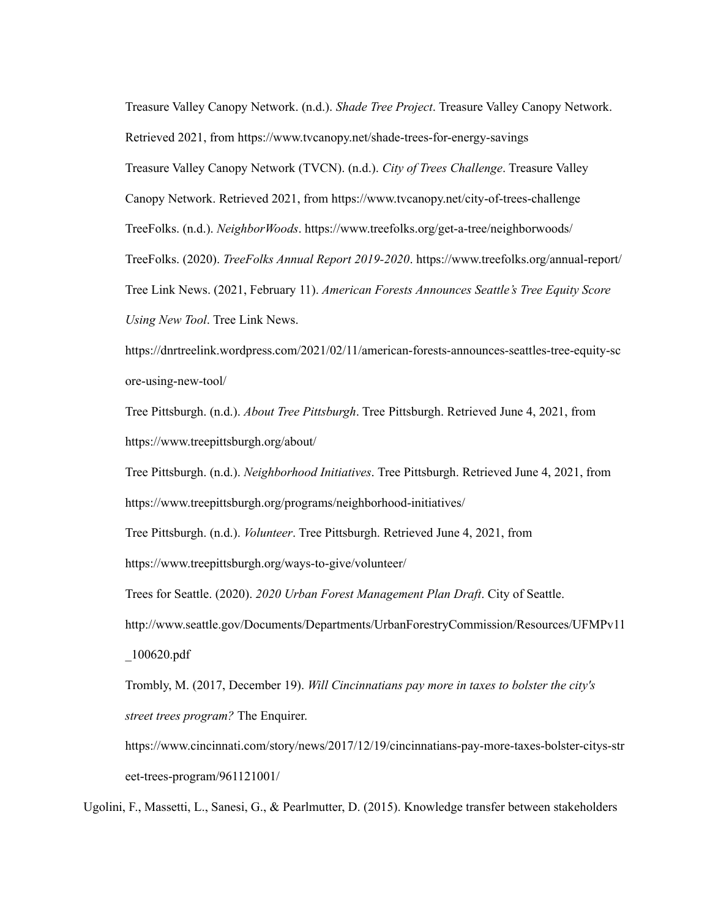Treasure Valley Canopy Network. (n.d.). *Shade Tree Project*. Treasure Valley Canopy Network. Retrieved 2021, from https://www.tvcanopy.net/shade-trees-for-energy-savings

Treasure Valley Canopy Network (TVCN). (n.d.). *City of Trees Challenge*. Treasure Valley Canopy Network. Retrieved 2021, from https://www.tvcanopy.net/city-of-trees-challenge

TreeFolks. (n.d.). *NeighborWoods*. https://www.treefolks.org/get-a-tree/neighborwoods/

TreeFolks. (2020). *TreeFolks Annual Report 2019-2020*. https://www.treefolks.org/annual-report/

Tree Link News. (2021, February 11). *American Forests Announces Seattle's Tree Equity Score Using New Tool*. Tree Link News. https://dnrtreelink.wordpress.com/2021/02/11/american-forests-announces-seattles-tree-equity-score-using-new-tool/

Tree Pittsburgh. (n.d.). *About Tree Pittsburgh*. Tree Pittsburgh. Retrieved June 4, 2021, from https://www.treepittsburgh.org/about/

Tree Pittsburgh. (n.d.). *Neighborhood Initiatives*. Tree Pittsburgh. Retrieved June 4, 2021, from https://www.treepittsburgh.org/programs/neighborhood-initiatives/

Tree Pittsburgh. (n.d.). *Volunteer*. Tree Pittsburgh. Retrieved June 4, 2021, from https://www.treepittsburgh.org/ways-to-give/volunteer/

Trees for Seattle. (2020). *2020 Urban Forest Management Plan Draft*. City of Seattle. http://www.seattle.gov/Documents/Departments/UrbanForestryCommission/Resources/UFMPv11_100620.pdf

Trombly, M. (2017, December 19). *Will Cincinnatians pay more in taxes to bolster the city's street trees program?* The Enquirer. https://www.cincinnati.com/story/news/2017/12/19/cincinnatians-pay-more-taxes-bolster-citys-street-trees-program/961121001/

Ugolini, F., Massetti, L., Sanesi, G., & Pearlmutter, D. (2015). Knowledge transfer between stakeholders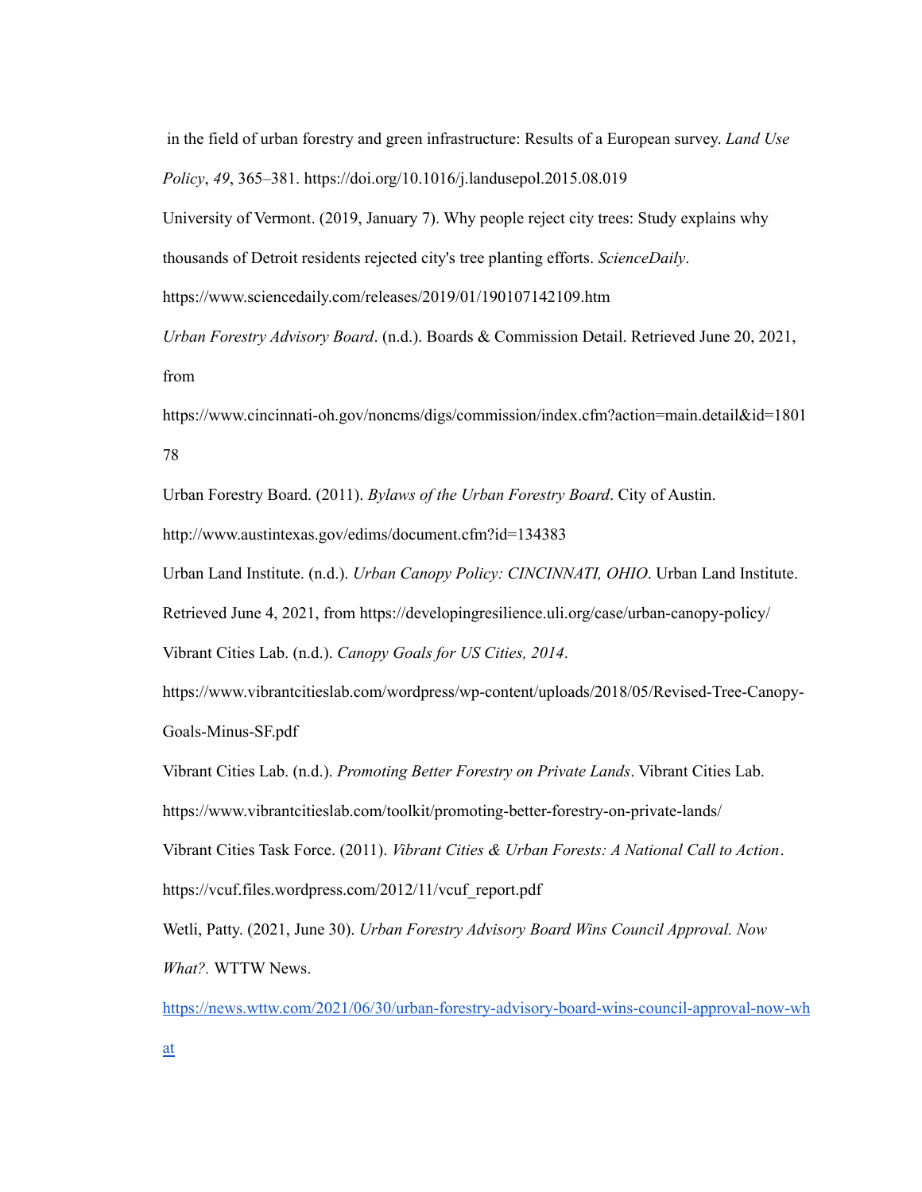in the field of urban forestry and green infrastructure: Results of a European survey. *Land Use Policy*, *49*, 365–381. https://doi.org/10.1016/j.landusepol.2015.08.019

University of Vermont. (2019, January 7). Why people reject city trees: Study explains why thousands of Detroit residents rejected city's tree planting efforts. *ScienceDaily*. https://www.sciencedaily.com/releases/2019/01/190107142109.htm

*Urban Forestry Advisory Board*. (n.d.). Boards & Commission Detail. Retrieved June 20, 2021, from https://www.cincinnati-oh.gov/noncms/digs/commission/index.cfm?action=main.detail&id=180178

Urban Forestry Board. (2011). *Bylaws of the Urban Forestry Board*. City of Austin. http://www.austintexas.gov/edims/document.cfm?id=134383

Urban Land Institute. (n.d.). *Urban Canopy Policy: CINCINNATI, OHIO*. Urban Land Institute. Retrieved June 4, 2021, from https://developingresilience.uli.org/case/urban-canopy-policy/

Vibrant Cities Lab. (n.d.). *Canopy Goals for US Cities, 2014*. https://www.vibrantcitieslab.com/wordpress/wp-content/uploads/2018/05/Revised-Tree-Canopy-Goals-Minus-SF.pdf

Vibrant Cities Lab. (n.d.). *Promoting Better Forestry on Private Lands*. Vibrant Cities Lab. https://www.vibrantcitieslab.com/toolkit/promoting-better-forestry-on-private-lands/

Vibrant Cities Task Force. (2011). *Vibrant Cities & Urban Forests: A National Call to Action*. https://vcuf.files.wordpress.com/2012/11/vcuf_report.pdf

Wetli, Patty. (2021, June 30). *Urban Forestry Advisory Board Wins Council Approval. Now What?.* WTTW News. https://news.wttw.com/2021/06/30/urban-forestry-advisory-board-wins-council-approval-now-what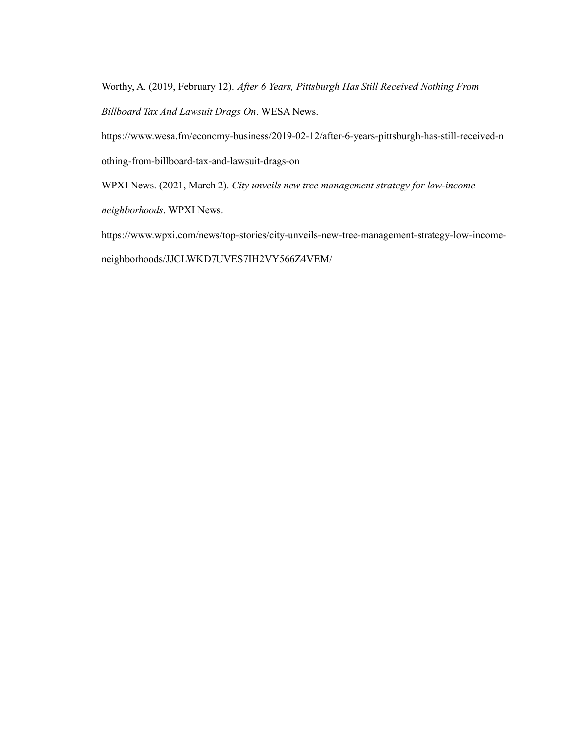Worthy, A. (2019, February 12). *After 6 Years, Pittsburgh Has Still Received Nothing From Billboard Tax And Lawsuit Drags On*. WESA News. https://www.wesa.fm/economy-business/2019-02-12/after-6-years-pittsburgh-has-still-received-nothing-from-billboard-tax-and-lawsuit-drags-on

WPXI News. (2021, March 2). *City unveils new tree management strategy for low-income neighborhoods*. WPXI News. https://www.wpxi.com/news/top-stories/city-unveils-new-tree-management-strategy-low-income-neighborhoods/JJCLWKD7UVES7IH2VY566Z4VEM/